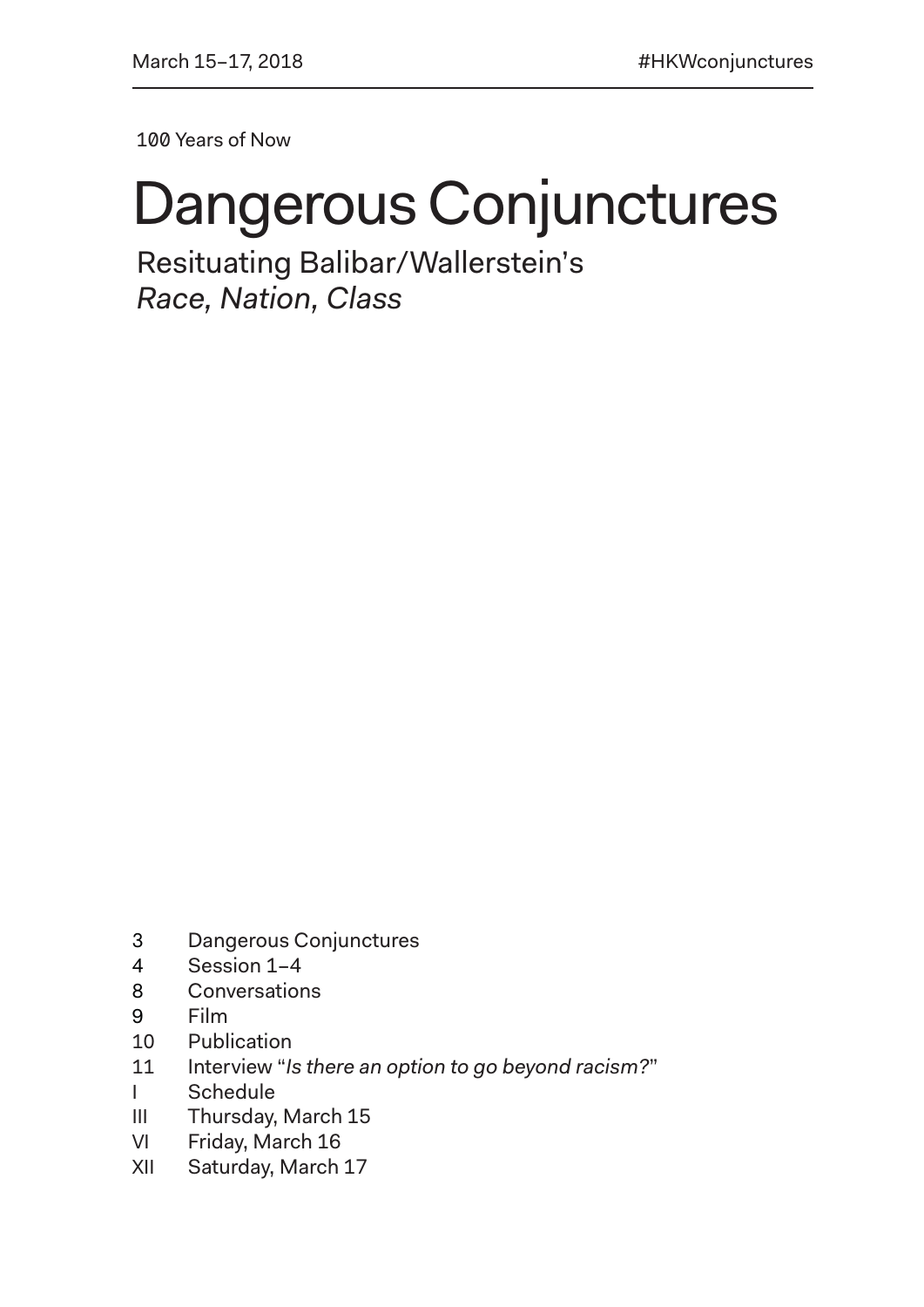March 15–17, 2018 #HKWconjunctures

100 Years of Now

# Dangerous Conjunctures

Resituating Balibar/Wallerstein's
*Race, Nation, Class*

| | |
|---|---|
| 3 | Dangerous Conjunctures |
| 4 | Session 1–4 |
| 8 | Conversations |
| 9 | Film |
| 10 | Publication |
| 11 | Interview "*Is there an option to go beyond racism?*" |
| I | Schedule |
| III | Thursday, March 15 |
| VI | Friday, March 16 |
| XII | Saturday, March 17 |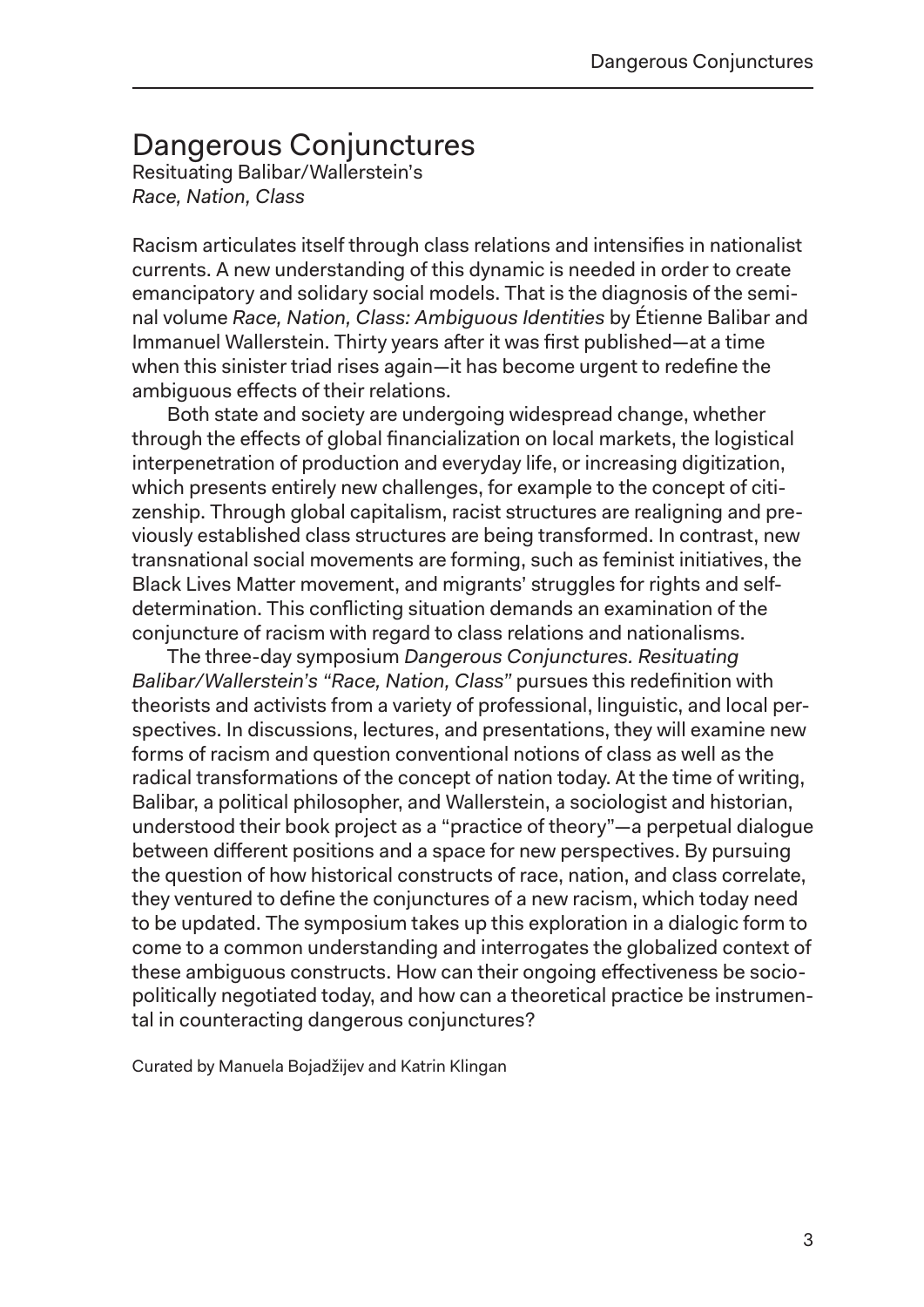# Dangerous Conjunctures

Resituating Balibar/Wallerstein's
*Race, Nation, Class*

Racism articulates itself through class relations and intensifies in nationalist currents. A new understanding of this dynamic is needed in order to create emancipatory and solidary social models. That is the diagnosis of the seminal volume *Race, Nation, Class: Ambiguous Identities* by Étienne Balibar and Immanuel Wallerstein. Thirty years after it was first published—at a time when this sinister triad rises again—it has become urgent to redefine the ambiguous effects of their relations.

Both state and society are undergoing widespread change, whether through the effects of global financialization on local markets, the logistical interpenetration of production and everyday life, or increasing digitization, which presents entirely new challenges, for example to the concept of citizenship. Through global capitalism, racist structures are realigning and previously established class structures are being transformed. In contrast, new transnational social movements are forming, such as feminist initiatives, the Black Lives Matter movement, and migrants' struggles for rights and self-determination. This conflicting situation demands an examination of the conjuncture of racism with regard to class relations and nationalisms.

The three-day symposium *Dangerous Conjunctures. Resituating Balibar/Wallerstein's "Race, Nation, Class"* pursues this redefinition with theorists and activists from a variety of professional, linguistic, and local perspectives. In discussions, lectures, and presentations, they will examine new forms of racism and question conventional notions of class as well as the radical transformations of the concept of nation today. At the time of writing, Balibar, a political philosopher, and Wallerstein, a sociologist and historian, understood their book project as a "practice of theory"—a perpetual dialogue between different positions and a space for new perspectives. By pursuing the question of how historical constructs of race, nation, and class correlate, they ventured to define the conjunctures of a new racism, which today need to be updated. The symposium takes up this exploration in a dialogic form to come to a common understanding and interrogates the globalized context of these ambiguous constructs. How can their ongoing effectiveness be sociopolitically negotiated today, and how can a theoretical practice be instrumental in counteracting dangerous conjunctures?

Curated by Manuela Bojadžijev and Katrin Klingan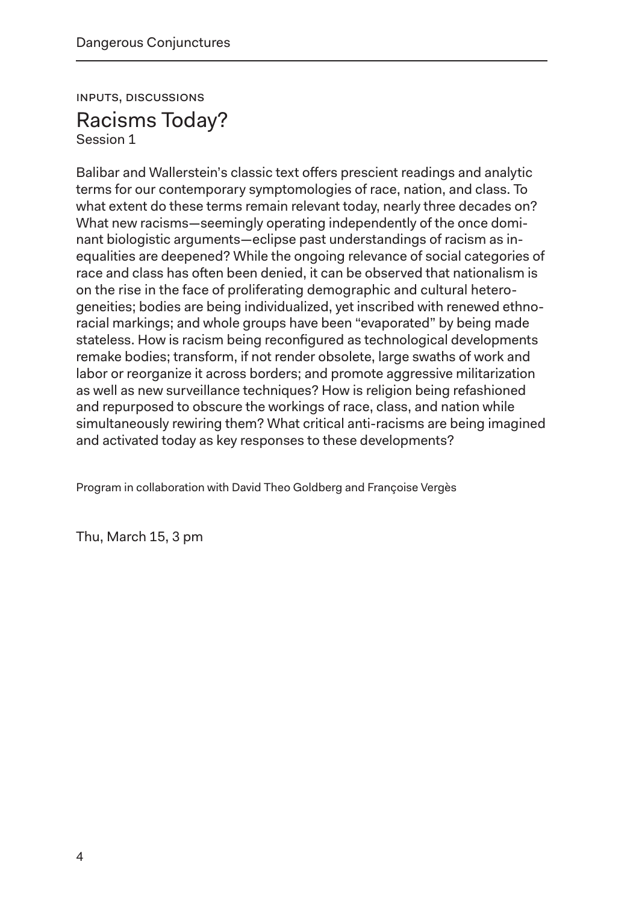INPUTS, DISCUSSIONS

# Racisms Today?

Session 1

Balibar and Wallerstein's classic text offers prescient readings and analytic terms for our contemporary symptomologies of race, nation, and class. To what extent do these terms remain relevant today, nearly three decades on? What new racisms—seemingly operating independently of the once dominant biologistic arguments—eclipse past understandings of racism as inequalities are deepened? While the ongoing relevance of social categories of race and class has often been denied, it can be observed that nationalism is on the rise in the face of proliferating demographic and cultural heterogeneities; bodies are being individualized, yet inscribed with renewed ethnoracial markings; and whole groups have been "evaporated" by being made stateless. How is racism being reconfigured as technological developments remake bodies; transform, if not render obsolete, large swaths of work and labor or reorganize it across borders; and promote aggressive militarization as well as new surveillance techniques? How is religion being refashioned and repurposed to obscure the workings of race, class, and nation while simultaneously rewiring them? What critical anti-racisms are being imagined and activated today as key responses to these developments?

Program in collaboration with David Theo Goldberg and Françoise Vergès

Thu, March 15, 3 pm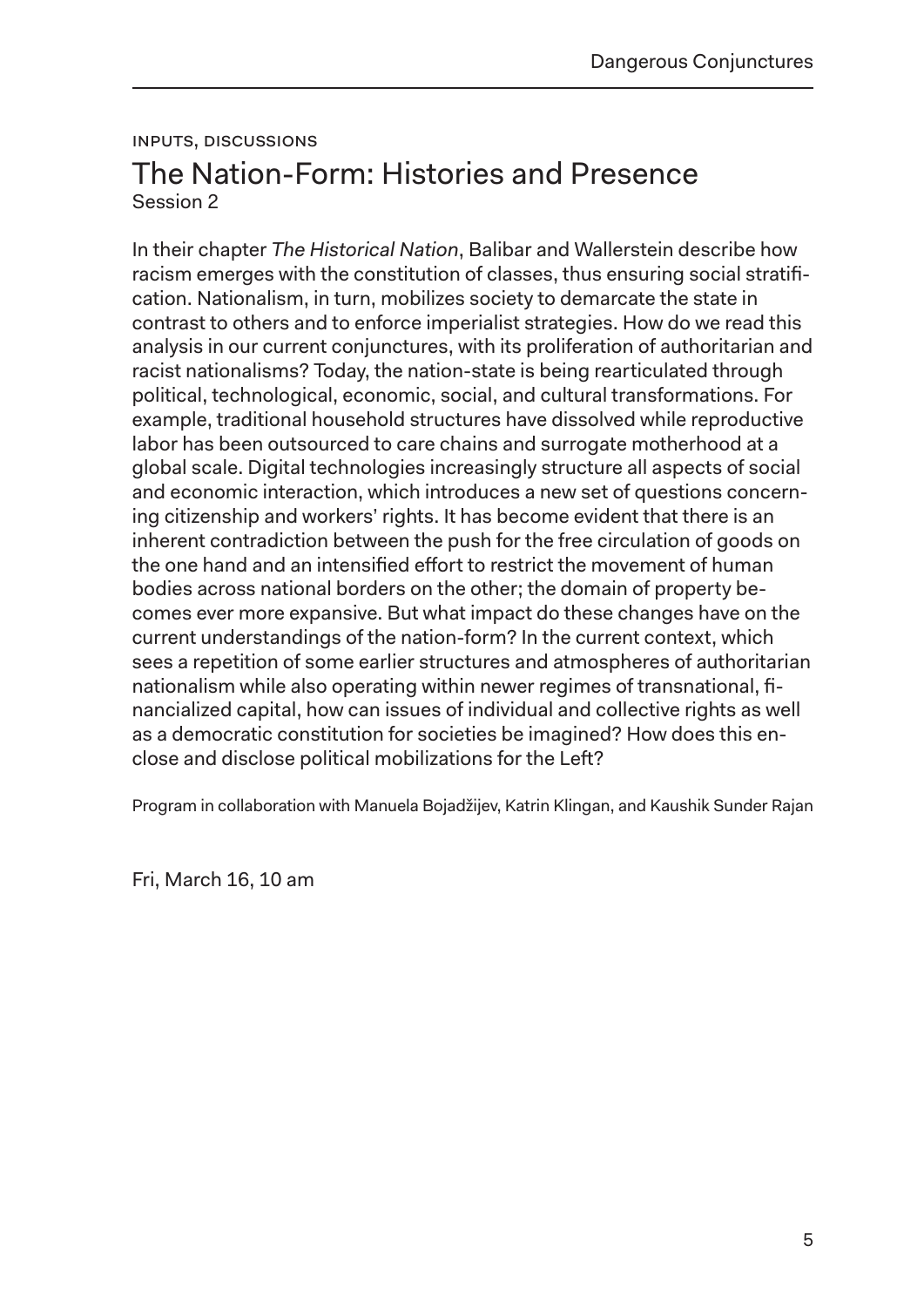INPUTS, DISCUSSIONS

# The Nation-Form: Histories and Presence

Session 2

In their chapter *The Historical Nation*, Balibar and Wallerstein describe how racism emerges with the constitution of classes, thus ensuring social stratification. Nationalism, in turn, mobilizes society to demarcate the state in contrast to others and to enforce imperialist strategies. How do we read this analysis in our current conjunctures, with its proliferation of authoritarian and racist nationalisms? Today, the nation-state is being rearticulated through political, technological, economic, social, and cultural transformations. For example, traditional household structures have dissolved while reproductive labor has been outsourced to care chains and surrogate motherhood at a global scale. Digital technologies increasingly structure all aspects of social and economic interaction, which introduces a new set of questions concerning citizenship and workers' rights. It has become evident that there is an inherent contradiction between the push for the free circulation of goods on the one hand and an intensified effort to restrict the movement of human bodies across national borders on the other; the domain of property becomes ever more expansive. But what impact do these changes have on the current understandings of the nation-form? In the current context, which sees a repetition of some earlier structures and atmospheres of authoritarian nationalism while also operating within newer regimes of transnational, financialized capital, how can issues of individual and collective rights as well as a democratic constitution for societies be imagined? How does this enclose and disclose political mobilizations for the Left?

Program in collaboration with Manuela Bojadžijev, Katrin Klingan, and Kaushik Sunder Rajan

Fri, March 16, 10 am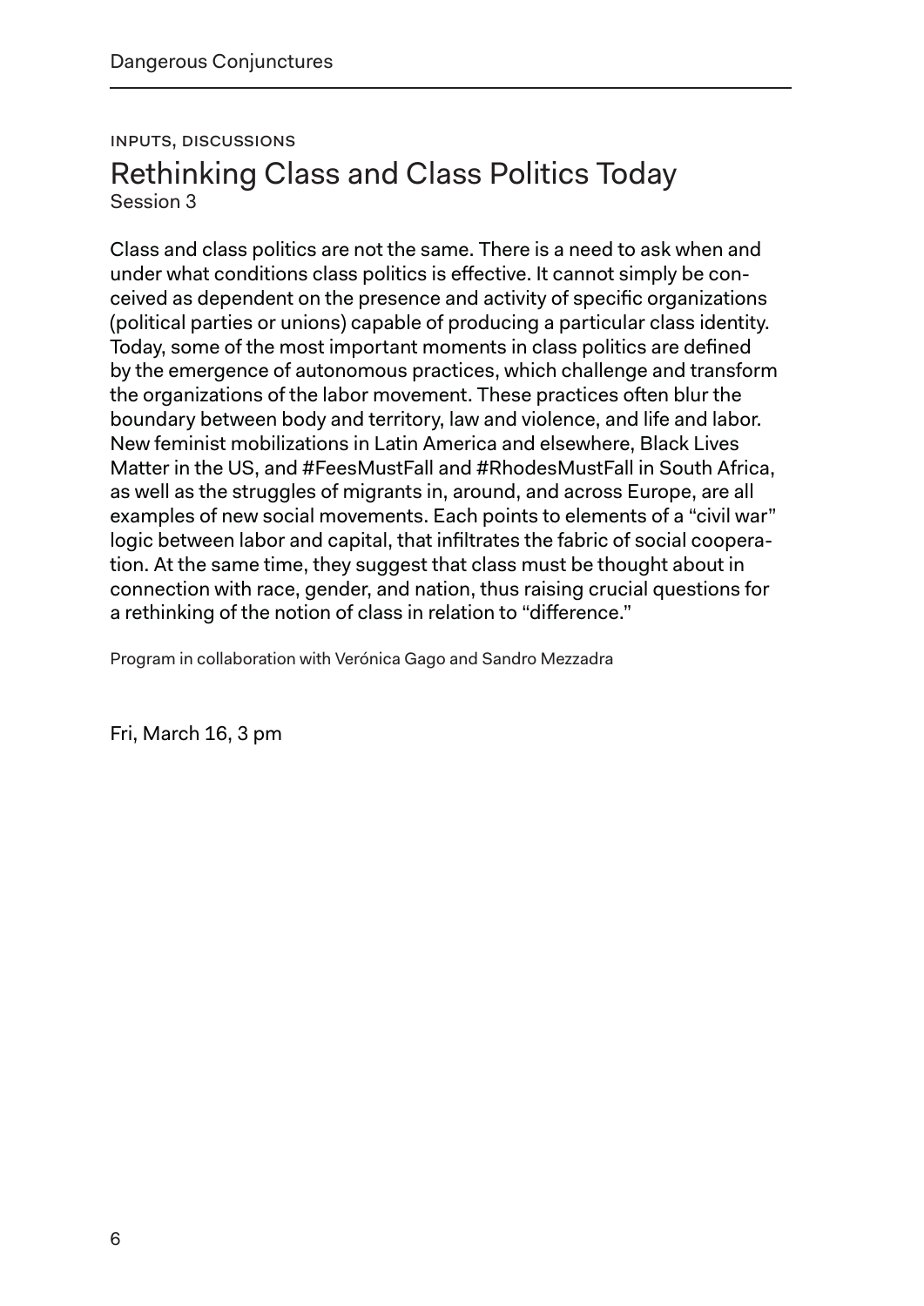INPUTS, DISCUSSIONS

# Rethinking Class and Class Politics Today

Session 3

Class and class politics are not the same. There is a need to ask when and under what conditions class politics is effective. It cannot simply be conceived as dependent on the presence and activity of specific organizations (political parties or unions) capable of producing a particular class identity. Today, some of the most important moments in class politics are defined by the emergence of autonomous practices, which challenge and transform the organizations of the labor movement. These practices often blur the boundary between body and territory, law and violence, and life and labor. New feminist mobilizations in Latin America and elsewhere, Black Lives Matter in the US, and #FeesMustFall and #RhodesMustFall in South Africa, as well as the struggles of migrants in, around, and across Europe, are all examples of new social movements. Each points to elements of a "civil war" logic between labor and capital, that infiltrates the fabric of social cooperation. At the same time, they suggest that class must be thought about in connection with race, gender, and nation, thus raising crucial questions for a rethinking of the notion of class in relation to "difference."

Program in collaboration with Verónica Gago and Sandro Mezzadra

Fri, March 16, 3 pm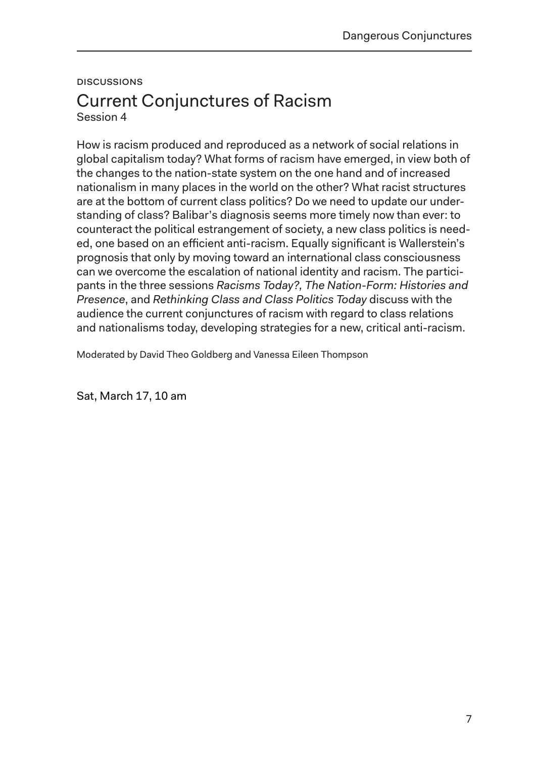DISCUSSIONS

# Current Conjunctures of Racism

Session 4

How is racism produced and reproduced as a network of social relations in global capitalism today? What forms of racism have emerged, in view both of the changes to the nation-state system on the one hand and of increased nationalism in many places in the world on the other? What racist structures are at the bottom of current class politics? Do we need to update our understanding of class? Balibar's diagnosis seems more timely now than ever: to counteract the political estrangement of society, a new class politics is needed, one based on an efficient anti-racism. Equally significant is Wallerstein's prognosis that only by moving toward an international class consciousness can we overcome the escalation of national identity and racism. The participants in the three sessions *Racisms Today?, The Nation-Form: Histories and Presence*, and *Rethinking Class and Class Politics Today* discuss with the audience the current conjunctures of racism with regard to class relations and nationalisms today, developing strategies for a new, critical anti-racism.

Moderated by David Theo Goldberg and Vanessa Eileen Thompson

Sat, March 17, 10 am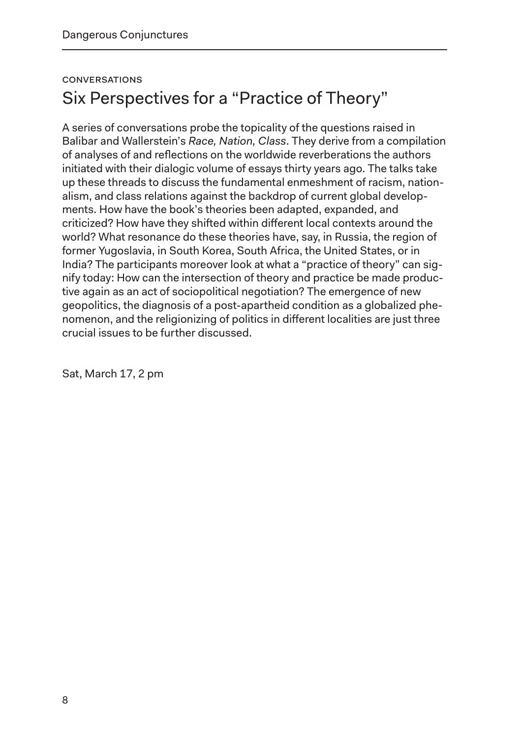CONVERSATIONS

# Six Perspectives for a "Practice of Theory"

A series of conversations probe the topicality of the questions raised in Balibar and Wallerstein's *Race, Nation, Class*. They derive from a compilation of analyses of and reflections on the worldwide reverberations the authors initiated with their dialogic volume of essays thirty years ago. The talks take up these threads to discuss the fundamental enmeshment of racism, nationalism, and class relations against the backdrop of current global developments. How have the book's theories been adapted, expanded, and criticized? How have they shifted within different local contexts around the world? What resonance do these theories have, say, in Russia, the region of former Yugoslavia, in South Korea, South Africa, the United States, or in India? The participants moreover look at what a "practice of theory" can signify today: How can the intersection of theory and practice be made productive again as an act of sociopolitical negotiation? The emergence of new geopolitics, the diagnosis of a post-apartheid condition as a globalized phenomenon, and the religionizing of politics in different localities are just three crucial issues to be further discussed.

Sat, March 17, 2 pm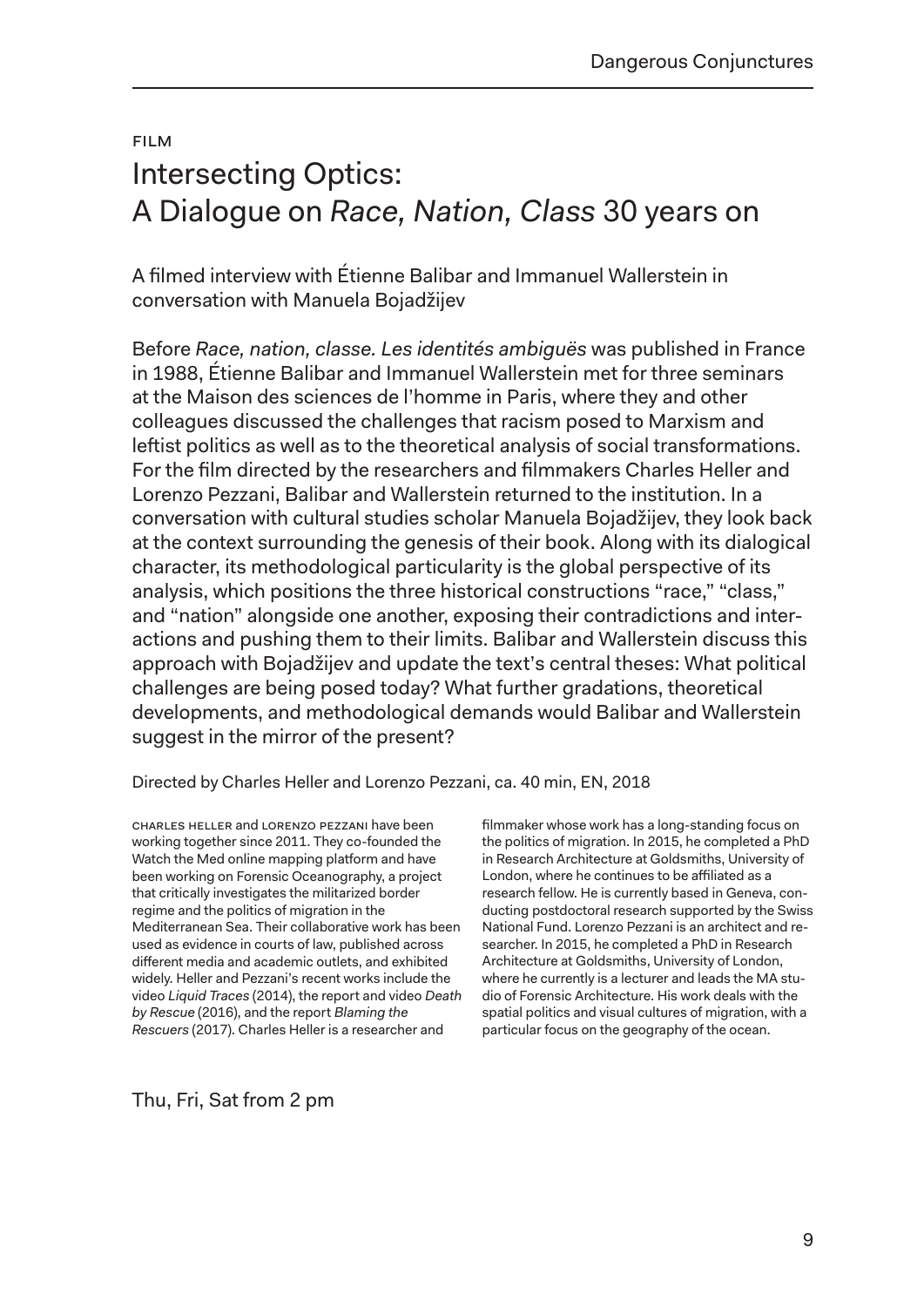FILM

# Intersecting Optics: A Dialogue on *Race, Nation, Class* 30 years on

A filmed interview with Étienne Balibar and Immanuel Wallerstein in conversation with Manuela Bojadžijev

Before *Race, nation, classe. Les identités ambiguës* was published in France in 1988, Étienne Balibar and Immanuel Wallerstein met for three seminars at the Maison des sciences de l'homme in Paris, where they and other colleagues discussed the challenges that racism posed to Marxism and leftist politics as well as to the theoretical analysis of social transformations. For the film directed by the researchers and filmmakers Charles Heller and Lorenzo Pezzani, Balibar and Wallerstein returned to the institution. In a conversation with cultural studies scholar Manuela Bojadžijev, they look back at the context surrounding the genesis of their book. Along with its dialogical character, its methodological particularity is the global perspective of its analysis, which positions the three historical constructions "race," "class," and "nation" alongside one another, exposing their contradictions and interactions and pushing them to their limits. Balibar and Wallerstein discuss this approach with Bojadžijev and update the text's central theses: What political challenges are being posed today? What further gradations, theoretical developments, and methodological demands would Balibar and Wallerstein suggest in the mirror of the present?

Directed by Charles Heller and Lorenzo Pezzani, ca. 40 min, EN, 2018

CHARLES HELLER and LORENZO PEZZANI have been working together since 2011. They co-founded the Watch the Med online mapping platform and have been working on Forensic Oceanography, a project that critically investigates the militarized border regime and the politics of migration in the Mediterranean Sea. Their collaborative work has been used as evidence in courts of law, published across different media and academic outlets, and exhibited widely. Heller and Pezzani's recent works include the video *Liquid Traces* (2014), the report and video *Death by Rescue* (2016), and the report *Blaming the Rescuers* (2017). Charles Heller is a researcher and filmmaker whose work has a long-standing focus on the politics of migration. In 2015, he completed a PhD in Research Architecture at Goldsmiths, University of London, where he continues to be affiliated as a research fellow. He is currently based in Geneva, conducting postdoctoral research supported by the Swiss National Fund. Lorenzo Pezzani is an architect and researcher. In 2015, he completed a PhD in Research Architecture at Goldsmiths, University of London, where he currently is a lecturer and leads the MA studio of Forensic Architecture. His work deals with the spatial politics and visual cultures of migration, with a particular focus on the geography of the ocean.

Thu, Fri, Sat from 2 pm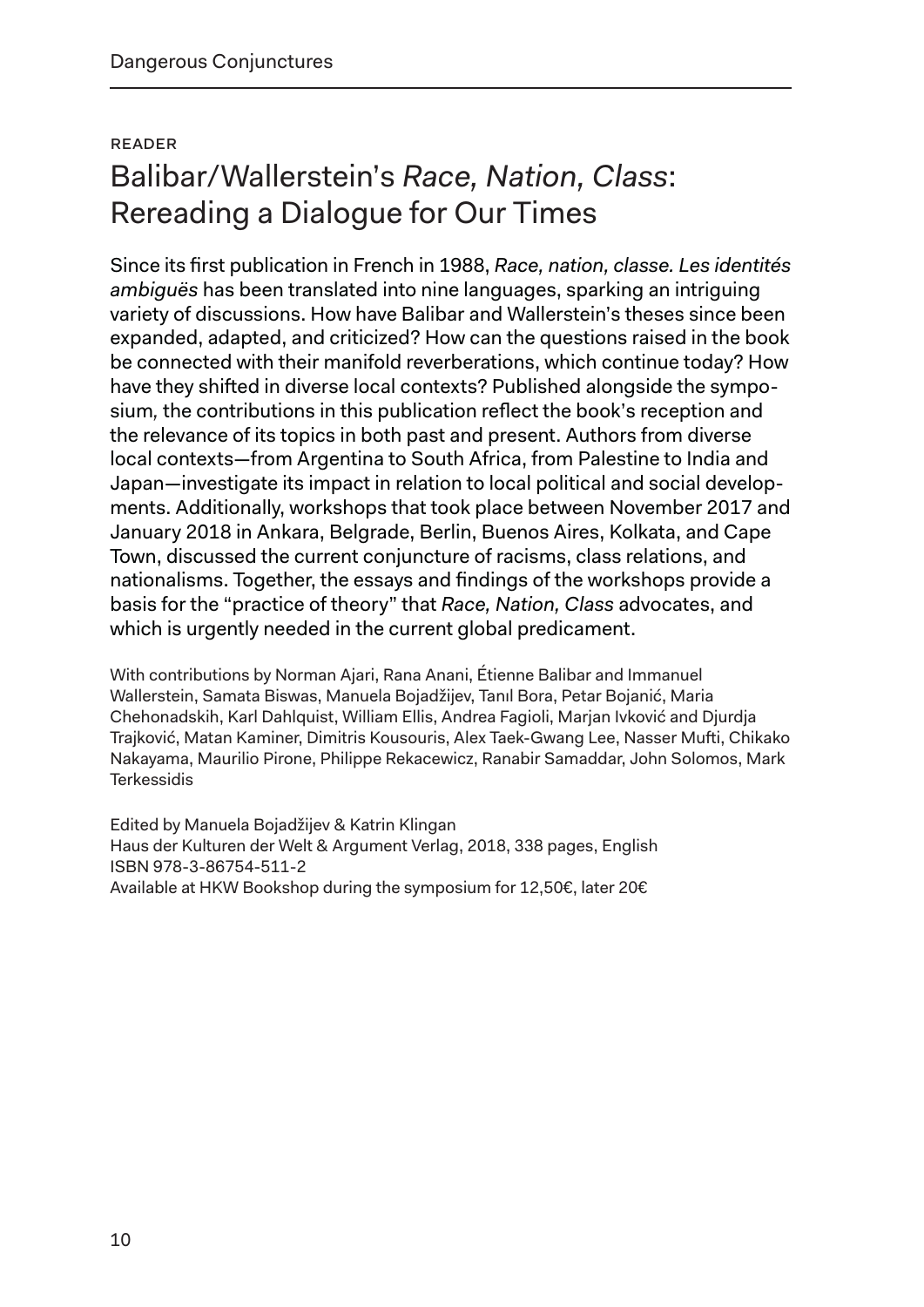READER

# Balibar/Wallerstein's *Race, Nation, Class*: Rereading a Dialogue for Our Times

Since its first publication in French in 1988, *Race, nation, classe. Les identités ambiguës* has been translated into nine languages, sparking an intriguing variety of discussions. How have Balibar and Wallerstein's theses since been expanded, adapted, and criticized? How can the questions raised in the book be connected with their manifold reverberations, which continue today? How have they shifted in diverse local contexts? Published alongside the symposium, the contributions in this publication reflect the book's reception and the relevance of its topics in both past and present. Authors from diverse local contexts—from Argentina to South Africa, from Palestine to India and Japan—investigate its impact in relation to local political and social developments. Additionally, workshops that took place between November 2017 and January 2018 in Ankara, Belgrade, Berlin, Buenos Aires, Kolkata, and Cape Town, discussed the current conjuncture of racisms, class relations, and nationalisms. Together, the essays and findings of the workshops provide a basis for the "practice of theory" that *Race, Nation, Class* advocates, and which is urgently needed in the current global predicament.

With contributions by Norman Ajari, Rana Anani, Étienne Balibar and Immanuel Wallerstein, Samata Biswas, Manuela Bojadžijev, Tanıl Bora, Petar Bojanić, Maria Chehonadskih, Karl Dahlquist, William Ellis, Andrea Fagioli, Marjan Ivković and Djurdja Trajković, Matan Kaminer, Dimitris Kousouris, Alex Taek-Gwang Lee, Nasser Mufti, Chikako Nakayama, Maurilio Pirone, Philippe Rekacewicz, Ranabir Samaddar, John Solomos, Mark Terkessidis

Edited by Manuela Bojadžijev & Katrin Klingan
Haus der Kulturen der Welt & Argument Verlag, 2018, 338 pages, English
ISBN 978-3-86754-511-2
Available at HKW Bookshop during the symposium for 12,50€, later 20€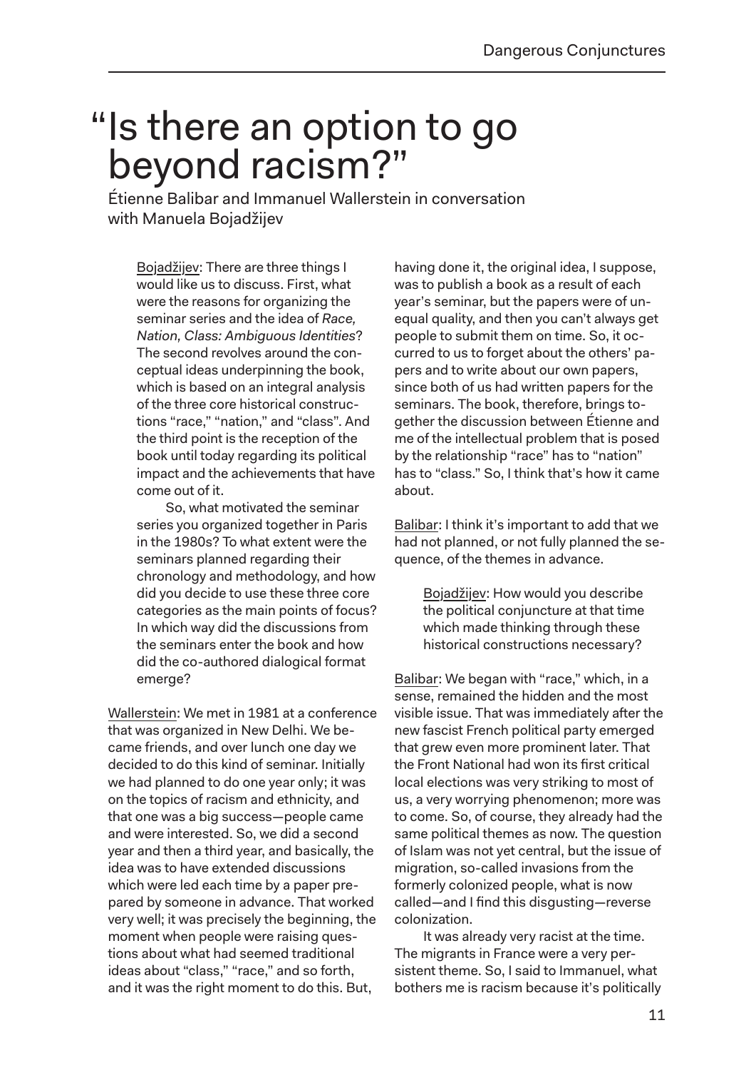# "Is there an option to go beyond racism?"

Étienne Balibar and Immanuel Wallerstein in conversation with Manuela Bojadžijev

> Bojadžijev: There are three things I would like us to discuss. First, what were the reasons for organizing the seminar series and the idea of *Race, Nation, Class: Ambiguous Identities*? The second revolves around the conceptual ideas underpinning the book, which is based on an integral analysis of the three core historical constructions "race," "nation," and "class". And the third point is the reception of the book until today regarding its political impact and the achievements that have come out of it.
>
> So, what motivated the seminar series you organized together in Paris in the 1980s? To what extent were the seminars planned regarding their chronology and methodology, and how did you decide to use these three core categories as the main points of focus? In which way did the discussions from the seminars enter the book and how did the co-authored dialogical format emerge?

Wallerstein: We met in 1981 at a conference that was organized in New Delhi. We became friends, and over lunch one day we decided to do this kind of seminar. Initially we had planned to do one year only; it was on the topics of racism and ethnicity, and that one was a big success—people came and were interested. So, we did a second year and then a third year, and basically, the idea was to have extended discussions which were led each time by a paper prepared by someone in advance. That worked very well; it was precisely the beginning, the moment when people were raising questions about what had seemed traditional ideas about "class," "race," and so forth, and it was the right moment to do this. But, having done it, the original idea, I suppose, was to publish a book as a result of each year's seminar, but the papers were of unequal quality, and then you can't always get people to submit them on time. So, it occurred to us to forget about the others' papers and to write about our own papers, since both of us had written papers for the seminars. The book, therefore, brings together the discussion between Étienne and me of the intellectual problem that is posed by the relationship "race" has to "nation" has to "class." So, I think that's how it came about.

Balibar: I think it's important to add that we had not planned, or not fully planned the sequence, of the themes in advance.

> Bojadžijev: How would you describe the political conjuncture at that time which made thinking through these historical constructions necessary?

Balibar: We began with "race," which, in a sense, remained the hidden and the most visible issue. That was immediately after the new fascist French political party emerged that grew even more prominent later. That the Front National had won its first critical local elections was very striking to most of us, a very worrying phenomenon; more was to come. So, of course, they already had the same political themes as now. The question of Islam was not yet central, but the issue of migration, so-called invasions from the formerly colonized people, what is now called—and I find this disgusting—reverse colonization.

It was already very racist at the time. The migrants in France were a very persistent theme. So, I said to Immanuel, what bothers me is racism because it's politically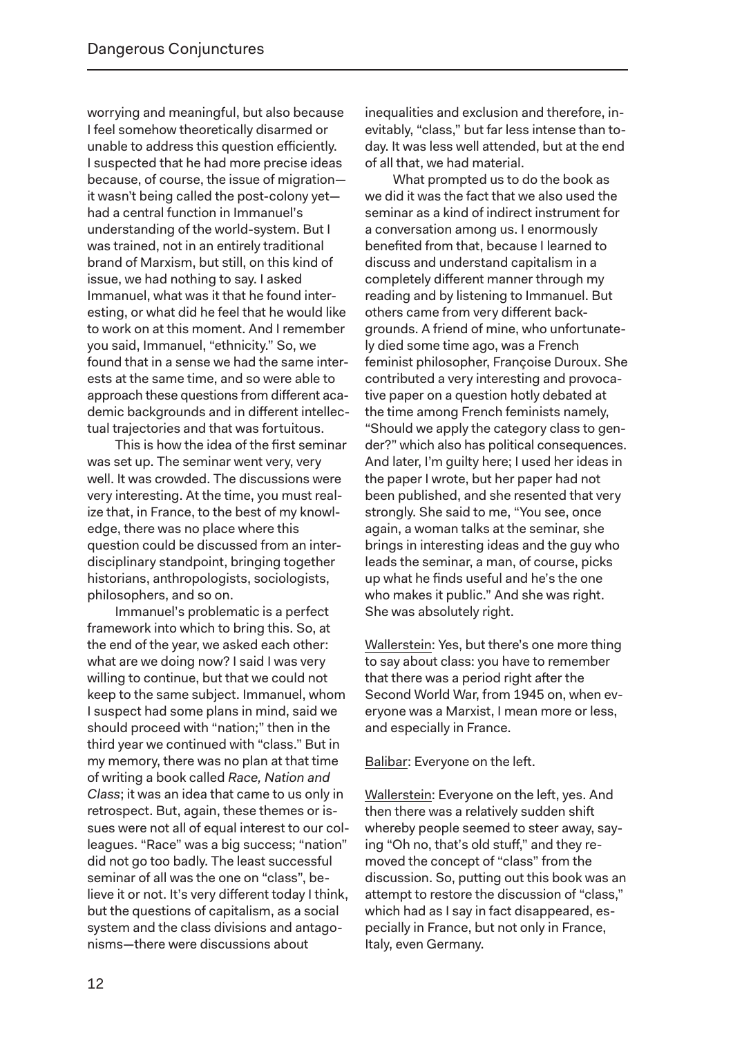worrying and meaningful, but also because I feel somehow theoretically disarmed or unable to address this question efficiently. I suspected that he had more precise ideas because, of course, the issue of migration—it wasn't being called the post-colony yet—had a central function in Immanuel's understanding of the world-system. But I was trained, not in an entirely traditional brand of Marxism, but still, on this kind of issue, we had nothing to say. I asked Immanuel, what was it that he found interesting, or what did he feel that he would like to work on at this moment. And I remember you said, Immanuel, "ethnicity." So, we found that in a sense we had the same interests at the same time, and so were able to approach these questions from different academic backgrounds and in different intellectual trajectories and that was fortuitous.

This is how the idea of the first seminar was set up. The seminar went very, very well. It was crowded. The discussions were very interesting. At the time, you must realize that, in France, to the best of my knowledge, there was no place where this question could be discussed from an interdisciplinary standpoint, bringing together historians, anthropologists, sociologists, philosophers, and so on.

Immanuel's problematic is a perfect framework into which to bring this. So, at the end of the year, we asked each other: what are we doing now? I said I was very willing to continue, but that we could not keep to the same subject. Immanuel, whom I suspect had some plans in mind, said we should proceed with "nation;" then in the third year we continued with "class." But in my memory, there was no plan at that time of writing a book called *Race, Nation and Class*; it was an idea that came to us only in retrospect. But, again, these themes or issues were not all of equal interest to our colleagues. "Race" was a big success; "nation" did not go too badly. The least successful seminar of all was the one on "class", believe it or not. It's very different today I think, but the questions of capitalism, as a social system and the class divisions and antagonisms—there were discussions about inequalities and exclusion and therefore, inevitably, "class," but far less intense than today. It was less well attended, but at the end of all that, we had material.

What prompted us to do the book as we did it was the fact that we also used the seminar as a kind of indirect instrument for a conversation among us. I enormously benefited from that, because I learned to discuss and understand capitalism in a completely different manner through my reading and by listening to Immanuel. But others came from very different backgrounds. A friend of mine, who unfortunately died some time ago, was a French feminist philosopher, Françoise Duroux. She contributed a very interesting and provocative paper on a question hotly debated at the time among French feminists namely, "Should we apply the category class to gender?" which also has political consequences. And later, I'm guilty here; I used her ideas in the paper I wrote, but her paper had not been published, and she resented that very strongly. She said to me, "You see, once again, a woman talks at the seminar, she brings in interesting ideas and the guy who leads the seminar, a man, of course, picks up what he finds useful and he's the one who makes it public." And she was right. She was absolutely right.

Wallerstein: Yes, but there's one more thing to say about class: you have to remember that there was a period right after the Second World War, from 1945 on, when everyone was a Marxist, I mean more or less, and especially in France.

Balibar: Everyone on the left.

Wallerstein: Everyone on the left, yes. And then there was a relatively sudden shift whereby people seemed to steer away, saying "Oh no, that's old stuff," and they removed the concept of "class" from the discussion. So, putting out this book was an attempt to restore the discussion of "class," which had as I say in fact disappeared, especially in France, but not only in France, Italy, even Germany.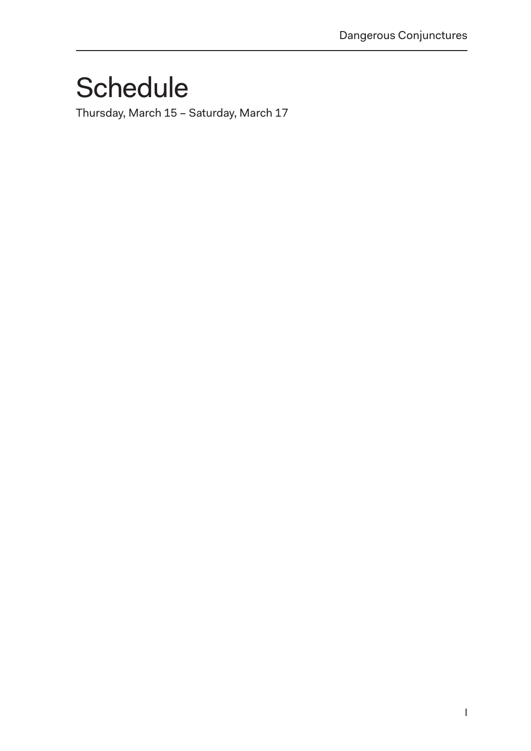# Schedule

Thursday, March 15 – Saturday, March 17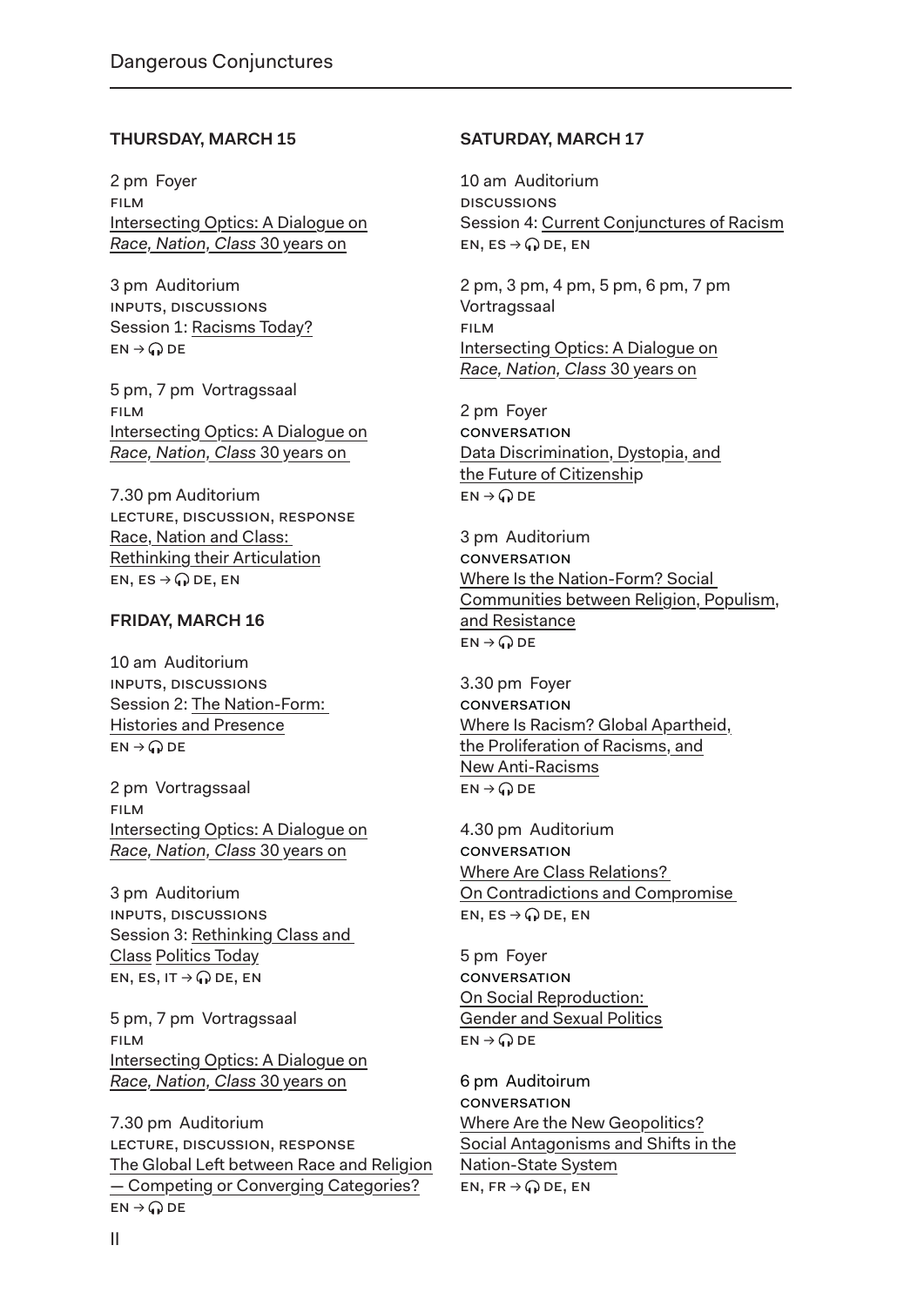## THURSDAY, MARCH 15

2 pm Foyer
FILM
Intersecting Optics: A Dialogue on *Race, Nation, Class* 30 years on

3 pm Auditorium
INPUTS, DISCUSSIONS
Session 1: Racisms Today?
EN → 🎧 DE

5 pm, 7 pm Vortragssaal
FILM
Intersecting Optics: A Dialogue on *Race, Nation, Class* 30 years on

7.30 pm Auditorium
LECTURE, DISCUSSION, RESPONSE
Race, Nation and Class: Rethinking their Articulation
EN, ES → 🎧 DE, EN

## FRIDAY, MARCH 16

10 am Auditorium
INPUTS, DISCUSSIONS
Session 2: The Nation-Form: Histories and Presence
EN → 🎧 DE

2 pm Vortragssaal
FILM
Intersecting Optics: A Dialogue on *Race, Nation, Class* 30 years on

3 pm Auditorium
INPUTS, DISCUSSIONS
Session 3: Rethinking Class and Class Politics Today
EN, ES, IT → 🎧 DE, EN

5 pm, 7 pm Vortragssaal
FILM
Intersecting Optics: A Dialogue on *Race, Nation, Class* 30 years on

7.30 pm Auditorium
LECTURE, DISCUSSION, RESPONSE
The Global Left between Race and Religion — Competing or Converging Categories?
EN → 🎧 DE

## SATURDAY, MARCH 17

10 am Auditorium
DISCUSSIONS
Session 4: Current Conjunctures of Racism
EN, ES → 🎧 DE, EN

2 pm, 3 pm, 4 pm, 5 pm, 6 pm, 7 pm Vortragssaal
FILM
Intersecting Optics: A Dialogue on *Race, Nation, Class* 30 years on

2 pm Foyer
CONVERSATION
Data Discrimination, Dystopia, and the Future of Citizenship
EN → 🎧 DE

3 pm Auditorium
CONVERSATION
Where Is the Nation-Form? Social Communities between Religion, Populism, and Resistance
EN → 🎧 DE

3.30 pm Foyer
CONVERSATION
Where Is Racism? Global Apartheid, the Proliferation of Racisms, and New Anti-Racisms
EN → 🎧 DE

4.30 pm Auditorium
CONVERSATION
Where Are Class Relations? On Contradictions and Compromise
EN, ES → 🎧 DE, EN

5 pm Foyer
CONVERSATION
On Social Reproduction: Gender and Sexual Politics
EN → 🎧 DE

6 pm Auditoirum
CONVERSATION
Where Are the New Geopolitics? Social Antagonisms and Shifts in the Nation-State System
EN, FR → 🎧 DE, EN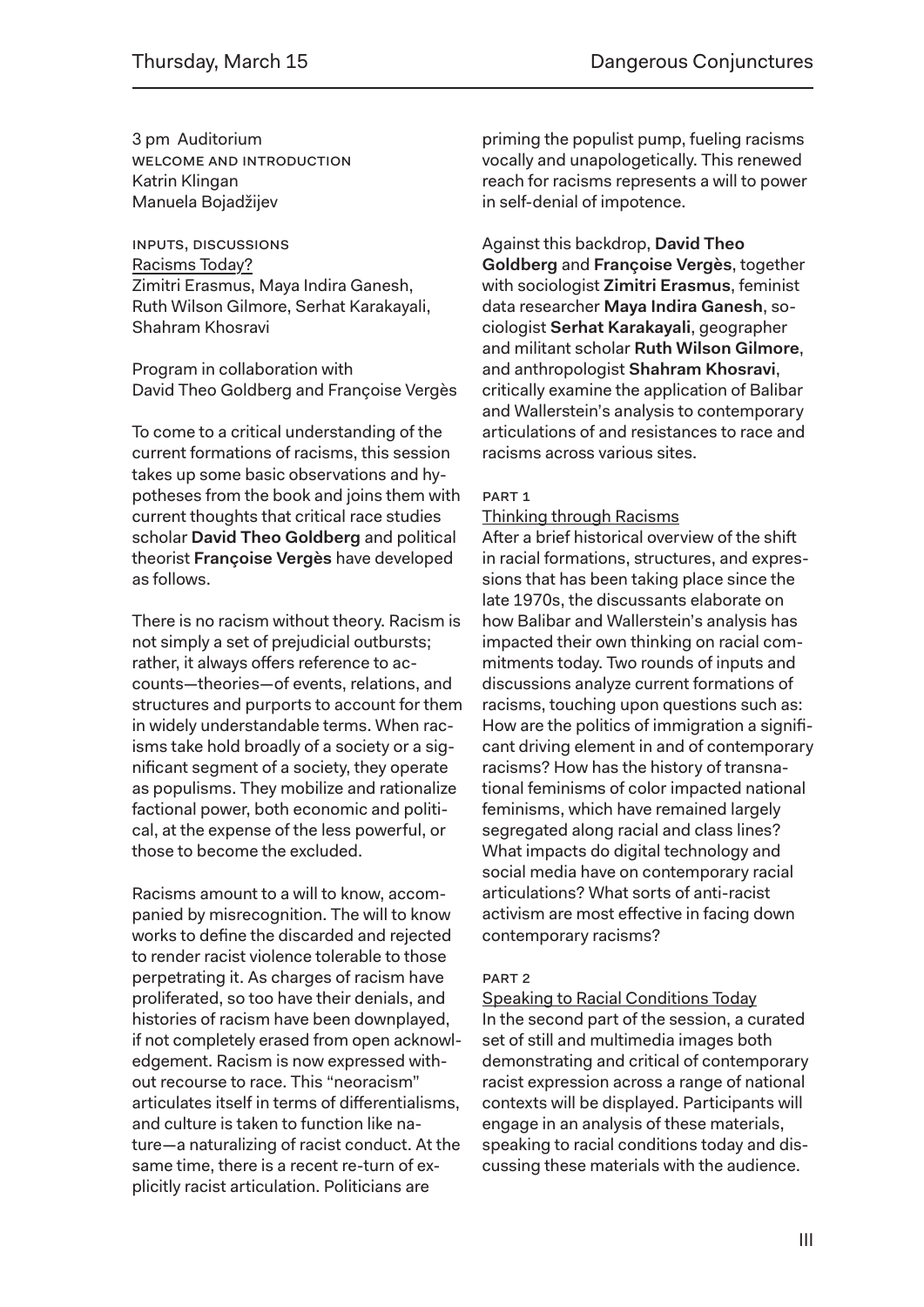3 pm Auditorium
WELCOME AND INTRODUCTION
Katrin Klingan
Manuela Bojadžijev

INPUTS, DISCUSSIONS
Racisms Today?
Zimitri Erasmus, Maya Indira Ganesh, Ruth Wilson Gilmore, Serhat Karakayali, Shahram Khosravi

Program in collaboration with David Theo Goldberg and Françoise Vergès

To come to a critical understanding of the current formations of racisms, this session takes up some basic observations and hypotheses from the book and joins them with current thoughts that critical race studies scholar **David Theo Goldberg** and political theorist **Françoise Vergès** have developed as follows.

There is no racism without theory. Racism is not simply a set of prejudicial outbursts; rather, it always offers reference to accounts—theories—of events, relations, and structures and purports to account for them in widely understandable terms. When racisms take hold broadly of a society or a significant segment of a society, they operate as populisms. They mobilize and rationalize factional power, both economic and political, at the expense of the less powerful, or those to become the excluded.

Racisms amount to a will to know, accompanied by misrecognition. The will to know works to define the discarded and rejected to render racist violence tolerable to those perpetrating it. As charges of racism have proliferated, so too have their denials, and histories of racism have been downplayed, if not completely erased from open acknowledgement. Racism is now expressed without recourse to race. This "neoracism" articulates itself in terms of differentialisms, and culture is taken to function like nature—a naturalizing of racist conduct. At the same time, there is a recent re-turn of explicitly racist articulation. Politicians are priming the populist pump, fueling racisms vocally and unapologetically. This renewed reach for racisms represents a will to power in self-denial of impotence.

Against this backdrop, **David Theo Goldberg** and **Françoise Vergès**, together with sociologist **Zimitri Erasmus**, feminist data researcher **Maya Indira Ganesh**, sociologist **Serhat Karakayali**, geographer and militant scholar **Ruth Wilson Gilmore**, and anthropologist **Shahram Khosravi**, critically examine the application of Balibar and Wallerstein's analysis to contemporary articulations of and resistances to race and racisms across various sites.

PART 1
Thinking through Racisms
After a brief historical overview of the shift in racial formations, structures, and expressions that has been taking place since the late 1970s, the discussants elaborate on how Balibar and Wallerstein's analysis has impacted their own thinking on racial commitments today. Two rounds of inputs and discussions analyze current formations of racisms, touching upon questions such as: How are the politics of immigration a significant driving element in and of contemporary racisms? How has the history of transnational feminisms of color impacted national feminisms, which have remained largely segregated along racial and class lines? What impacts do digital technology and social media have on contemporary racial articulations? What sorts of anti-racist activism are most effective in facing down contemporary racisms?

PART 2
Speaking to Racial Conditions Today
In the second part of the session, a curated set of still and multimedia images both demonstrating and critical of contemporary racist expression across a range of national contexts will be displayed. Participants will engage in an analysis of these materials, speaking to racial conditions today and discussing these materials with the audience.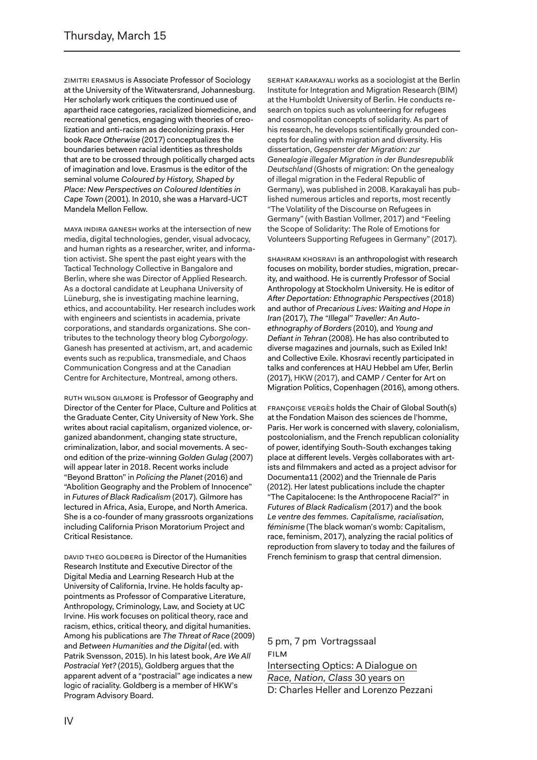## Thursday, March 15

ZIMITRI ERASMUS is Associate Professor of Sociology at the University of the Witwatersrand, Johannesburg. Her scholarly work critiques the continued use of apartheid race categories, racialized biomedicine, and recreational genetics, engaging with theories of creolization and anti-racism as decolonizing praxis. Her book *Race Otherwise* (2017) conceptualizes the boundaries between racial identities as thresholds that are to be crossed through politically charged acts of imagination and love. Erasmus is the editor of the seminal volume *Coloured by History, Shaped by Place: New Perspectives on Coloured Identities in Cape Town* (2001). In 2010, she was a Harvard-UCT Mandela Mellon Fellow.

MAYA INDIRA GANESH works at the intersection of new media, digital technologies, gender, visual advocacy, and human rights as a researcher, writer, and information activist. She spent the past eight years with the Tactical Technology Collective in Bangalore and Berlin, where she was Director of Applied Research. As a doctoral candidate at Leuphana University of Lüneburg, she is investigating machine learning, ethics, and accountability. Her research includes work with engineers and scientists in academia, private corporations, and standards organizations. She contributes to the technology theory blog *Cyborgology*. Ganesh has presented at activism, art, and academic events such as re:publica, transmediale, and Chaos Communication Congress and at the Canadian Centre for Architecture, Montreal, among others.

RUTH WILSON GILMORE is Professor of Geography and Director of the Center for Place, Culture and Politics at the Graduate Center, City University of New York. She writes about racial capitalism, organized violence, organized abandonment, changing state structure, criminalization, labor, and social movements. A second edition of the prize-winning *Golden Gulag* (2007) will appear later in 2018. Recent works include "Beyond Bratton" in *Policing the Planet* (2016) and "Abolition Geography and the Problem of Innocence" in *Futures of Black Radicalism* (2017). Gilmore has lectured in Africa, Asia, Europe, and North America. She is a co-founder of many grassroots organizations including California Prison Moratorium Project and Critical Resistance.

DAVID THEO GOLDBERG is Director of the Humanities Research Institute and Executive Director of the Digital Media and Learning Research Hub at the University of California, Irvine. He holds faculty appointments as Professor of Comparative Literature, Anthropology, Criminology, Law, and Society at UC Irvine. His work focuses on political theory, race and racism, ethics, critical theory, and digital humanities. Among his publications are *The Threat of Race* (2009) and *Between Humanities and the Digital* (ed. with Patrik Svensson, 2015). In his latest book, *Are We All Postracial Yet?* (2015), Goldberg argues that the apparent advent of a "postracial" age indicates a new logic of raciality. Goldberg is a member of HKW's Program Advisory Board.

SERHAT KARAKAYALI works as a sociologist at the Berlin Institute for Integration and Migration Research (BIM) at the Humboldt University of Berlin. He conducts research on topics such as volunteering for refugees and cosmopolitan concepts of solidarity. As part of his research, he develops scientifically grounded concepts for dealing with migration and diversity. His dissertation, *Gespenster der Migration: zur Genealogie illegaler Migration in der Bundesrepublik Deutschland* (Ghosts of migration: On the genealogy of illegal migration in the Federal Republic of Germany), was published in 2008. Karakayali has published numerous articles and reports, most recently "The Volatility of the Discourse on Refugees in Germany" (with Bastian Vollmer, 2017) and "Feeling the Scope of Solidarity: The Role of Emotions for Volunteers Supporting Refugees in Germany" (2017).

SHAHRAM KHOSRAVI is an anthropologist with research focuses on mobility, border studies, migration, precarity, and waithood. He is currently Professor of Social Anthropology at Stockholm University. He is editor of *After Deportation: Ethnographic Perspectives* (2018) and author of *Precarious Lives: Waiting and Hope in Iran* (2017), *The "Illegal" Traveller: An Auto-ethnography of Borders* (2010), and *Young and Defiant in Tehran* (2008). He has also contributed to diverse magazines and journals, such as Exiled Ink! and Collective Exile. Khosravi recently participated in talks and conferences at HAU Hebbel am Ufer, Berlin (2017), HKW (2017), and CAMP / Center for Art on Migration Politics, Copenhagen (2016), among others.

FRANÇOISE VERGÈS holds the Chair of Global South(s) at the Fondation Maison des sciences de l'homme, Paris. Her work is concerned with slavery, colonialism, postcolonialism, and the French republican coloniality of power, identifying South-South exchanges taking place at different levels. Vergès collaborates with artists and filmmakers and acted as a project advisor for Documenta11 (2002) and the Triennale de Paris (2012). Her latest publications include the chapter "The Capitalocene: Is the Anthropocene Racial?" in *Futures of Black Radicalism* (2017) and the book *Le ventre des femmes. Capitalisme, racialisation, féminisme* (The black woman's womb: Capitalism, race, feminism, 2017), analyzing the racial politics of reproduction from slavery to today and the failures of French feminism to grasp that central dimension.

5 pm, 7 pm Vortragssaal
FILM
Intersecting Optics: A Dialogue on *Race, Nation, Class* 30 years on
D: Charles Heller and Lorenzo Pezzani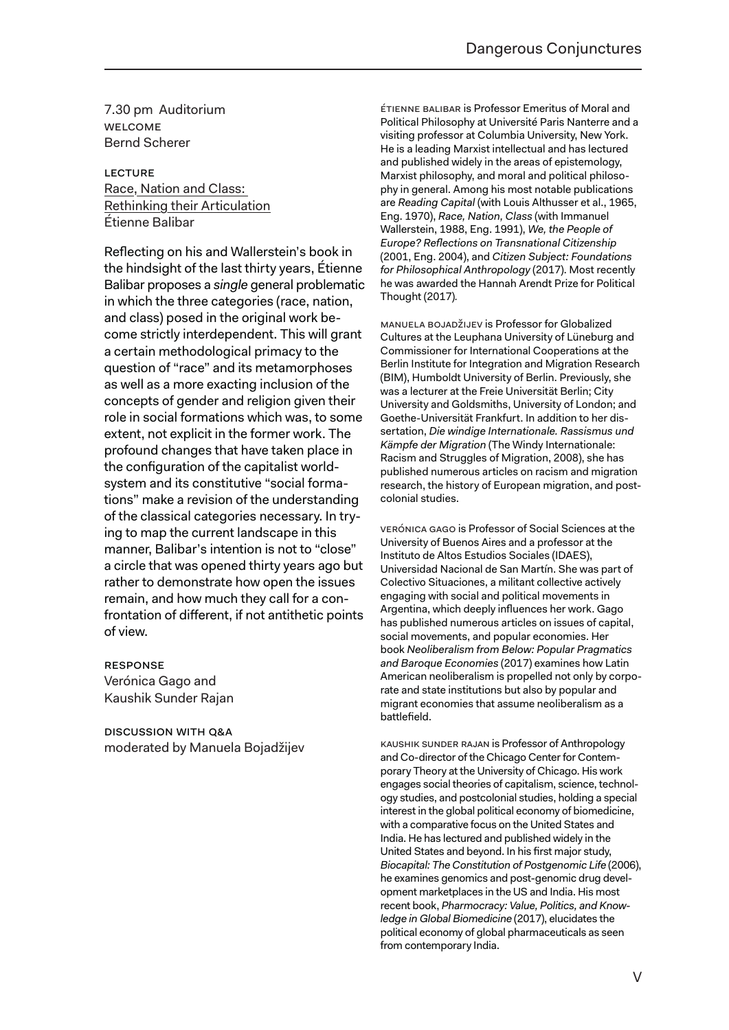7.30 pm Auditorium

WELCOME

Bernd Scherer

LECTURE

Race, Nation and Class: Rethinking their Articulation

Étienne Balibar

Reflecting on his and Wallerstein's book in the hindsight of the last thirty years, Étienne Balibar proposes a *single* general problematic in which the three categories (race, nation, and class) posed in the original work become strictly interdependent. This will grant a certain methodological primacy to the question of "race" and its metamorphoses as well as a more exacting inclusion of the concepts of gender and religion given their role in social formations which was, to some extent, not explicit in the former work. The profound changes that have taken place in the configuration of the capitalist world-system and its constitutive "social formations" make a revision of the understanding of the classical categories necessary. In trying to map the current landscape in this manner, Balibar's intention is not to "close" a circle that was opened thirty years ago but rather to demonstrate how open the issues remain, and how much they call for a confrontation of different, if not antithetic points of view.

RESPONSE

Verónica Gago and Kaushik Sunder Rajan

DISCUSSION WITH Q&A

moderated by Manuela Bojadžijev

ÉTIENNE BALIBAR is Professor Emeritus of Moral and Political Philosophy at Université Paris Nanterre and a visiting professor at Columbia University, New York. He is a leading Marxist intellectual and has lectured and published widely in the areas of epistemology, Marxist philosophy, and moral and political philosophy in general. Among his most notable publications are *Reading Capital* (with Louis Althusser et al., 1965, Eng. 1970), *Race, Nation, Class* (with Immanuel Wallerstein, 1988, Eng. 1991), *We, the People of Europe? Reflections on Transnational Citizenship* (2001, Eng. 2004), and *Citizen Subject: Foundations for Philosophical Anthropology* (2017). Most recently he was awarded the Hannah Arendt Prize for Political Thought (2017).

MANUELA BOJADŽIJEV is Professor for Globalized Cultures at the Leuphana University of Lüneburg and Commissioner for International Cooperations at the Berlin Institute for Integration and Migration Research (BIM), Humboldt University of Berlin. Previously, she was a lecturer at the Freie Universität Berlin; City University and Goldsmiths, University of London; and Goethe-Universität Frankfurt. In addition to her dissertation, *Die windige Internationale. Rassismus und Kämpfe der Migration* (The Windy Internationale: Racism and Struggles of Migration, 2008), she has published numerous articles on racism and migration research, the history of European migration, and postcolonial studies.

VERÓNICA GAGO is Professor of Social Sciences at the University of Buenos Aires and a professor at the Instituto de Altos Estudios Sociales (IDAES), Universidad Nacional de San Martín. She was part of Colectivo Situaciones, a militant collective actively engaging with social and political movements in Argentina, which deeply influences her work. Gago has published numerous articles on issues of capital, social movements, and popular economies. Her book *Neoliberalism from Below: Popular Pragmatics and Baroque Economies* (2017) examines how Latin American neoliberalism is propelled not only by corporate and state institutions but also by popular and migrant economies that assume neoliberalism as a battlefield.

KAUSHIK SUNDER RAJAN is Professor of Anthropology and Co-director of the Chicago Center for Contemporary Theory at the University of Chicago. His work engages social theories of capitalism, science, technology studies, and postcolonial studies, holding a special interest in the global political economy of biomedicine, with a comparative focus on the United States and India. He has lectured and published widely in the United States and beyond. In his first major study, *Biocapital: The Constitution of Postgenomic Life* (2006), he examines genomics and post-genomic drug development marketplaces in the US and India. His most recent book, *Pharmocracy: Value, Politics, and Knowledge in Global Biomedicine* (2017), elucidates the political economy of global pharmaceuticals as seen from contemporary India.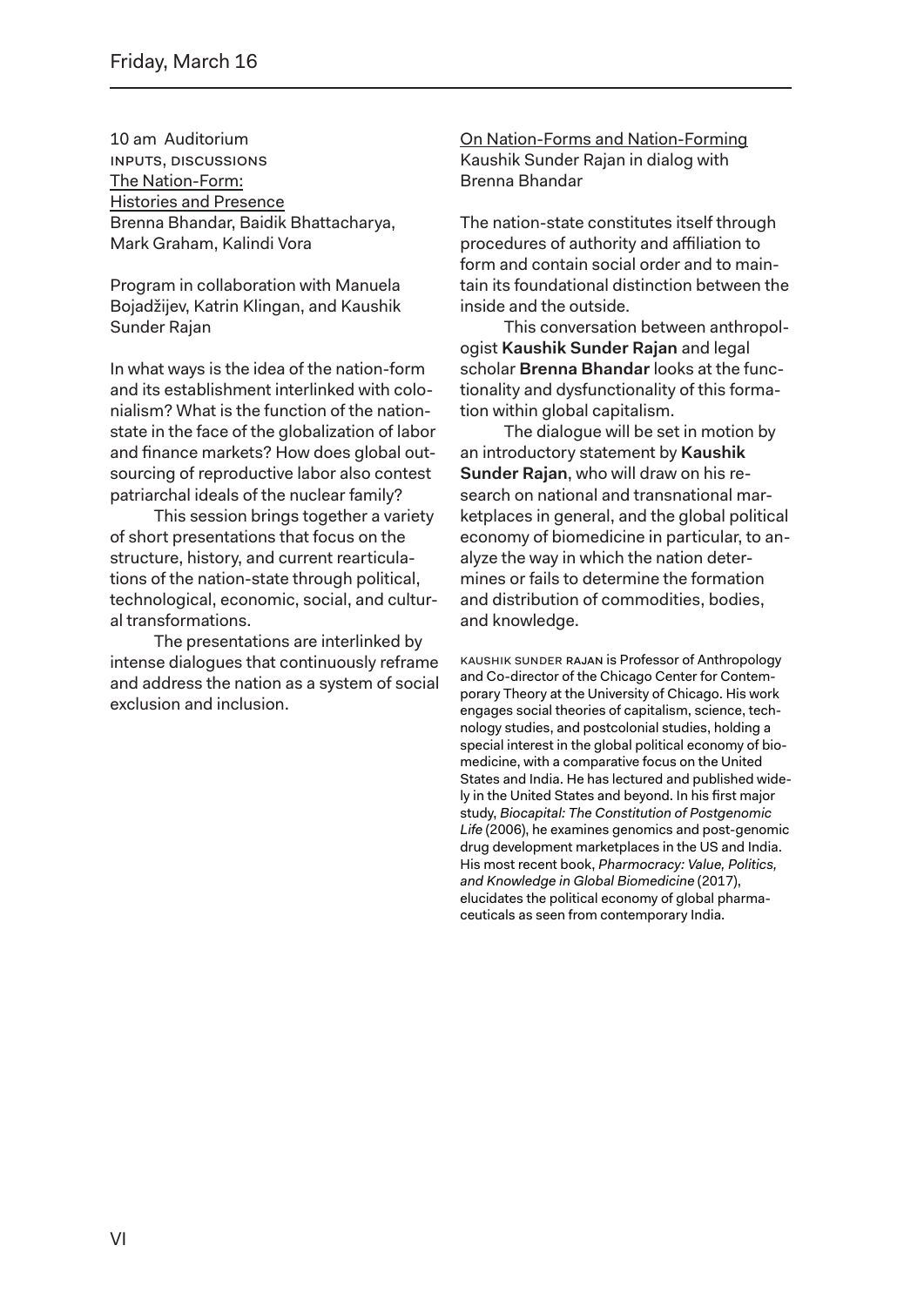## Friday, March 16

10 am Auditorium
INPUTS, DISCUSSIONS
The Nation-Form:
Histories and Presence
Brenna Bhandar, Baidik Bhattacharya, Mark Graham, Kalindi Vora

Program in collaboration with Manuela Bojadžijev, Katrin Klingan, and Kaushik Sunder Rajan

In what ways is the idea of the nation-form and its establishment interlinked with colonialism? What is the function of the nation-state in the face of the globalization of labor and finance markets? How does global outsourcing of reproductive labor also contest patriarchal ideals of the nuclear family?

This session brings together a variety of short presentations that focus on the structure, history, and current rearticulations of the nation-state through political, technological, economic, social, and cultural transformations.

The presentations are interlinked by intense dialogues that continuously reframe and address the nation as a system of social exclusion and inclusion.

On Nation-Forms and Nation-Forming
Kaushik Sunder Rajan in dialog with Brenna Bhandar

The nation-state constitutes itself through procedures of authority and affiliation to form and contain social order and to maintain its foundational distinction between the inside and the outside.

This conversation between anthropologist **Kaushik Sunder Rajan** and legal scholar **Brenna Bhandar** looks at the functionality and dysfunctionality of this formation within global capitalism.

The dialogue will be set in motion by an introductory statement by **Kaushik Sunder Rajan**, who will draw on his research on national and transnational marketplaces in general, and the global political economy of biomedicine in particular, to analyze the way in which the nation determines or fails to determine the formation and distribution of commodities, bodies, and knowledge.

KAUSHIK SUNDER RAJAN is Professor of Anthropology and Co-director of the Chicago Center for Contemporary Theory at the University of Chicago. His work engages social theories of capitalism, science, technology studies, and postcolonial studies, holding a special interest in the global political economy of biomedicine, with a comparative focus on the United States and India. He has lectured and published widely in the United States and beyond. In his first major study, *Biocapital: The Constitution of Postgenomic Life* (2006), he examines genomics and post-genomic drug development marketplaces in the US and India. His most recent book, *Pharmocracy: Value, Politics, and Knowledge in Global Biomedicine* (2017), elucidates the political economy of global pharmaceuticals as seen from contemporary India.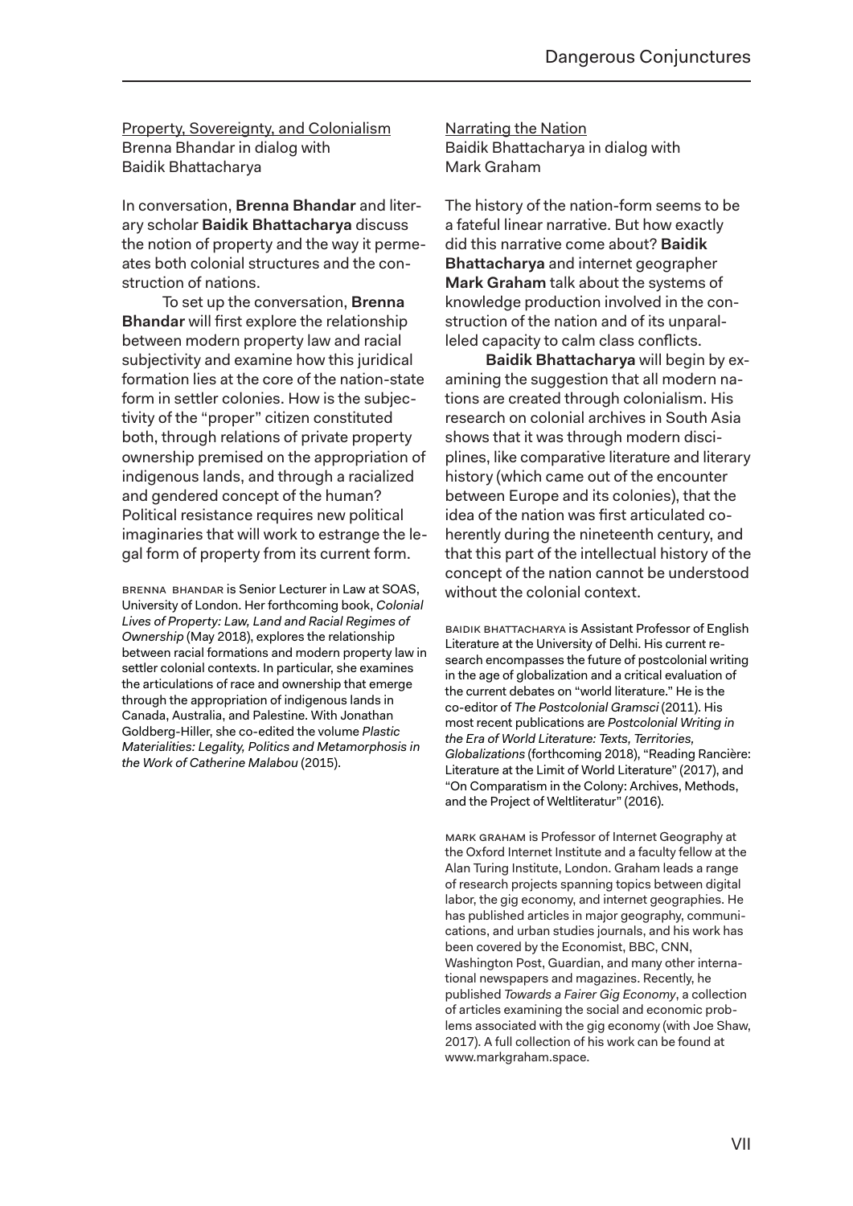## Property, Sovereignty, and Colonialism

Brenna Bhandar in dialog with Baidik Bhattacharya

In conversation, **Brenna Bhandar** and literary scholar **Baidik Bhattacharya** discuss the notion of property and the way it permeates both colonial structures and the construction of nations.

To set up the conversation, **Brenna Bhandar** will first explore the relationship between modern property law and racial subjectivity and examine how this juridical formation lies at the core of the nation-state form in settler colonies. How is the subjectivity of the "proper" citizen constituted both, through relations of private property ownership premised on the appropriation of indigenous lands, and through a racialized and gendered concept of the human? Political resistance requires new political imaginaries that will work to estrange the legal form of property from its current form.

BRENNA BHANDAR is Senior Lecturer in Law at SOAS, University of London. Her forthcoming book, *Colonial Lives of Property: Law, Land and Racial Regimes of Ownership* (May 2018), explores the relationship between racial formations and modern property law in settler colonial contexts. In particular, she examines the articulations of race and ownership that emerge through the appropriation of indigenous lands in Canada, Australia, and Palestine. With Jonathan Goldberg-Hiller, she co-edited the volume *Plastic Materialities: Legality, Politics and Metamorphosis in the Work of Catherine Malabou* (2015).

## Narrating the Nation

Baidik Bhattacharya in dialog with Mark Graham

The history of the nation-form seems to be a fateful linear narrative. But how exactly did this narrative come about? **Baidik Bhattacharya** and internet geographer **Mark Graham** talk about the systems of knowledge production involved in the construction of the nation and of its unparalleled capacity to calm class conflicts.

**Baidik Bhattacharya** will begin by examining the suggestion that all modern nations are created through colonialism. His research on colonial archives in South Asia shows that it was through modern disciplines, like comparative literature and literary history (which came out of the encounter between Europe and its colonies), that the idea of the nation was first articulated coherently during the nineteenth century, and that this part of the intellectual history of the concept of the nation cannot be understood without the colonial context.

BAIDIK BHATTACHARYA is Assistant Professor of English Literature at the University of Delhi. His current research encompasses the future of postcolonial writing in the age of globalization and a critical evaluation of the current debates on "world literature." He is the co-editor of *The Postcolonial Gramsci* (2011). His most recent publications are *Postcolonial Writing in the Era of World Literature: Texts, Territories, Globalizations* (forthcoming 2018), "Reading Rancière: Literature at the Limit of World Literature" (2017), and "On Comparatism in the Colony: Archives, Methods, and the Project of Weltliteratur" (2016).

MARK GRAHAM is Professor of Internet Geography at the Oxford Internet Institute and a faculty fellow at the Alan Turing Institute, London. Graham leads a range of research projects spanning topics between digital labor, the gig economy, and internet geographies. He has published articles in major geography, communications, and urban studies journals, and his work has been covered by the Economist, BBC, CNN, Washington Post, Guardian, and many other international newspapers and magazines. Recently, he published *Towards a Fairer Gig Economy*, a collection of articles examining the social and economic problems associated with the gig economy (with Joe Shaw, 2017). A full collection of his work can be found at www.markgraham.space.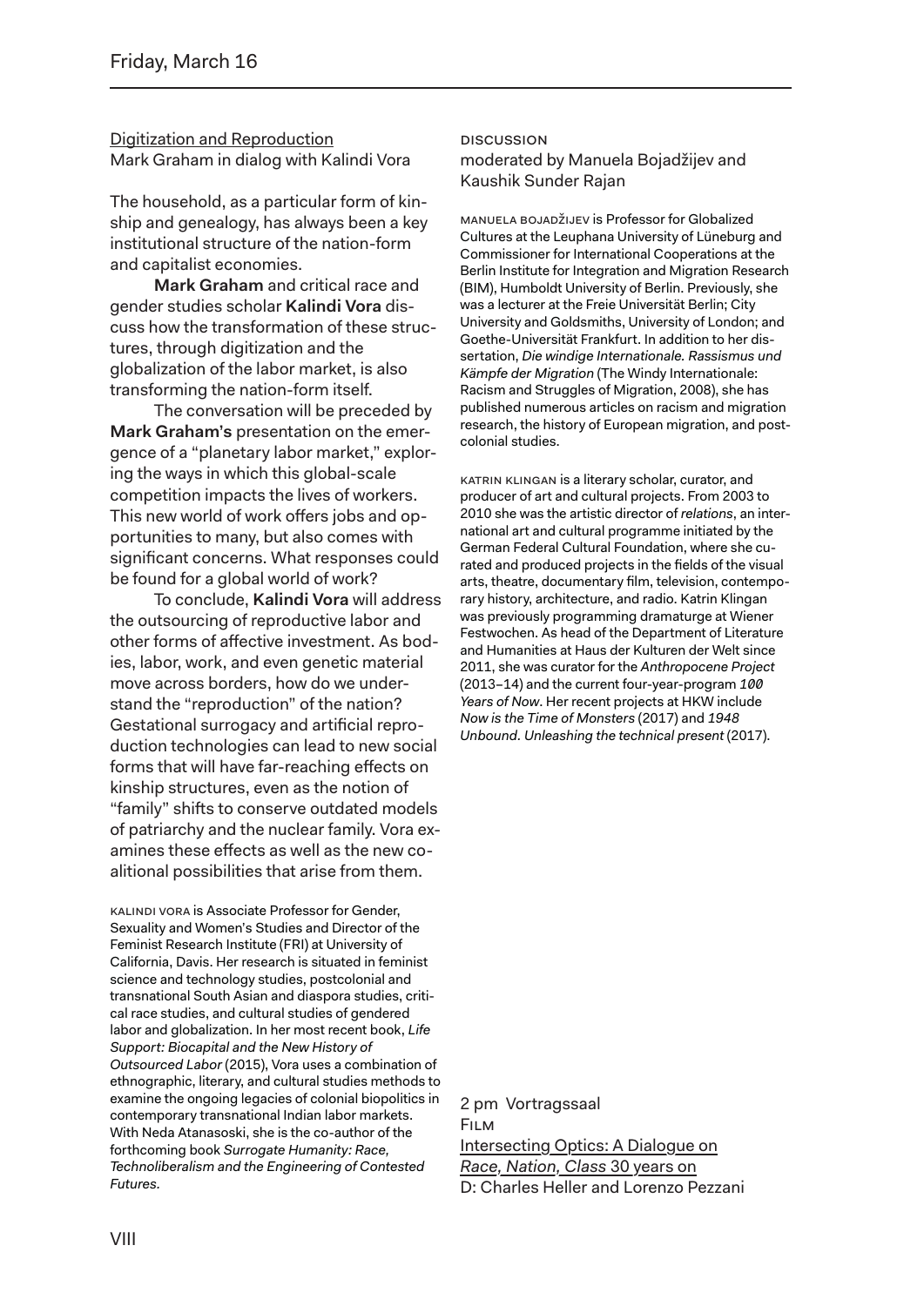## Friday, March 16

Digitization and Reproduction
Mark Graham in dialog with Kalindi Vora

The household, as a particular form of kinship and genealogy, has always been a key institutional structure of the nation-form and capitalist economies.

**Mark Graham** and critical race and gender studies scholar **Kalindi Vora** discuss how the transformation of these structures, through digitization and the globalization of the labor market, is also transforming the nation-form itself.

The conversation will be preceded by **Mark Graham's** presentation on the emergence of a "planetary labor market," exploring the ways in which this global-scale competition impacts the lives of workers. This new world of work offers jobs and opportunities to many, but also comes with significant concerns. What responses could be found for a global world of work?

To conclude, **Kalindi Vora** will address the outsourcing of reproductive labor and other forms of affective investment. As bodies, labor, work, and even genetic material move across borders, how do we understand the "reproduction" of the nation? Gestational surrogacy and artificial reproduction technologies can lead to new social forms that will have far-reaching effects on kinship structures, even as the notion of "family" shifts to conserve outdated models of patriarchy and the nuclear family. Vora examines these effects as well as the new coalitional possibilities that arise from them.

KALINDI VORA is Associate Professor for Gender, Sexuality and Women's Studies and Director of the Feminist Research Institute (FRI) at University of California, Davis. Her research is situated in feminist science and technology studies, postcolonial and transnational South Asian and diaspora studies, critical race studies, and cultural studies of gendered labor and globalization. In her most recent book, *Life Support: Biocapital and the New History of Outsourced Labor* (2015), Vora uses a combination of ethnographic, literary, and cultural studies methods to examine the ongoing legacies of colonial biopolitics in contemporary transnational Indian labor markets. With Neda Atanasoski, she is the co-author of the forthcoming book *Surrogate Humanity: Race, Technoliberalism and the Engineering of Contested Futures.*

DISCUSSION
moderated by Manuela Bojadžijev and Kaushik Sunder Rajan

MANUELA BOJADŽIJEV is Professor for Globalized Cultures at the Leuphana University of Lüneburg and Commissioner for International Cooperations at the Berlin Institute for Integration and Migration Research (BIM), Humboldt University of Berlin. Previously, she was a lecturer at the Freie Universität Berlin; City University and Goldsmiths, University of London; and Goethe-Universität Frankfurt. In addition to her dissertation, *Die windige Internationale. Rassismus und Kämpfe der Migration* (The Windy Internationale: Racism and Struggles of Migration, 2008), she has published numerous articles on racism and migration research, the history of European migration, and postcolonial studies.

KATRIN KLINGAN is a literary scholar, curator, and producer of art and cultural projects. From 2003 to 2010 she was the artistic director of *relations*, an international art and cultural programme initiated by the German Federal Cultural Foundation, where she curated and produced projects in the fields of the visual arts, theatre, documentary film, television, contemporary history, architecture, and radio. Katrin Klingan was previously programming dramaturge at Wiener Festwochen. As head of the Department of Literature and Humanities at Haus der Kulturen der Welt since 2011, she was curator for the *Anthropocene Project* (2013–14) and the current four-year-program *100 Years of Now*. Her recent projects at HKW include *Now is the Time of Monsters* (2017) and *1948 Unbound. Unleashing the technical present* (2017).

2 pm Vortragssaal
FILM
Intersecting Optics: A Dialogue on *Race, Nation, Class* 30 years on
D: Charles Heller and Lorenzo Pezzani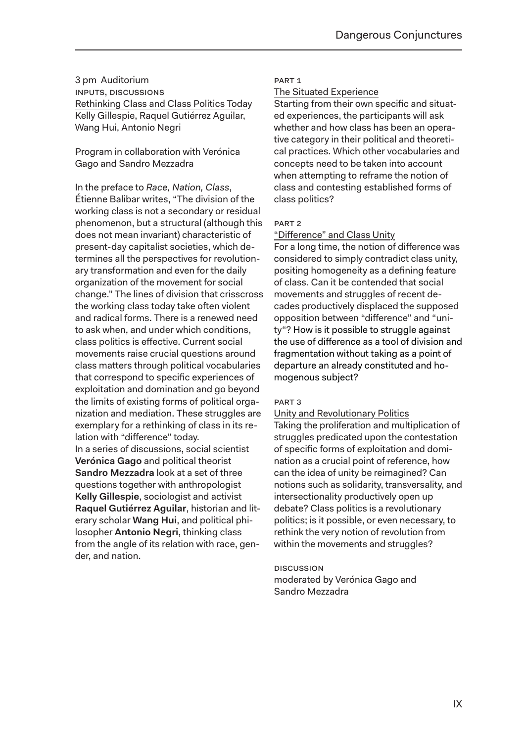3 pm Auditorium
INPUTS, DISCUSSIONS
Rethinking Class and Class Politics Today
Kelly Gillespie, Raquel Gutiérrez Aguilar, Wang Hui, Antonio Negri

Program in collaboration with Verónica Gago and Sandro Mezzadra

In the preface to *Race, Nation, Class*, Étienne Balibar writes, "The division of the working class is not a secondary or residual phenomenon, but a structural (although this does not mean invariant) characteristic of present-day capitalist societies, which determines all the perspectives for revolutionary transformation and even for the daily organization of the movement for social change." The lines of division that crisscross the working class today take often violent and radical forms. There is a renewed need to ask when, and under which conditions, class politics is effective. Current social movements raise crucial questions around class matters through political vocabularies that correspond to specific experiences of exploitation and domination and go beyond the limits of existing forms of political organization and mediation. These struggles are exemplary for a rethinking of class in its relation with "difference" today.
In a series of discussions, social scientist **Verónica Gago** and political theorist **Sandro Mezzadra** look at a set of three questions together with anthropologist **Kelly Gillespie**, sociologist and activist **Raquel Gutiérrez Aguilar**, historian and literary scholar **Wang Hui**, and political philosopher **Antonio Negri**, thinking class from the angle of its relation with race, gender, and nation.

PART 1
The Situated Experience
Starting from their own specific and situated experiences, the participants will ask whether and how class has been an operative category in their political and theoretical practices. Which other vocabularies and concepts need to be taken into account when attempting to reframe the notion of class and contesting established forms of class politics?

PART 2
"Difference" and Class Unity
For a long time, the notion of difference was considered to simply contradict class unity, positing homogeneity as a defining feature of class. Can it be contended that social movements and struggles of recent decades productively displaced the supposed opposition between "difference" and "unity"? How is it possible to struggle against the use of difference as a tool of division and fragmentation without taking as a point of departure an already constituted and homogenous subject?

PART 3
Unity and Revolutionary Politics
Taking the proliferation and multiplication of struggles predicated upon the contestation of specific forms of exploitation and domination as a crucial point of reference, how can the idea of unity be reimagined? Can notions such as solidarity, transversality, and intersectionality productively open up debate? Class politics is a revolutionary politics; is it possible, or even necessary, to rethink the very notion of revolution from within the movements and struggles?

DISCUSSION
moderated by Verónica Gago and Sandro Mezzadra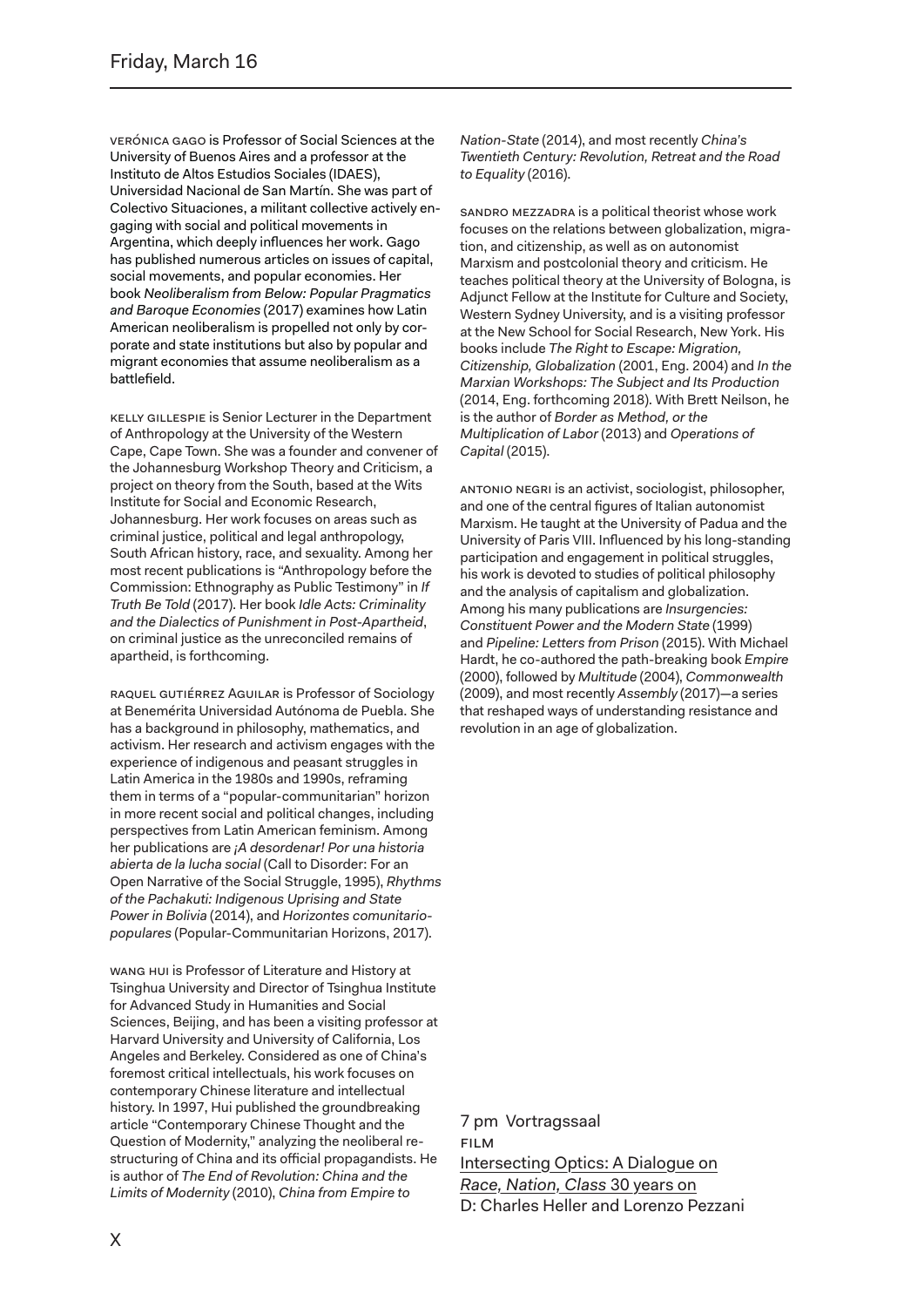## Friday, March 16

Verónica Gago is Professor of Social Sciences at the University of Buenos Aires and a professor at the Instituto de Altos Estudios Sociales (IDAES), Universidad Nacional de San Martín. She was part of Colectivo Situaciones, a militant collective actively engaging with social and political movements in Argentina, which deeply influences her work. Gago has published numerous articles on issues of capital, social movements, and popular economies. Her book *Neoliberalism from Below: Popular Pragmatics and Baroque Economies* (2017) examines how Latin American neoliberalism is propelled not only by corporate and state institutions but also by popular and migrant economies that assume neoliberalism as a battlefield.

Kelly Gillespie is Senior Lecturer in the Department of Anthropology at the University of the Western Cape, Cape Town. She was a founder and convener of the Johannesburg Workshop Theory and Criticism, a project on theory from the South, based at the Wits Institute for Social and Economic Research, Johannesburg. Her work focuses on areas such as criminal justice, political and legal anthropology, South African history, race, and sexuality. Among her most recent publications is "Anthropology before the Commission: Ethnography as Public Testimony" in *If Truth Be Told* (2017). Her book *Idle Acts: Criminality and the Dialectics of Punishment in Post-Apartheid*, on criminal justice as the unreconciled remains of apartheid, is forthcoming.

Raquel Gutiérrez Aguilar is Professor of Sociology at Benemérita Universidad Autónoma de Puebla. She has a background in philosophy, mathematics, and activism. Her research and activism engages with the experience of indigenous and peasant struggles in Latin America in the 1980s and 1990s, reframing them in terms of a "popular-communitarian" horizon in more recent social and political changes, including perspectives from Latin American feminism. Among her publications are *¡A desordenar! Por una historia abierta de la lucha social* (Call to Disorder: For an Open Narrative of the Social Struggle, 1995), *Rhythms of the Pachakuti: Indigenous Uprising and State Power in Bolivia* (2014), and *Horizontes comunitario-populares* (Popular-Communitarian Horizons, 2017).

Wang Hui is Professor of Literature and History at Tsinghua University and Director of Tsinghua Institute for Advanced Study in Humanities and Social Sciences, Beijing, and has been a visiting professor at Harvard University and University of California, Los Angeles and Berkeley. Considered as one of China's foremost critical intellectuals, his work focuses on contemporary Chinese literature and intellectual history. In 1997, Hui published the groundbreaking article "Contemporary Chinese Thought and the Question of Modernity," analyzing the neoliberal restructuring of China and its official propagandists. He is author of *The End of Revolution: China and the Limits of Modernity* (2010), *China from Empire to Nation-State* (2014), and most recently *China's Twentieth Century: Revolution, Retreat and the Road to Equality* (2016).

Sandro Mezzadra is a political theorist whose work focuses on the relations between globalization, migration, and citizenship, as well as on autonomist Marxism and postcolonial theory and criticism. He teaches political theory at the University of Bologna, is Adjunct Fellow at the Institute for Culture and Society, Western Sydney University, and is a visiting professor at the New School for Social Research, New York. His books include *The Right to Escape: Migration, Citizenship, Globalization* (2001, Eng. 2004) and *In the Marxian Workshops: The Subject and Its Production* (2014, Eng. forthcoming 2018). With Brett Neilson, he is the author of *Border as Method, or the Multiplication of Labor* (2013) and *Operations of Capital* (2015).

Antonio Negri is an activist, sociologist, philosopher, and one of the central figures of Italian autonomist Marxism. He taught at the University of Padua and the University of Paris VIII. Influenced by his long-standing participation and engagement in political struggles, his work is devoted to studies of political philosophy and the analysis of capitalism and globalization. Among his many publications are *Insurgencies: Constituent Power and the Modern State* (1999) and *Pipeline: Letters from Prison* (2015). With Michael Hardt, he co-authored the path-breaking book *Empire* (2000), followed by *Multitude* (2004), *Commonwealth* (2009), and most recently *Assembly* (2017)—a series that reshaped ways of understanding resistance and revolution in an age of globalization.

7 pm Vortragssaal
FILM
Intersecting Optics: A Dialogue on *Race, Nation, Class* 30 years on
D: Charles Heller and Lorenzo Pezzani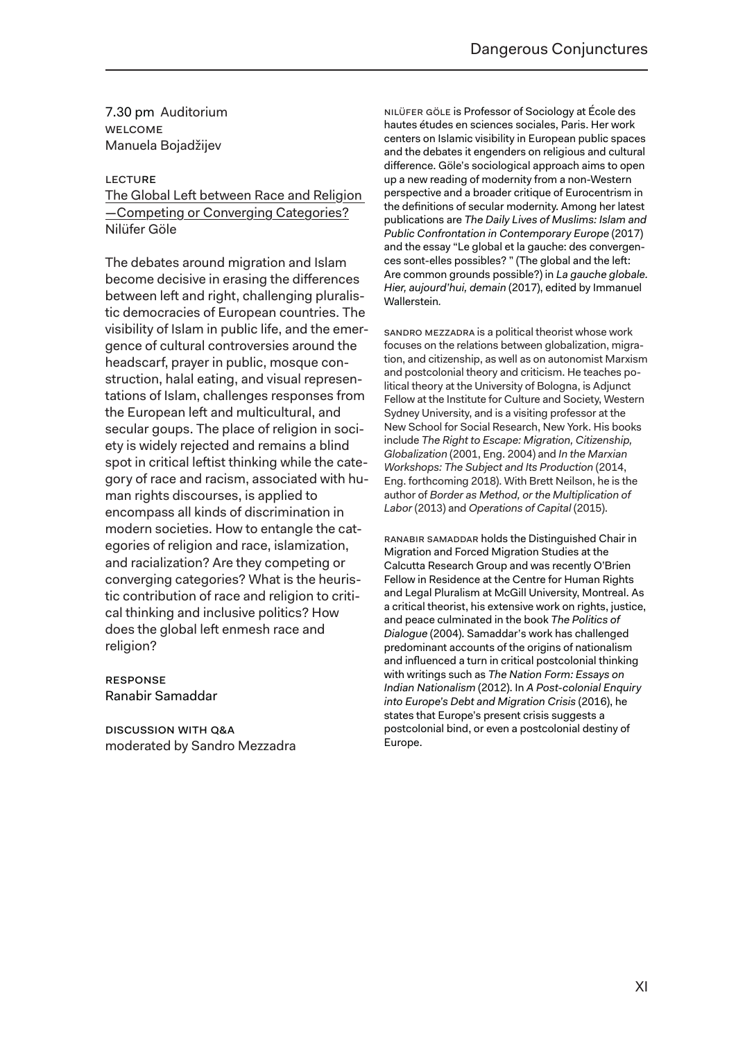7.30 pm Auditorium
WELCOME
Manuela Bojadžijev

LECTURE

The Global Left between Race and Religion—Competing or Converging Categories?
Nilüfer Göle

The debates around migration and Islam become decisive in erasing the differences between left and right, challenging pluralistic democracies of European countries. The visibility of Islam in public life, and the emergence of cultural controversies around the headscarf, prayer in public, mosque construction, halal eating, and visual representations of Islam, challenges responses from the European left and multicultural, and secular goups. The place of religion in society is widely rejected and remains a blind spot in critical leftist thinking while the category of race and racism, associated with human rights discourses, is applied to encompass all kinds of discrimination in modern societies. How to entangle the categories of religion and race, islamization, and racialization? Are they competing or converging categories? What is the heuristic contribution of race and religion to critical thinking and inclusive politics? How does the global left enmesh race and religion?

RESPONSE
Ranabir Samaddar

DISCUSSION WITH Q&A
moderated by Sandro Mezzadra

NILÜFER GÖLE is Professor of Sociology at École des hautes études en sciences sociales, Paris. Her work centers on Islamic visibility in European public spaces and the debates it engenders on religious and cultural difference. Göle's sociological approach aims to open up a new reading of modernity from a non-Western perspective and a broader critique of Eurocentrism in the definitions of secular modernity. Among her latest publications are *The Daily Lives of Muslims: Islam and Public Confrontation in Contemporary Europe* (2017) and the essay "Le global et la gauche: des convergences sont-elles possibles? " (The global and the left: Are common grounds possible?) in *La gauche globale. Hier, aujourd'hui, demain* (2017), edited by Immanuel Wallerstein.

SANDRO MEZZADRA is a political theorist whose work focuses on the relations between globalization, migration, and citizenship, as well as on autonomist Marxism and postcolonial theory and criticism. He teaches political theory at the University of Bologna, is Adjunct Fellow at the Institute for Culture and Society, Western Sydney University, and is a visiting professor at the New School for Social Research, New York. His books include *The Right to Escape: Migration, Citizenship, Globalization* (2001, Eng. 2004) and *In the Marxian Workshops: The Subject and Its Production* (2014, Eng. forthcoming 2018). With Brett Neilson, he is the author of *Border as Method, or the Multiplication of Labor* (2013) and *Operations of Capital* (2015).

RANABIR SAMADDAR holds the Distinguished Chair in Migration and Forced Migration Studies at the Calcutta Research Group and was recently O'Brien Fellow in Residence at the Centre for Human Rights and Legal Pluralism at McGill University, Montreal. As a critical theorist, his extensive work on rights, justice, and peace culminated in the book *The Politics of Dialogue* (2004). Samaddar's work has challenged predominant accounts of the origins of nationalism and influenced a turn in critical postcolonial thinking with writings such as *The Nation Form: Essays on Indian Nationalism* (2012). In *A Post-colonial Enquiry into Europe's Debt and Migration Crisis* (2016), he states that Europe's present crisis suggests a postcolonial bind, or even a postcolonial destiny of Europe.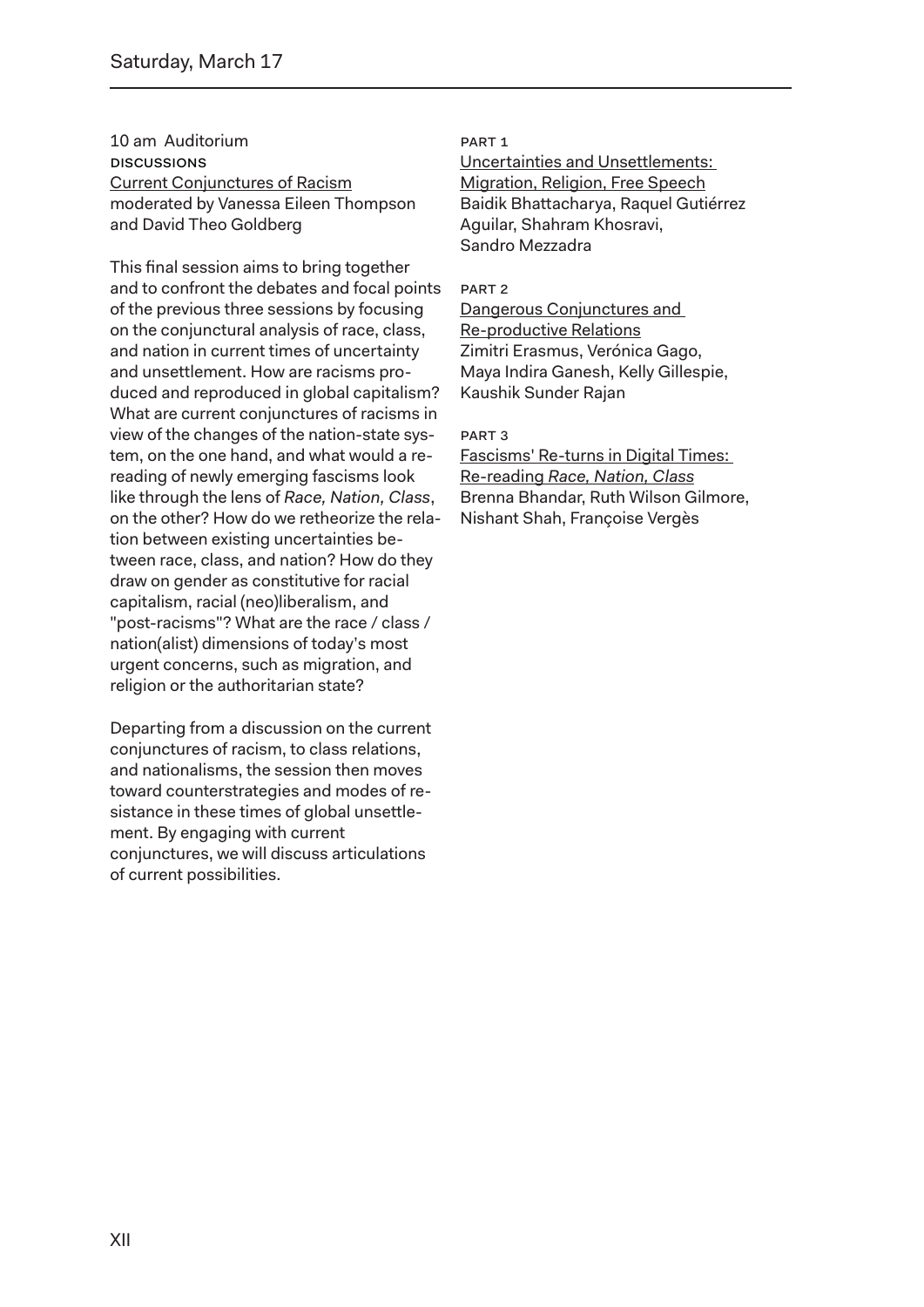## Saturday, March 17

10 am Auditorium

DISCUSSIONS

Current Conjunctures of Racism

moderated by Vanessa Eileen Thompson and David Theo Goldberg

This final session aims to bring together and to confront the debates and focal points of the previous three sessions by focusing on the conjunctural analysis of race, class, and nation in current times of uncertainty and unsettlement. How are racisms produced and reproduced in global capitalism? What are current conjunctures of racisms in view of the changes of the nation-state system, on the one hand, and what would a rereading of newly emerging fascisms look like through the lens of *Race, Nation, Class*, on the other? How do we retheorize the relation between existing uncertainties between race, class, and nation? How do they draw on gender as constitutive for racial capitalism, racial (neo)liberalism, and "post-racisms"? What are the race / class / nation(alist) dimensions of today's most urgent concerns, such as migration, and religion or the authoritarian state?

Departing from a discussion on the current conjunctures of racism, to class relations, and nationalisms, the session then moves toward counterstrategies and modes of resistance in these times of global unsettlement. By engaging with current conjunctures, we will discuss articulations of current possibilities.

PART 1

Uncertainties and Unsettlements: Migration, Religion, Free Speech

Baidik Bhattacharya, Raquel Gutiérrez Aguilar, Shahram Khosravi, Sandro Mezzadra

PART 2

Dangerous Conjunctures and Re-productive Relations

Zimitri Erasmus, Verónica Gago, Maya Indira Ganesh, Kelly Gillespie, Kaushik Sunder Rajan

PART 3

Fascisms' Re-turns in Digital Times: Re-reading *Race, Nation, Class*

Brenna Bhandar, Ruth Wilson Gilmore, Nishant Shah, Françoise Vergès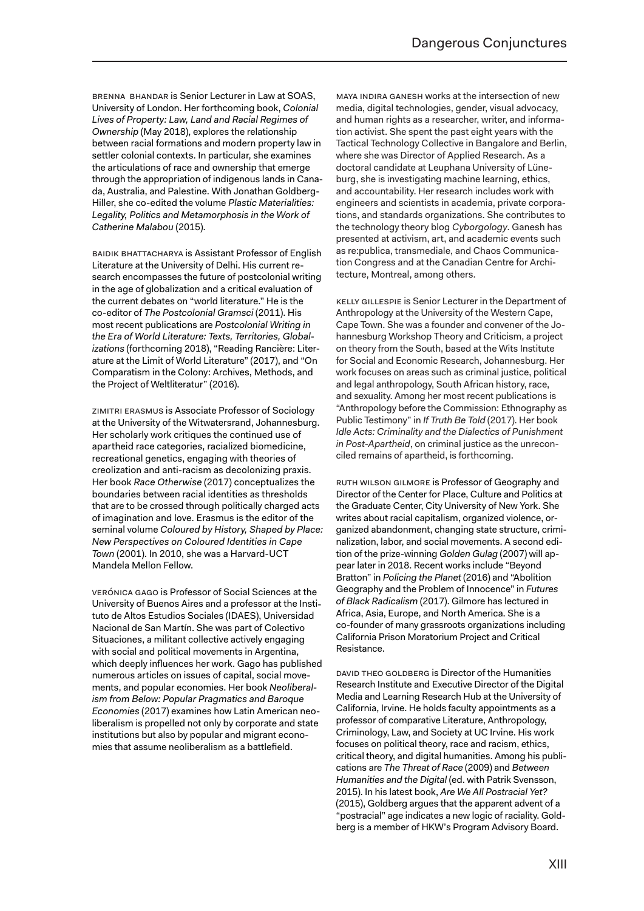BRENNA BHANDAR is Senior Lecturer in Law at SOAS, University of London. Her forthcoming book, *Colonial Lives of Property: Law, Land and Racial Regimes of Ownership* (May 2018), explores the relationship between racial formations and modern property law in settler colonial contexts. In particular, she examines the articulations of race and ownership that emerge through the appropriation of indigenous lands in Canada, Australia, and Palestine. With Jonathan Goldberg-Hiller, she co-edited the volume *Plastic Materialities: Legality, Politics and Metamorphosis in the Work of Catherine Malabou* (2015).

BAIDIK BHATTACHARYA is Assistant Professor of English Literature at the University of Delhi. His current research encompasses the future of postcolonial writing in the age of globalization and a critical evaluation of the current debates on "world literature." He is the co-editor of *The Postcolonial Gramsci* (2011). His most recent publications are *Postcolonial Writing in the Era of World Literature: Texts, Territories, Globalizations* (forthcoming 2018), "Reading Rancière: Literature at the Limit of World Literature" (2017), and "On Comparatism in the Colony: Archives, Methods, and the Project of Weltliteratur" (2016).

ZIMITRI ERASMUS is Associate Professor of Sociology at the University of the Witwatersrand, Johannesburg. Her scholarly work critiques the continued use of apartheid race categories, racialized biomedicine, recreational genetics, engaging with theories of creolization and anti-racism as decolonizing praxis. Her book *Race Otherwise* (2017) conceptualizes the boundaries between racial identities as thresholds that are to be crossed through politically charged acts of imagination and love. Erasmus is the editor of the seminal volume *Coloured by History, Shaped by Place: New Perspectives on Coloured Identities in Cape Town* (2001). In 2010, she was a Harvard-UCT Mandela Mellon Fellow.

VERÓNICA GAGO is Professor of Social Sciences at the University of Buenos Aires and a professor at the Instituto de Altos Estudios Sociales (IDAES), Universidad Nacional de San Martín. She was part of Colectivo Situaciones, a militant collective actively engaging with social and political movements in Argentina, which deeply influences her work. Gago has published numerous articles on issues of capital, social movements, and popular economies. Her book *Neoliberalism from Below: Popular Pragmatics and Baroque Economies* (2017) examines how Latin American neoliberalism is propelled not only by corporate and state institutions but also by popular and migrant economies that assume neoliberalism as a battlefield.

MAYA INDIRA GANESH works at the intersection of new media, digital technologies, gender, visual advocacy, and human rights as a researcher, writer, and information activist. She spent the past eight years with the Tactical Technology Collective in Bangalore and Berlin, where she was Director of Applied Research. As a doctoral candidate at Leuphana University of Lüneburg, she is investigating machine learning, ethics, and accountability. Her research includes work with engineers and scientists in academia, private corporations, and standards organizations. She contributes to the technology theory blog *Cyborgology*. Ganesh has presented at activism, art, and academic events such as re:publica, transmediale, and Chaos Communication Congress and at the Canadian Centre for Architecture, Montreal, among others.

KELLY GILLESPIE is Senior Lecturer in the Department of Anthropology at the University of the Western Cape, Cape Town. She was a founder and convener of the Johannesburg Workshop Theory and Criticism, a project on theory from the South, based at the Wits Institute for Social and Economic Research, Johannesburg. Her work focuses on areas such as criminal justice, political and legal anthropology, South African history, race, and sexuality. Among her most recent publications is "Anthropology before the Commission: Ethnography as Public Testimony" in *If Truth Be Told* (2017). Her book *Idle Acts: Criminality and the Dialectics of Punishment in Post-Apartheid*, on criminal justice as the unreconciled remains of apartheid, is forthcoming.

RUTH WILSON GILMORE is Professor of Geography and Director of the Center for Place, Culture and Politics at the Graduate Center, City University of New York. She writes about racial capitalism, organized violence, organized abandonment, changing state structure, criminalization, labor, and social movements. A second edition of the prize-winning *Golden Gulag* (2007) will appear later in 2018. Recent works include "Beyond Bratton" in *Policing the Planet* (2016) and "Abolition Geography and the Problem of Innocence" in *Futures of Black Radicalism* (2017). Gilmore has lectured in Africa, Asia, Europe, and North America. She is a co-founder of many grassroots organizations including California Prison Moratorium Project and Critical Resistance.

DAVID THEO GOLDBERG is Director of the Humanities Research Institute and Executive Director of the Digital Media and Learning Research Hub at the University of California, Irvine. He holds faculty appointments as a professor of comparative Literature, Anthropology, Criminology, Law, and Society at UC Irvine. His work focuses on political theory, race and racism, ethics, critical theory, and digital humanities. Among his publications are *The Threat of Race* (2009) and *Between Humanities and the Digital* (ed. with Patrik Svensson, 2015). In his latest book, *Are We All Postracial Yet?* (2015), Goldberg argues that the apparent advent of a "postracial" age indicates a new logic of raciality. Goldberg is a member of HKW's Program Advisory Board.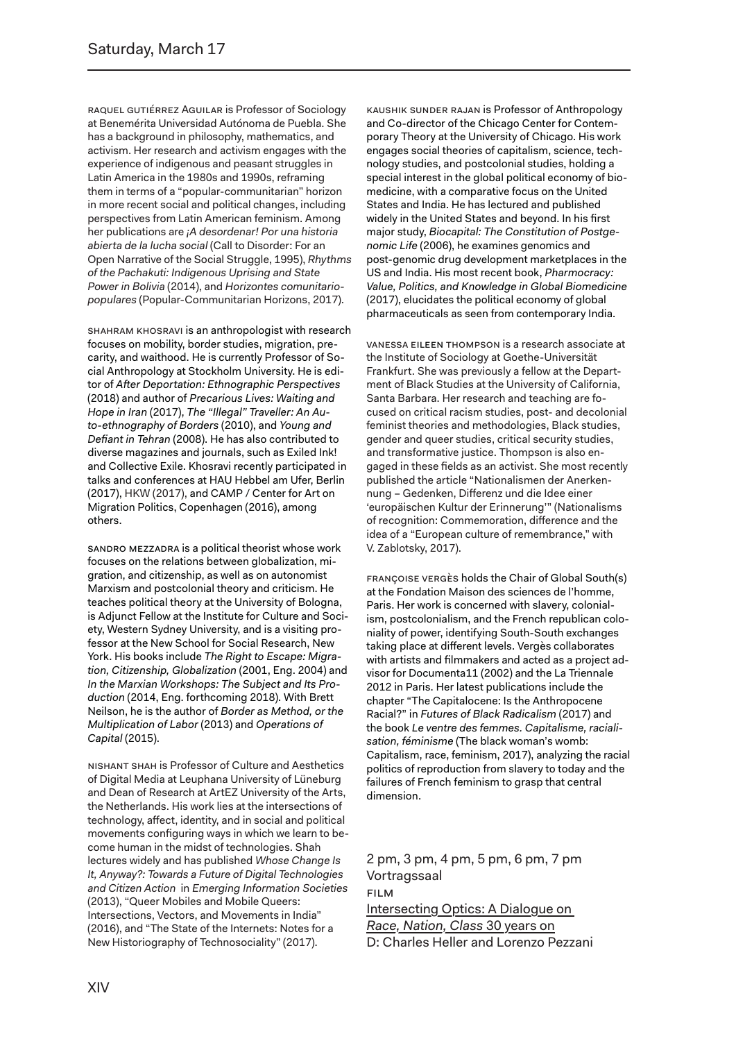RAQUEL GUTIÉRREZ AGUILAR is Professor of Sociology at Benemérita Universidad Autónoma de Puebla. She has a background in philosophy, mathematics, and activism. Her research and activism engages with the experience of indigenous and peasant struggles in Latin America in the 1980s and 1990s, reframing them in terms of a "popular-communitarian" horizon in more recent social and political changes, including perspectives from Latin American feminism. Among her publications are *¡A desordenar! Por una historia abierta de la lucha social* (Call to Disorder: For an Open Narrative of the Social Struggle, 1995), *Rhythms of the Pachakuti: Indigenous Uprising and State Power in Bolivia* (2014), and *Horizontes comunitario-populares* (Popular-Communitarian Horizons, 2017).

SHAHRAM KHOSRAVI is an anthropologist with research focuses on mobility, border studies, migration, precarity, and waithood. He is currently Professor of Social Anthropology at Stockholm University. He is editor of *After Deportation: Ethnographic Perspectives* (2018) and author of *Precarious Lives: Waiting and Hope in Iran* (2017), *The "Illegal" Traveller: An Auto-ethnography of Borders* (2010), and *Young and Defiant in Tehran* (2008). He has also contributed to diverse magazines and journals, such as Exiled Ink! and Collective Exile. Khosravi recently participated in talks and conferences at HAU Hebbel am Ufer, Berlin (2017), HKW (2017), and CAMP / Center for Art on Migration Politics, Copenhagen (2016), among others.

SANDRO MEZZADRA is a political theorist whose work focuses on the relations between globalization, migration, and citizenship, as well as on autonomist Marxism and postcolonial theory and criticism. He teaches political theory at the University of Bologna, is Adjunct Fellow at the Institute for Culture and Society, Western Sydney University, and is a visiting professor at the New School for Social Research, New York. His books include *The Right to Escape: Migration, Citizenship, Globalization* (2001, Eng. 2004) and *In the Marxian Workshops: The Subject and Its Production* (2014, Eng. forthcoming 2018). With Brett Neilson, he is the author of *Border as Method, or the Multiplication of Labor* (2013) and *Operations of Capital* (2015).

NISHANT SHAH is Professor of Culture and Aesthetics of Digital Media at Leuphana University of Lüneburg and Dean of Research at ArtEZ University of the Arts, the Netherlands. His work lies at the intersections of technology, affect, identity, and in social and political movements configuring ways in which we learn to become human in the midst of technologies. Shah lectures widely and has published *Whose Change Is It, Anyway?: Towards a Future of Digital Technologies and Citizen Action* in *Emerging Information Societies* (2013), "Queer Mobiles and Mobile Queers: Intersections, Vectors, and Movements in India" (2016), and "The State of the Internets: Notes for a New Historiography of Technosociality" (2017).

KAUSHIK SUNDER RAJAN is Professor of Anthropology and Co-director of the Chicago Center for Contemporary Theory at the University of Chicago. His work engages social theories of capitalism, science, technology studies, and postcolonial studies, holding a special interest in the global political economy of biomedicine, with a comparative focus on the United States and India. He has lectured and published widely in the United States and beyond. In his first major study, *Biocapital: The Constitution of Postgenomic Life* (2006), he examines genomics and post-genomic drug development marketplaces in the US and India. His most recent book, *Pharmocracy: Value, Politics, and Knowledge in Global Biomedicine* (2017), elucidates the political economy of global pharmaceuticals as seen from contemporary India.

VANESSA EILEEN THOMPSON is a research associate at the Institute of Sociology at Goethe-Universität Frankfurt. She was previously a fellow at the Department of Black Studies at the University of California, Santa Barbara. Her research and teaching are focused on critical racism studies, post- and decolonial feminist theories and methodologies, Black studies, gender and queer studies, critical security studies, and transformative justice. Thompson is also engaged in these fields as an activist. She most recently published the article "Nationalismen der Anerkennung – Gedenken, Differenz und die Idee einer 'europäischen Kultur der Erinnerung'" (Nationalisms of recognition: Commemoration, difference and the idea of a "European culture of remembrance," with V. Zablotsky, 2017).

FRANÇOISE VERGÈS holds the Chair of Global South(s) at the Fondation Maison des sciences de l'homme, Paris. Her work is concerned with slavery, colonialism, postcolonialism, and the French republican coloniality of power, identifying South-South exchanges taking place at different levels. Vergès collaborates with artists and filmmakers and acted as a project advisor for Documenta11 (2002) and the La Triennale 2012 in Paris. Her latest publications include the chapter "The Capitalocene: Is the Anthropocene Racial?" in *Futures of Black Radicalism* (2017) and the book *Le ventre des femmes. Capitalisme, racialisation, féminisme* (The black woman's womb: Capitalism, race, feminism, 2017), analyzing the racial politics of reproduction from slavery to today and the failures of French feminism to grasp that central dimension.

2 pm, 3 pm, 4 pm, 5 pm, 6 pm, 7 pm
Vortragssaal
FILM
Intersecting Optics: A Dialogue on *Race, Nation, Class* 30 years on
D: Charles Heller and Lorenzo Pezzani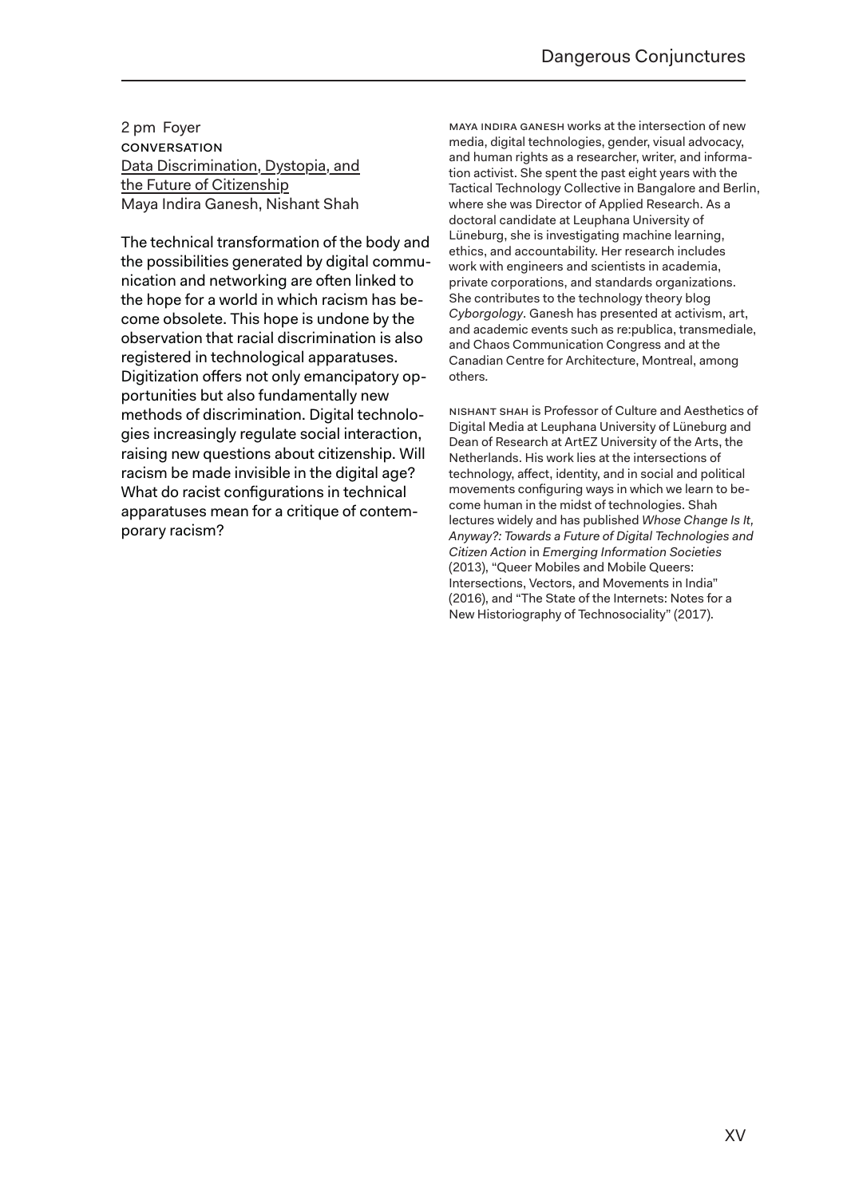2 pm Foyer
CONVERSATION
Data Discrimination, Dystopia, and the Future of Citizenship
Maya Indira Ganesh, Nishant Shah

The technical transformation of the body and the possibilities generated by digital communication and networking are often linked to the hope for a world in which racism has become obsolete. This hope is undone by the observation that racial discrimination is also registered in technological apparatuses. Digitization offers not only emancipatory opportunities but also fundamentally new methods of discrimination. Digital technologies increasingly regulate social interaction, raising new questions about citizenship. Will racism be made invisible in the digital age? What do racist configurations in technical apparatuses mean for a critique of contemporary racism?

MAYA INDIRA GANESH works at the intersection of new media, digital technologies, gender, visual advocacy, and human rights as a researcher, writer, and information activist. She spent the past eight years with the Tactical Technology Collective in Bangalore and Berlin, where she was Director of Applied Research. As a doctoral candidate at Leuphana University of Lüneburg, she is investigating machine learning, ethics, and accountability. Her research includes work with engineers and scientists in academia, private corporations, and standards organizations. She contributes to the technology theory blog *Cyborgology*. Ganesh has presented at activism, art, and academic events such as re:publica, transmediale, and Chaos Communication Congress and at the Canadian Centre for Architecture, Montreal, among others.

NISHANT SHAH is Professor of Culture and Aesthetics of Digital Media at Leuphana University of Lüneburg and Dean of Research at ArtEZ University of the Arts, the Netherlands. His work lies at the intersections of technology, affect, identity, and in social and political movements configuring ways in which we learn to become human in the midst of technologies. Shah lectures widely and has published *Whose Change Is It, Anyway?: Towards a Future of Digital Technologies and Citizen Action* in *Emerging Information Societies* (2013), "Queer Mobiles and Mobile Queers: Intersections, Vectors, and Movements in India" (2016), and "The State of the Internets: Notes for a New Historiography of Technosociality" (2017).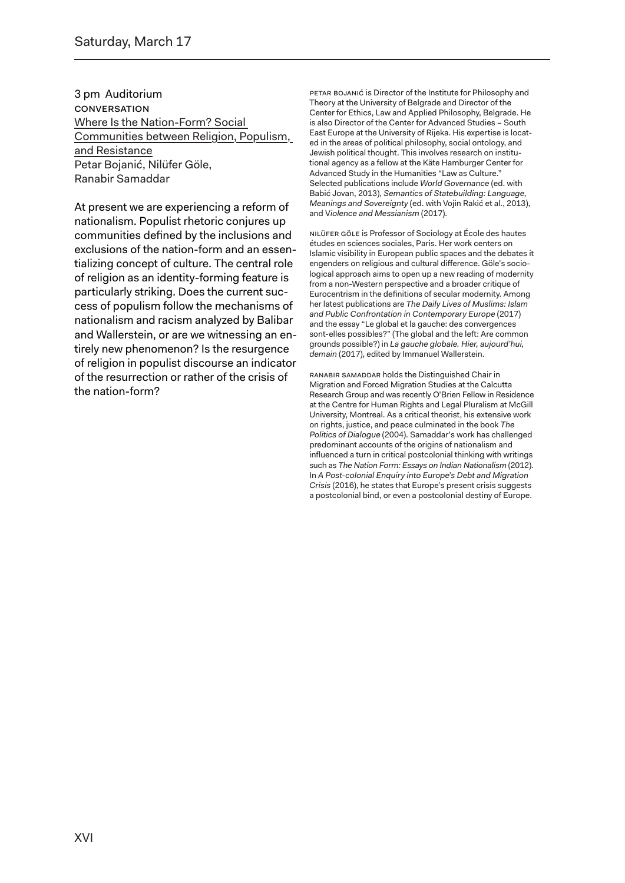## Saturday, March 17

3 pm Auditorium
CONVERSATION
Where Is the Nation-Form? Social Communities between Religion, Populism, and Resistance
Petar Bojanić, Nilüfer Göle, Ranabir Samaddar

At present we are experiencing a reform of nationalism. Populist rhetoric conjures up communities defined by the inclusions and exclusions of the nation-form and an essentializing concept of culture. The central role of religion as an identity-forming feature is particularly striking. Does the current success of populism follow the mechanisms of nationalism and racism analyzed by Balibar and Wallerstein, or are we witnessing an entirely new phenomenon? Is the resurgence of religion in populist discourse an indicator of the resurrection or rather of the crisis of the nation-form?

PETAR BOJANIĆ is Director of the Institute for Philosophy and Theory at the University of Belgrade and Director of the Center for Ethics, Law and Applied Philosophy, Belgrade. He is also Director of the Center for Advanced Studies – South East Europe at the University of Rijeka. His expertise is located in the areas of political philosophy, social ontology, and Jewish political thought. This involves research on institutional agency as a fellow at the Käte Hamburger Center for Advanced Study in the Humanities "Law as Culture." Selected publications include *World Governance* (ed. with Babić Jovan, 2013), *Semantics of Statebuilding: Language, Meanings and Sovereignty* (ed. with Vojin Rakić et al., 2013), and *Violence and Messianism* (2017).

NILÜFER GÖLE is Professor of Sociology at École des hautes études en sciences sociales, Paris. Her work centers on Islamic visibility in European public spaces and the debates it engenders on religious and cultural difference. Göle's sociological approach aims to open up a new reading of modernity from a non-Western perspective and a broader critique of Eurocentrism in the definitions of secular modernity. Among her latest publications are *The Daily Lives of Muslims: Islam and Public Confrontation in Contemporary Europe* (2017) and the essay "Le global et la gauche: des convergences sont-elles possibles?" (The global and the left: Are common grounds possible?) in *La gauche globale. Hier, aujourd'hui, demain* (2017), edited by Immanuel Wallerstein.

RANABIR SAMADDAR holds the Distinguished Chair in Migration and Forced Migration Studies at the Calcutta Research Group and was recently O'Brien Fellow in Residence at the Centre for Human Rights and Legal Pluralism at McGill University, Montreal. As a critical theorist, his extensive work on rights, justice, and peace culminated in the book *The Politics of Dialogue* (2004). Samaddar's work has challenged predominant accounts of the origins of nationalism and influenced a turn in critical postcolonial thinking with writings such as *The Nation Form: Essays on Indian Nationalism* (2012). In *A Post-colonial Enquiry into Europe's Debt and Migration Crisis* (2016), he states that Europe's present crisis suggests a postcolonial bind, or even a postcolonial destiny of Europe.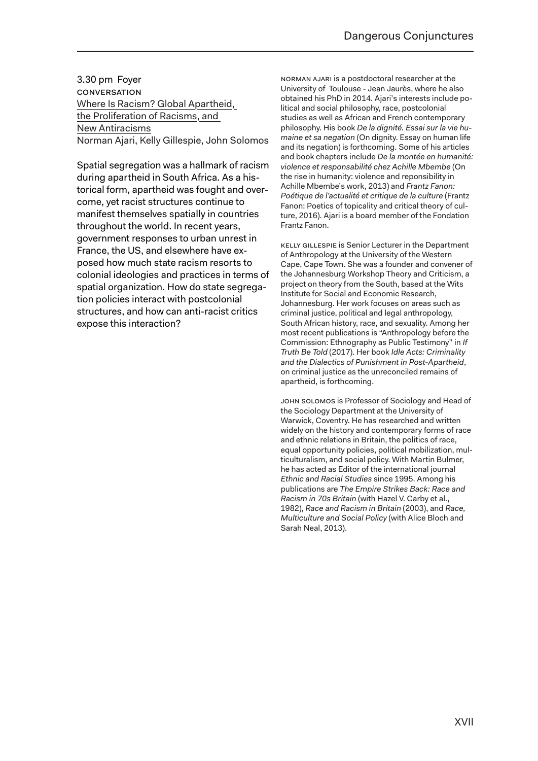3.30 pm Foyer

CONVERSATION

Where Is Racism? Global Apartheid, the Proliferation of Racisms, and New Antiracisms

Norman Ajari, Kelly Gillespie, John Solomos

Spatial segregation was a hallmark of racism during apartheid in South Africa. As a historical form, apartheid was fought and overcome, yet racist structures continue to manifest themselves spatially in countries throughout the world. In recent years, government responses to urban unrest in France, the US, and elsewhere have exposed how much state racism resorts to colonial ideologies and practices in terms of spatial organization. How do state segregation policies interact with postcolonial structures, and how can anti-racist critics expose this interaction?

NORMAN AJARI is a postdoctoral researcher at the University of Toulouse - Jean Jaurès, where he also obtained his PhD in 2014. Ajari's interests include political and social philosophy, race, postcolonial studies as well as African and French contemporary philosophy. His book *De la dignité. Essai sur la vie humaine et sa negation* (On dignity. Essay on human life and its negation) is forthcoming. Some of his articles and book chapters include *De la montée en humanité: violence et responsabilité chez Achille Mbembe* (On the rise in humanity: violence and reponsibility in Achille Mbembe's work, 2013) and *Frantz Fanon: Poétique de l'actualité et critique de la culture* (Frantz Fanon: Poetics of topicality and critical theory of culture, 2016). Ajari is a board member of the Fondation Frantz Fanon.

KELLY GILLESPIE is Senior Lecturer in the Department of Anthropology at the University of the Western Cape, Cape Town. She was a founder and convener of the Johannesburg Workshop Theory and Criticism, a project on theory from the South, based at the Wits Institute for Social and Economic Research, Johannesburg. Her work focuses on areas such as criminal justice, political and legal anthropology, South African history, race, and sexuality. Among her most recent publications is "Anthropology before the Commission: Ethnography as Public Testimony" in *If Truth Be Told* (2017). Her book *Idle Acts: Criminality and the Dialectics of Punishment in Post-Apartheid*, on criminal justice as the unreconciled remains of apartheid, is forthcoming.

JOHN SOLOMOS is Professor of Sociology and Head of the Sociology Department at the University of Warwick, Coventry. He has researched and written widely on the history and contemporary forms of race and ethnic relations in Britain, the politics of race, equal opportunity policies, political mobilization, multiculturalism, and social policy. With Martin Bulmer, he has acted as Editor of the international journal *Ethnic and Racial Studies* since 1995. Among his publications are *The Empire Strikes Back: Race and Racism in 70s Britain* (with Hazel V. Carby et al., 1982), *Race and Racism in Britain* (2003), and *Race, Multiculture and Social Policy* (with Alice Bloch and Sarah Neal, 2013).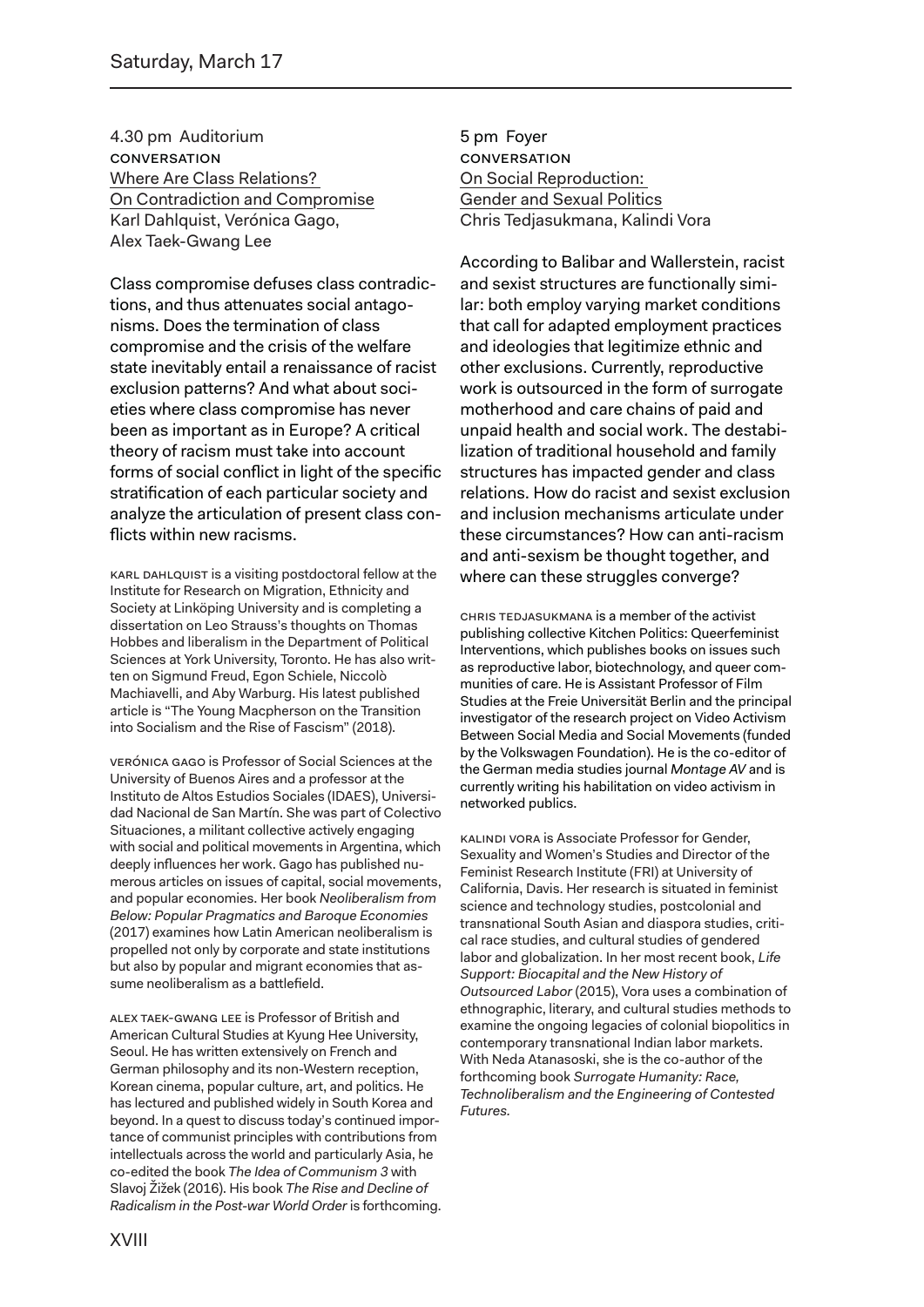## Saturday, March 17

4.30 pm Auditorium
CONVERSATION
Where Are Class Relations? On Contradiction and Compromise
Karl Dahlquist, Verónica Gago, Alex Taek-Gwang Lee

Class compromise defuses class contradictions, and thus attenuates social antagonisms. Does the termination of class compromise and the crisis of the welfare state inevitably entail a renaissance of racist exclusion patterns? And what about societies where class compromise has never been as important as in Europe? A critical theory of racism must take into account forms of social conflict in light of the specific stratification of each particular society and analyze the articulation of present class conflicts within new racisms.

KARL DAHLQUIST is a visiting postdoctoral fellow at the Institute for Research on Migration, Ethnicity and Society at Linköping University and is completing a dissertation on Leo Strauss's thoughts on Thomas Hobbes and liberalism in the Department of Political Sciences at York University, Toronto. He has also written on Sigmund Freud, Egon Schiele, Niccolò Machiavelli, and Aby Warburg. His latest published article is "The Young Macpherson on the Transition into Socialism and the Rise of Fascism" (2018).

VERÓNICA GAGO is Professor of Social Sciences at the University of Buenos Aires and a professor at the Instituto de Altos Estudios Sociales (IDAES), Universidad Nacional de San Martín. She was part of Colectivo Situaciones, a militant collective actively engaging with social and political movements in Argentina, which deeply influences her work. Gago has published numerous articles on issues of capital, social movements, and popular economies. Her book *Neoliberalism from Below: Popular Pragmatics and Baroque Economies* (2017) examines how Latin American neoliberalism is propelled not only by corporate and state institutions but also by popular and migrant economies that assume neoliberalism as a battlefield.

ALEX TAEK-GWANG LEE is Professor of British and American Cultural Studies at Kyung Hee University, Seoul. He has written extensively on French and German philosophy and its non-Western reception, Korean cinema, popular culture, art, and politics. He has lectured and published widely in South Korea and beyond. In a quest to discuss today's continued importance of communist principles with contributions from intellectuals across the world and particularly Asia, he co-edited the book *The Idea of Communism 3* with Slavoj Žižek (2016). His book *The Rise and Decline of Radicalism in the Post-war World Order* is forthcoming.

5 pm Foyer
CONVERSATION
On Social Reproduction: Gender and Sexual Politics
Chris Tedjasukmana, Kalindi Vora

According to Balibar and Wallerstein, racist and sexist structures are functionally similar: both employ varying market conditions that call for adapted employment practices and ideologies that legitimize ethnic and other exclusions. Currently, reproductive work is outsourced in the form of surrogate motherhood and care chains of paid and unpaid health and social work. The destabilization of traditional household and family structures has impacted gender and class relations. How do racist and sexist exclusion and inclusion mechanisms articulate under these circumstances? How can anti-racism and anti-sexism be thought together, and where can these struggles converge?

CHRIS TEDJASUKMANA is a member of the activist publishing collective Kitchen Politics: Queerfeminist Interventions, which publishes books on issues such as reproductive labor, biotechnology, and queer communities of care. He is Assistant Professor of Film Studies at the Freie Universität Berlin and the principal investigator of the research project on Video Activism Between Social Media and Social Movements (funded by the Volkswagen Foundation). He is the co-editor of the German media studies journal *Montage AV* and is currently writing his habilitation on video activism in networked publics.

KALINDI VORA is Associate Professor for Gender, Sexuality and Women's Studies and Director of the Feminist Research Institute (FRI) at University of California, Davis. Her research is situated in feminist science and technology studies, postcolonial and transnational South Asian and diaspora studies, critical race studies, and cultural studies of gendered labor and globalization. In her most recent book, *Life Support: Biocapital and the New History of Outsourced Labor* (2015), Vora uses a combination of ethnographic, literary, and cultural studies methods to examine the ongoing legacies of colonial biopolitics in contemporary transnational Indian labor markets. With Neda Atanasoski, she is the co-author of the forthcoming book *Surrogate Humanity: Race, Technoliberalism and the Engineering of Contested Futures.*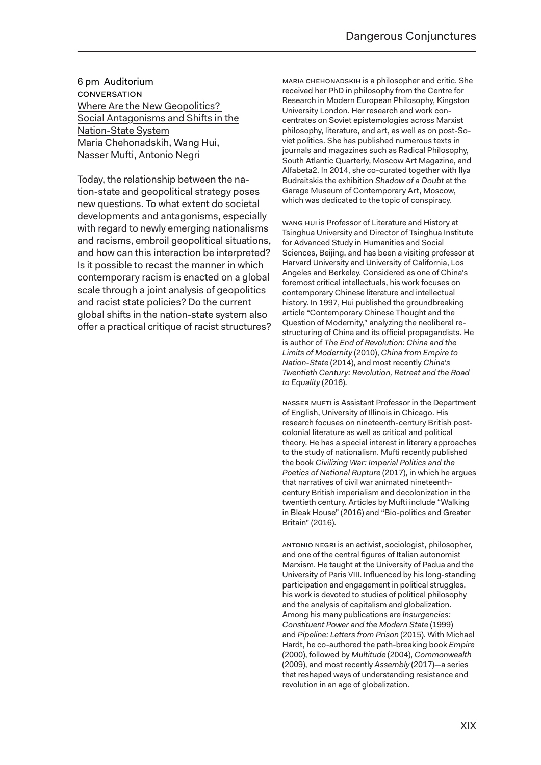6 pm Auditorium
CONVERSATION

## Where Are the New Geopolitics? Social Antagonisms and Shifts in the Nation-State System

Maria Chehonadskih, Wang Hui, Nasser Mufti, Antonio Negri

Today, the relationship between the nation-state and geopolitical strategy poses new questions. To what extent do societal developments and antagonisms, especially with regard to newly emerging nationalisms and racisms, embroil geopolitical situations, and how can this interaction be interpreted? Is it possible to recast the manner in which contemporary racism is enacted on a global scale through a joint analysis of geopolitics and racist state policies? Do the current global shifts in the nation-state system also offer a practical critique of racist structures?

MARIA CHEHONADSKIH is a philosopher and critic. She received her PhD in philosophy from the Centre for Research in Modern European Philosophy, Kingston University London. Her research and work concentrates on Soviet epistemologies across Marxist philosophy, literature, and art, as well as on post-Soviet politics. She has published numerous texts in journals and magazines such as Radical Philosophy, South Atlantic Quarterly, Moscow Art Magazine, and Alfabeta2. In 2014, she co-curated together with Ilya Budraitskis the exhibition *Shadow of a Doubt* at the Garage Museum of Contemporary Art, Moscow, which was dedicated to the topic of conspiracy.

WANG HUI is Professor of Literature and History at Tsinghua University and Director of Tsinghua Institute for Advanced Study in Humanities and Social Sciences, Beijing, and has been a visiting professor at Harvard University and University of California, Los Angeles and Berkeley. Considered as one of China's foremost critical intellectuals, his work focuses on contemporary Chinese literature and intellectual history. In 1997, Hui published the groundbreaking article "Contemporary Chinese Thought and the Question of Modernity," analyzing the neoliberal restructuring of China and its official propagandists. He is author of *The End of Revolution: China and the Limits of Modernity* (2010), *China from Empire to Nation-State* (2014), and most recently *China's Twentieth Century: Revolution, Retreat and the Road to Equality* (2016).

NASSER MUFTI is Assistant Professor in the Department of English, University of Illinois in Chicago. His research focuses on nineteenth-century British postcolonial literature as well as critical and political theory. He has a special interest in literary approaches to the study of nationalism. Mufti recently published the book *Civilizing War: Imperial Politics and the Poetics of National Rupture* (2017), in which he argues that narratives of civil war animated nineteenth-century British imperialism and decolonization in the twentieth century. Articles by Mufti include "Walking in Bleak House" (2016) and "Bio-politics and Greater Britain" (2016).

ANTONIO NEGRI is an activist, sociologist, philosopher, and one of the central figures of Italian autonomist Marxism. He taught at the University of Padua and the University of Paris VIII. Influenced by his long-standing participation and engagement in political struggles, his work is devoted to studies of political philosophy and the analysis of capitalism and globalization. Among his many publications are *Insurgencies: Constituent Power and the Modern State* (1999) and *Pipeline: Letters from Prison* (2015). With Michael Hardt, he co-authored the path-breaking book *Empire* (2000), followed by *Multitude* (2004), *Commonwealth* (2009), and most recently *Assembly* (2017)—a series that reshaped ways of understanding resistance and revolution in an age of globalization.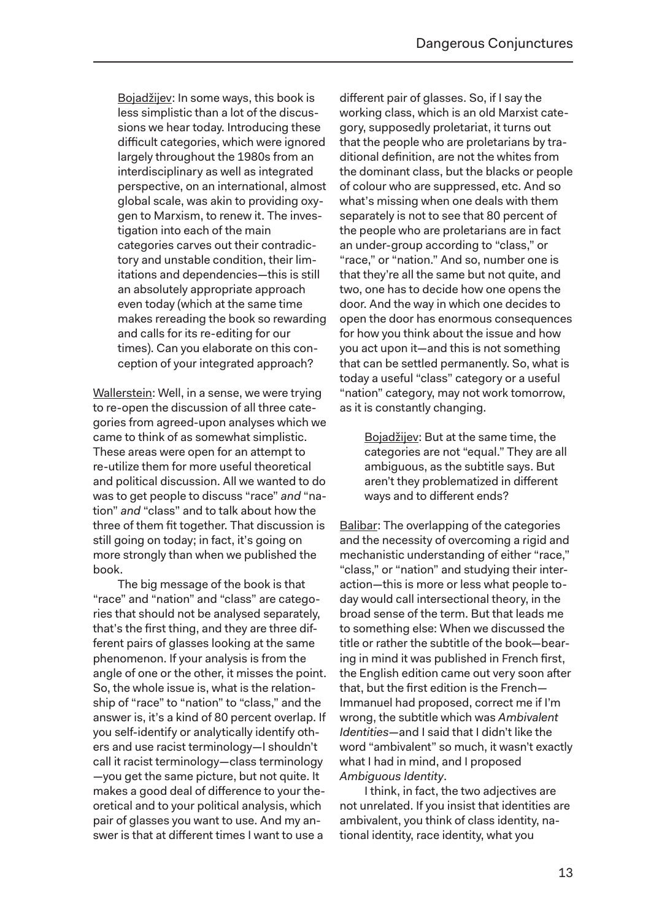Bojadžijev: In some ways, this book is less simplistic than a lot of the discussions we hear today. Introducing these difficult categories, which were ignored largely throughout the 1980s from an interdisciplinary as well as integrated perspective, on an international, almost global scale, was akin to providing oxygen to Marxism, to renew it. The investigation into each of the main categories carves out their contradictory and unstable condition, their limitations and dependencies—this is still an absolutely appropriate approach even today (which at the same time makes rereading the book so rewarding and calls for its re-editing for our times). Can you elaborate on this conception of your integrated approach?

Wallerstein: Well, in a sense, we were trying to re-open the discussion of all three categories from agreed-upon analyses which we came to think of as somewhat simplistic. These areas were open for an attempt to re-utilize them for more useful theoretical and political discussion. All we wanted to do was to get people to discuss "race" *and* "nation" *and* "class" and to talk about how the three of them fit together. That discussion is still going on today; in fact, it's going on more strongly than when we published the book.

The big message of the book is that "race" and "nation" and "class" are categories that should not be analysed separately, that's the first thing, and they are three different pairs of glasses looking at the same phenomenon. If your analysis is from the angle of one or the other, it misses the point. So, the whole issue is, what is the relationship of "race" to "nation" to "class," and the answer is, it's a kind of 80 percent overlap. If you self-identify or analytically identify others and use racist terminology—I shouldn't call it racist terminology—class terminology—you get the same picture, but not quite. It makes a good deal of difference to your theoretical and to your political analysis, which pair of glasses you want to use. And my answer is that at different times I want to use a different pair of glasses. So, if I say the working class, which is an old Marxist category, supposedly proletariat, it turns out that the people who are proletarians by traditional definition, are not the whites from the dominant class, but the blacks or people of colour who are suppressed, etc. And so what's missing when one deals with them separately is not to see that 80 percent of the people who are proletarians are in fact an under-group according to "class," or "race," or "nation." And so, number one is that they're all the same but not quite, and two, one has to decide how one opens the door. And the way in which one decides to open the door has enormous consequences for how you think about the issue and how you act upon it—and this is not something that can be settled permanently. So, what is today a useful "class" category or a useful "nation" category, may not work tomorrow, as it is constantly changing.

Bojadžijev: But at the same time, the categories are not "equal." They are all ambiguous, as the subtitle says. But aren't they problematized in different ways and to different ends?

Balibar: The overlapping of the categories and the necessity of overcoming a rigid and mechanistic understanding of either "race," "class," or "nation" and studying their interaction—this is more or less what people today would call intersectional theory, in the broad sense of the term. But that leads me to something else: When we discussed the title or rather the subtitle of the book—bearing in mind it was published in French first, the English edition came out very soon after that, but the first edition is the French—Immanuel had proposed, correct me if I'm wrong, the subtitle which was *Ambivalent Identities*—and I said that I didn't like the word "ambivalent" so much, it wasn't exactly what I had in mind, and I proposed *Ambiguous Identity*.

I think, in fact, the two adjectives are not unrelated. If you insist that identities are ambivalent, you think of class identity, national identity, race identity, what you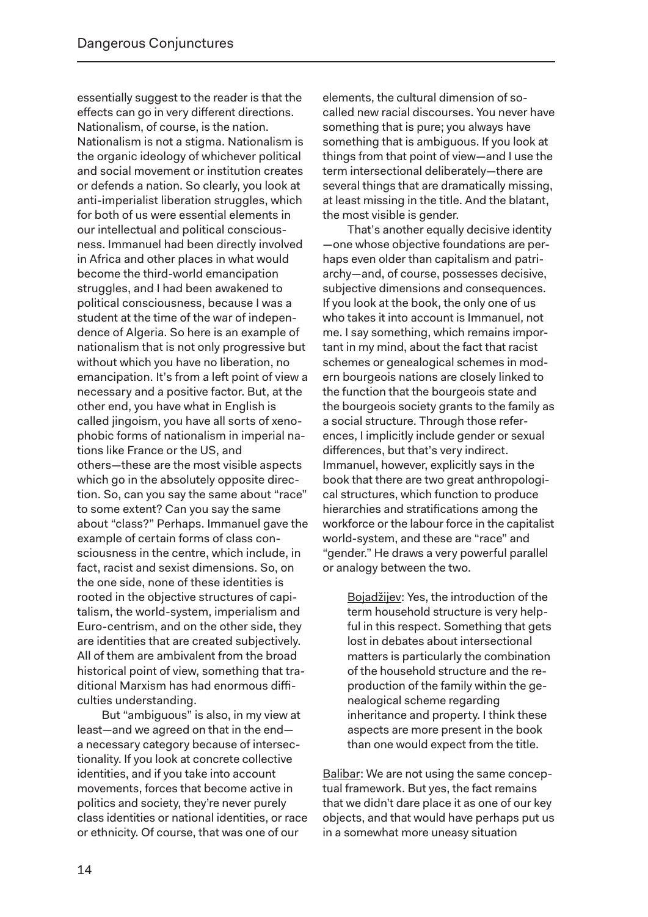essentially suggest to the reader is that the effects can go in very different directions. Nationalism, of course, is the nation. Nationalism is not a stigma. Nationalism is the organic ideology of whichever political and social movement or institution creates or defends a nation. So clearly, you look at anti-imperialist liberation struggles, which for both of us were essential elements in our intellectual and political consciousness. Immanuel had been directly involved in Africa and other places in what would become the third-world emancipation struggles, and I had been awakened to political consciousness, because I was a student at the time of the war of independence of Algeria. So here is an example of nationalism that is not only progressive but without which you have no liberation, no emancipation. It's from a left point of view a necessary and a positive factor. But, at the other end, you have what in English is called jingoism, you have all sorts of xenophobic forms of nationalism in imperial nations like France or the US, and others—these are the most visible aspects which go in the absolutely opposite direction. So, can you say the same about "race" to some extent? Can you say the same about "class?" Perhaps. Immanuel gave the example of certain forms of class consciousness in the centre, which include, in fact, racist and sexist dimensions. So, on the one side, none of these identities is rooted in the objective structures of capitalism, the world-system, imperialism and Euro-centrism, and on the other side, they are identities that are created subjectively. All of them are ambivalent from the broad historical point of view, something that traditional Marxism has had enormous difficulties understanding.

But "ambiguous" is also, in my view at least—and we agreed on that in the end—a necessary category because of intersectionality. If you look at concrete collective identities, and if you take into account movements, forces that become active in politics and society, they're never purely class identities or national identities, or race or ethnicity. Of course, that was one of our elements, the cultural dimension of so-called new racial discourses. You never have something that is pure; you always have something that is ambiguous. If you look at things from that point of view—and I use the term intersectional deliberately—there are several things that are dramatically missing, at least missing in the title. And the blatant, the most visible is gender.

That's another equally decisive identity—one whose objective foundations are perhaps even older than capitalism and patriarchy—and, of course, possesses decisive, subjective dimensions and consequences. If you look at the book, the only one of us who takes it into account is Immanuel, not me. I say something, which remains important in my mind, about the fact that racist schemes or genealogical schemes in modern bourgeois nations are closely linked to the function that the bourgeois state and the bourgeois society grants to the family as a social structure. Through those references, I implicitly include gender or sexual differences, but that's very indirect. Immanuel, however, explicitly says in the book that there are two great anthropological structures, which function to produce hierarchies and stratifications among the workforce or the labour force in the capitalist world-system, and these are "race" and "gender." He draws a very powerful parallel or analogy between the two.

> Bojadžijev: Yes, the introduction of the term household structure is very helpful in this respect. Something that gets lost in debates about intersectional matters is particularly the combination of the household structure and the reproduction of the family within the genealogical scheme regarding inheritance and property. I think these aspects are more present in the book than one would expect from the title.

Balibar: We are not using the same conceptual framework. But yes, the fact remains that we didn't dare place it as one of our key objects, and that would have perhaps put us in a somewhat more uneasy situation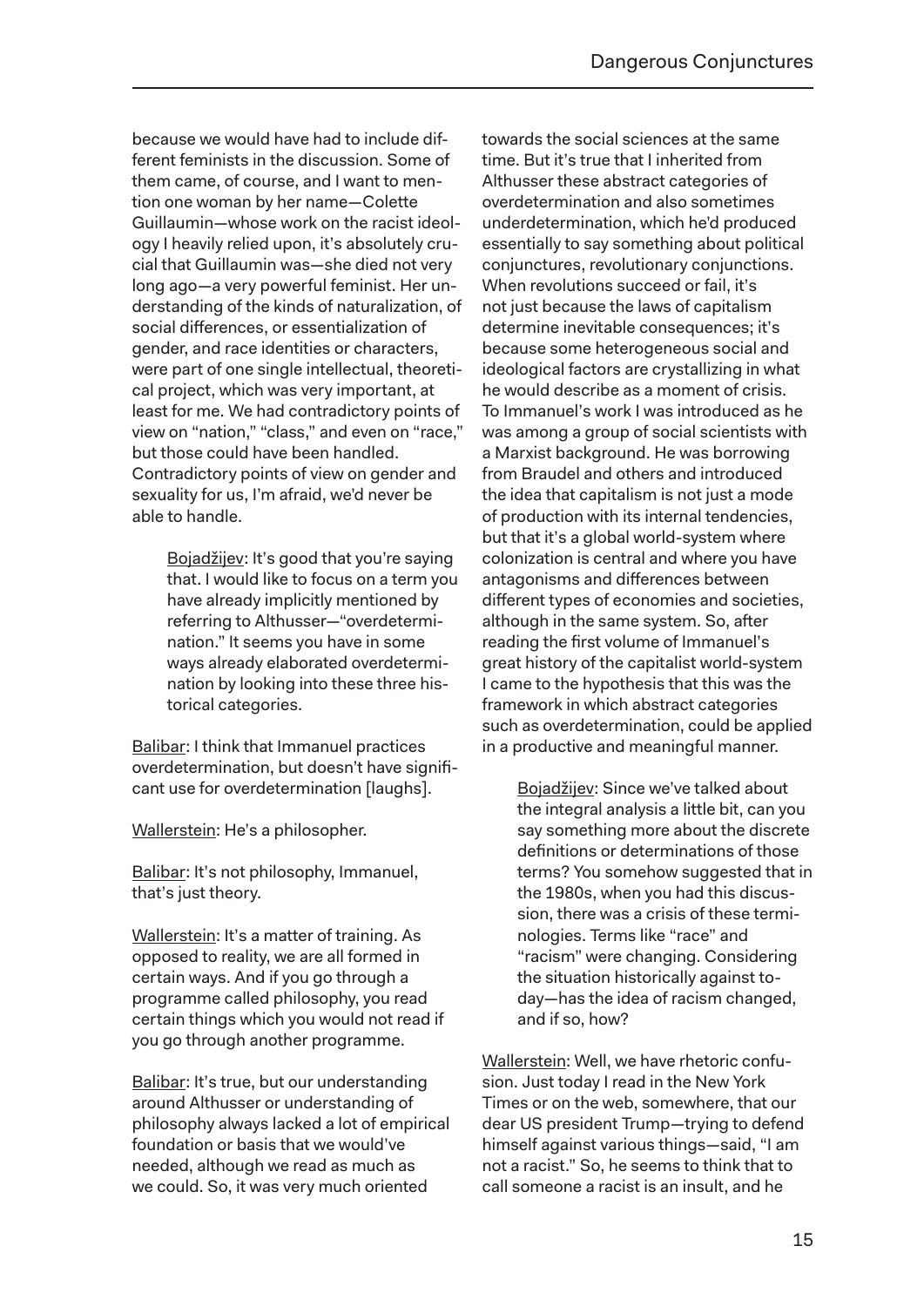because we would have had to include different feminists in the discussion. Some of them came, of course, and I want to mention one woman by her name—Colette Guillaumin—whose work on the racist ideology I heavily relied upon, it's absolutely crucial that Guillaumin was—she died not very long ago—a very powerful feminist. Her understanding of the kinds of naturalization, of social differences, or essentialization of gender, and race identities or characters, were part of one single intellectual, theoretical project, which was very important, at least for me. We had contradictory points of view on "nation," "class," and even on "race," but those could have been handled. Contradictory points of view on gender and sexuality for us, I'm afraid, we'd never be able to handle.

> Bojadžijev: It's good that you're saying that. I would like to focus on a term you have already implicitly mentioned by referring to Althusser—"overdetermination." It seems you have in some ways already elaborated overdetermination by looking into these three historical categories.

Balibar: I think that Immanuel practices overdetermination, but doesn't have significant use for overdetermination [laughs].

Wallerstein: He's a philosopher.

Balibar: It's not philosophy, Immanuel, that's just theory.

Wallerstein: It's a matter of training. As opposed to reality, we are all formed in certain ways. And if you go through a programme called philosophy, you read certain things which you would not read if you go through another programme.

Balibar: It's true, but our understanding around Althusser or understanding of philosophy always lacked a lot of empirical foundation or basis that we would've needed, although we read as much as we could. So, it was very much oriented towards the social sciences at the same time. But it's true that I inherited from Althusser these abstract categories of overdetermination and also sometimes underdetermination, which he'd produced essentially to say something about political conjunctures, revolutionary conjunctions. When revolutions succeed or fail, it's not just because the laws of capitalism determine inevitable consequences; it's because some heterogeneous social and ideological factors are crystallizing in what he would describe as a moment of crisis. To Immanuel's work I was introduced as he was among a group of social scientists with a Marxist background. He was borrowing from Braudel and others and introduced the idea that capitalism is not just a mode of production with its internal tendencies, but that it's a global world-system where colonization is central and where you have antagonisms and differences between different types of economies and societies, although in the same system. So, after reading the first volume of Immanuel's great history of the capitalist world-system I came to the hypothesis that this was the framework in which abstract categories such as overdetermination, could be applied in a productive and meaningful manner.

> Bojadžijev: Since we've talked about the integral analysis a little bit, can you say something more about the discrete definitions or determinations of those terms? You somehow suggested that in the 1980s, when you had this discussion, there was a crisis of these terminologies. Terms like "race" and "racism" were changing. Considering the situation historically against today—has the idea of racism changed, and if so, how?

Wallerstein: Well, we have rhetoric confusion. Just today I read in the New York Times or on the web, somewhere, that our dear US president Trump—trying to defend himself against various things—said, "I am not a racist." So, he seems to think that to call someone a racist is an insult, and he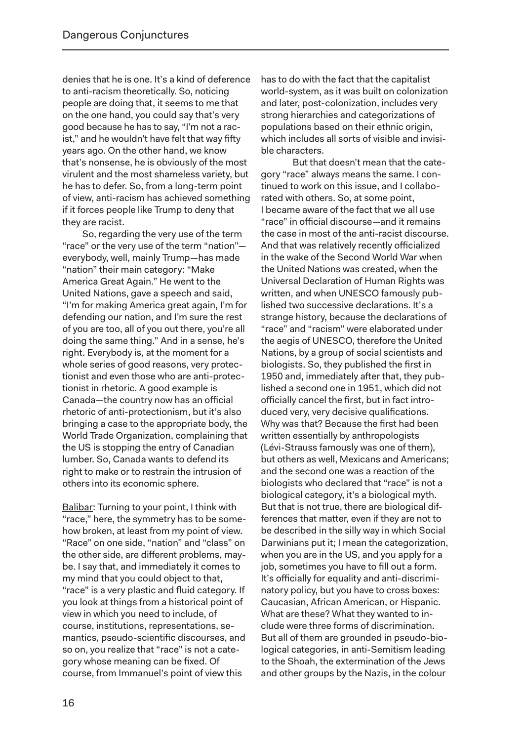denies that he is one. It's a kind of deference to anti-racism theoretically. So, noticing people are doing that, it seems to me that on the one hand, you could say that's very good because he has to say, "I'm not a racist," and he wouldn't have felt that way fifty years ago. On the other hand, we know that's nonsense, he is obviously of the most virulent and the most shameless variety, but he has to defer. So, from a long-term point of view, anti-racism has achieved something if it forces people like Trump to deny that they are racist.

So, regarding the very use of the term "race" or the very use of the term "nation"—everybody, well, mainly Trump—has made "nation" their main category: "Make America Great Again." He went to the United Nations, gave a speech and said, "I'm for making America great again, I'm for defending our nation, and I'm sure the rest of you are too, all of you out there, you're all doing the same thing." And in a sense, he's right. Everybody is, at the moment for a whole series of good reasons, very protectionist and even those who are anti-protectionist in rhetoric. A good example is Canada—the country now has an official rhetoric of anti-protectionism, but it's also bringing a case to the appropriate body, the World Trade Organization, complaining that the US is stopping the entry of Canadian lumber. So, Canada wants to defend its right to make or to restrain the intrusion of others into its economic sphere.

Balibar: Turning to your point, I think with "race," here, the symmetry has to be somehow broken, at least from my point of view. "Race" on one side, "nation" and "class" on the other side, are different problems, maybe. I say that, and immediately it comes to my mind that you could object to that, "race" is a very plastic and fluid category. If you look at things from a historical point of view in which you need to include, of course, institutions, representations, semantics, pseudo-scientific discourses, and so on, you realize that "race" is not a category whose meaning can be fixed. Of course, from Immanuel's point of view this has to do with the fact that the capitalist world-system, as it was built on colonization and later, post-colonization, includes very strong hierarchies and categorizations of populations based on their ethnic origin, which includes all sorts of visible and invisible characters.

But that doesn't mean that the category "race" always means the same. I continued to work on this issue, and I collaborated with others. So, at some point, I became aware of the fact that we all use "race" in official discourse—and it remains the case in most of the anti-racist discourse. And that was relatively recently officialized in the wake of the Second World War when the United Nations was created, when the Universal Declaration of Human Rights was written, and when UNESCO famously published two successive declarations. It's a strange history, because the declarations of "race" and "racism" were elaborated under the aegis of UNESCO, therefore the United Nations, by a group of social scientists and biologists. So, they published the first in 1950 and, immediately after that, they published a second one in 1951, which did not officially cancel the first, but in fact introduced very, very decisive qualifications. Why was that? Because the first had been written essentially by anthropologists (Lévi-Strauss famously was one of them), but others as well, Mexicans and Americans; and the second one was a reaction of the biologists who declared that "race" is not a biological category, it's a biological myth. But that is not true, there are biological differences that matter, even if they are not to be described in the silly way in which Social Darwinians put it; I mean the categorization, when you are in the US, and you apply for a job, sometimes you have to fill out a form. It's officially for equality and anti-discriminatory policy, but you have to cross boxes: Caucasian, African American, or Hispanic. What are these? What they wanted to include were three forms of discrimination. But all of them are grounded in pseudo-biological categories, in anti-Semitism leading to the Shoah, the extermination of the Jews and other groups by the Nazis, in the colour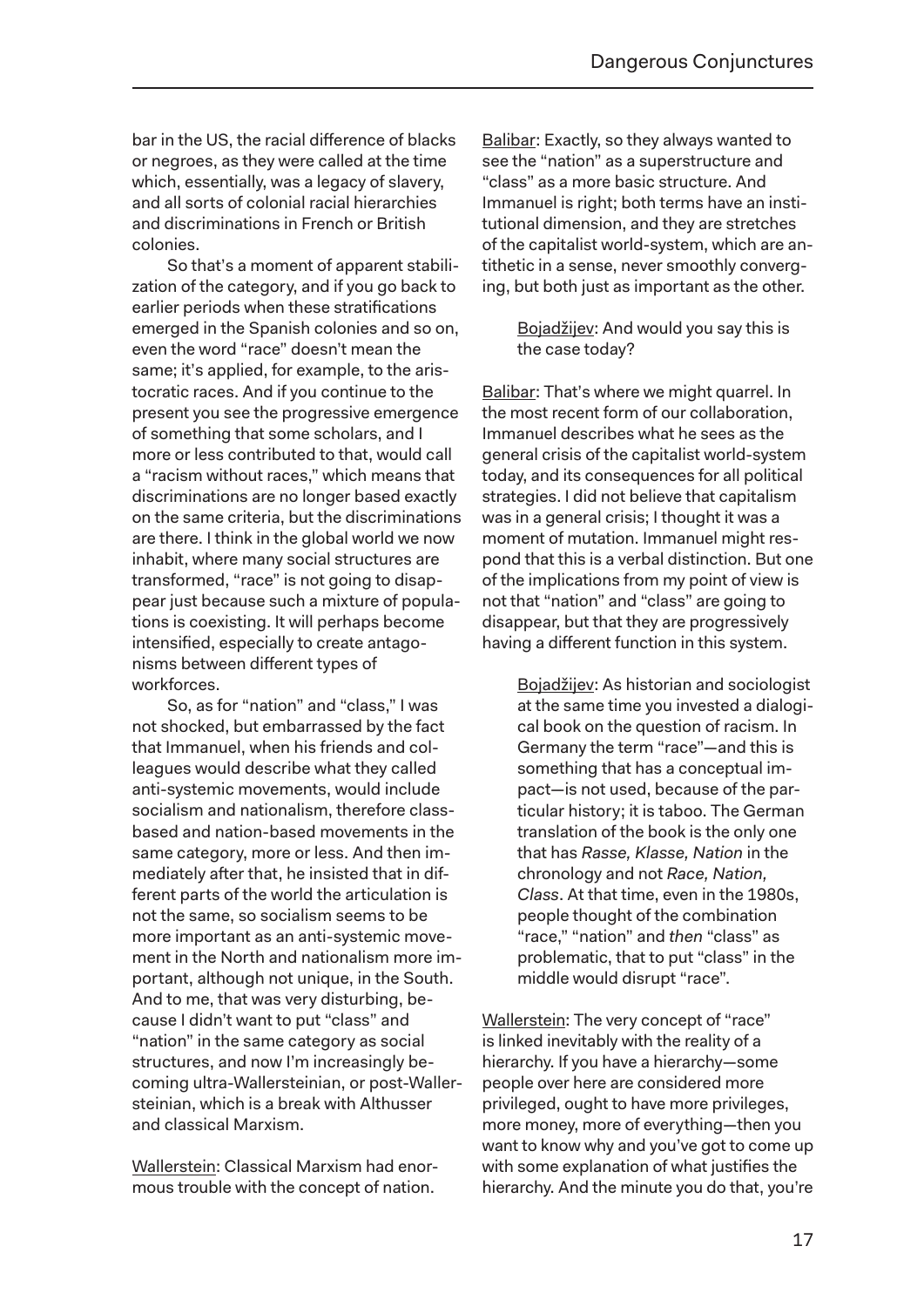bar in the US, the racial difference of blacks or negroes, as they were called at the time which, essentially, was a legacy of slavery, and all sorts of colonial racial hierarchies and discriminations in French or British colonies.

So that's a moment of apparent stabilization of the category, and if you go back to earlier periods when these stratifications emerged in the Spanish colonies and so on, even the word "race" doesn't mean the same; it's applied, for example, to the aristocratic races. And if you continue to the present you see the progressive emergence of something that some scholars, and I more or less contributed to that, would call a "racism without races," which means that discriminations are no longer based exactly on the same criteria, but the discriminations are there. I think in the global world we now inhabit, where many social structures are transformed, "race" is not going to disappear just because such a mixture of populations is coexisting. It will perhaps become intensified, especially to create antagonisms between different types of workforces.

So, as for "nation" and "class," I was not shocked, but embarrassed by the fact that Immanuel, when his friends and colleagues would describe what they called anti-systemic movements, would include socialism and nationalism, therefore class-based and nation-based movements in the same category, more or less. And then immediately after that, he insisted that in different parts of the world the articulation is not the same, so socialism seems to be more important as an anti-systemic movement in the North and nationalism more important, although not unique, in the South. And to me, that was very disturbing, because I didn't want to put "class" and "nation" in the same category as social structures, and now I'm increasingly becoming ultra-Wallersteinian, or post-Wallersteinian, which is a break with Althusser and classical Marxism.

Wallerstein: Classical Marxism had enormous trouble with the concept of nation.

Balibar: Exactly, so they always wanted to see the "nation" as a superstructure and "class" as a more basic structure. And Immanuel is right; both terms have an institutional dimension, and they are stretches of the capitalist world-system, which are antithetic in a sense, never smoothly converging, but both just as important as the other.

> Bojadžijev: And would you say this is the case today?

Balibar: That's where we might quarrel. In the most recent form of our collaboration, Immanuel describes what he sees as the general crisis of the capitalist world-system today, and its consequences for all political strategies. I did not believe that capitalism was in a general crisis; I thought it was a moment of mutation. Immanuel might respond that this is a verbal distinction. But one of the implications from my point of view is not that "nation" and "class" are going to disappear, but that they are progressively having a different function in this system.

> Bojadžijev: As historian and sociologist at the same time you invested a dialogical book on the question of racism. In Germany the term "race"—and this is something that has a conceptual impact—is not used, because of the particular history; it is taboo. The German translation of the book is the only one that has *Rasse, Klasse, Nation* in the chronology and not *Race, Nation, Class*. At that time, even in the 1980s, people thought of the combination "race," "nation" and *then* "class" as problematic, that to put "class" in the middle would disrupt "race".

Wallerstein: The very concept of "race" is linked inevitably with the reality of a hierarchy. If you have a hierarchy—some people over here are considered more privileged, ought to have more privileges, more money, more of everything—then you want to know why and you've got to come up with some explanation of what justifies the hierarchy. And the minute you do that, you're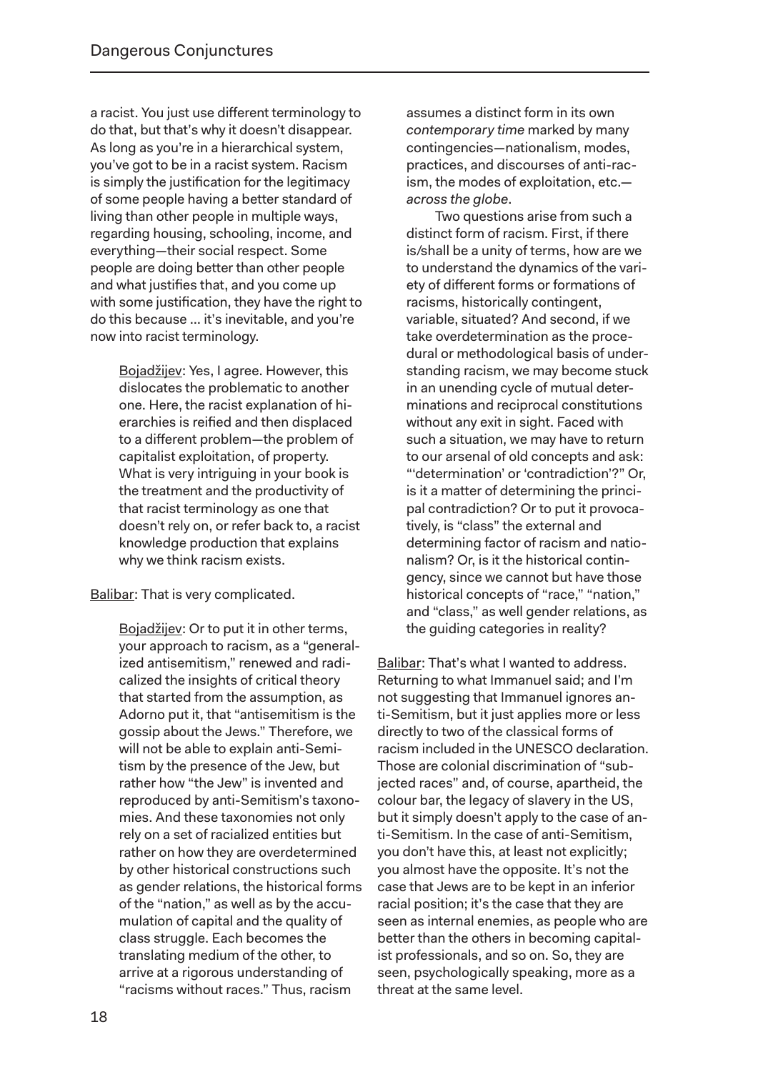a racist. You just use different terminology to do that, but that's why it doesn't disappear. As long as you're in a hierarchical system, you've got to be in a racist system. Racism is simply the justification for the legitimacy of some people having a better standard of living than other people in multiple ways, regarding housing, schooling, income, and everything—their social respect. Some people are doing better than other people and what justifies that, and you come up with some justification, they have the right to do this because ... it's inevitable, and you're now into racist terminology.

> Bojadžijev: Yes, I agree. However, this dislocates the problematic to another one. Here, the racist explanation of hierarchies is reified and then displaced to a different problem—the problem of capitalist exploitation, of property. What is very intriguing in your book is the treatment and the productivity of that racist terminology as one that doesn't rely on, or refer back to, a racist knowledge production that explains why we think racism exists.

Balibar: That is very complicated.

> Bojadžijev: Or to put it in other terms, your approach to racism, as a "generalized antisemitism," renewed and radicalized the insights of critical theory that started from the assumption, as Adorno put it, that "antisemitism is the gossip about the Jews." Therefore, we will not be able to explain anti-Semitism by the presence of the Jew, but rather how "the Jew" is invented and reproduced by anti-Semitism's taxonomies. And these taxonomies not only rely on a set of racialized entities but rather on how they are overdetermined by other historical constructions such as gender relations, the historical forms of the "nation," as well as by the accumulation of capital and the quality of class struggle. Each becomes the translating medium of the other, to arrive at a rigorous understanding of "racisms without races." Thus, racism assumes a distinct form in its own *contemporary time* marked by many contingencies—nationalism, modes, practices, and discourses of anti-racism, the modes of exploitation, etc.—*across the globe*.
>
> Two questions arise from such a distinct form of racism. First, if there is/shall be a unity of terms, how are we to understand the dynamics of the variety of different forms or formations of racisms, historically contingent, variable, situated? And second, if we take overdetermination as the procedural or methodological basis of understanding racism, we may become stuck in an unending cycle of mutual determinations and reciprocal constitutions without any exit in sight. Faced with such a situation, we may have to return to our arsenal of old concepts and ask: "'determination' or 'contradiction'?" Or, is it a matter of determining the principal contradiction? Or to put it provocatively, is "class" the external and determining factor of racism and nationalism? Or, is it the historical contingency, since we cannot but have those historical concepts of "race," "nation," and "class," as well gender relations, as the guiding categories in reality?

Balibar: That's what I wanted to address. Returning to what Immanuel said; and I'm not suggesting that Immanuel ignores anti-Semitism, but it just applies more or less directly to two of the classical forms of racism included in the UNESCO declaration. Those are colonial discrimination of "subjected races" and, of course, apartheid, the colour bar, the legacy of slavery in the US, but it simply doesn't apply to the case of anti-Semitism. In the case of anti-Semitism, you don't have this, at least not explicitly; you almost have the opposite. It's not the case that Jews are to be kept in an inferior racial position; it's the case that they are seen as internal enemies, as people who are better than the others in becoming capitalist professionals, and so on. So, they are seen, psychologically speaking, more as a threat at the same level.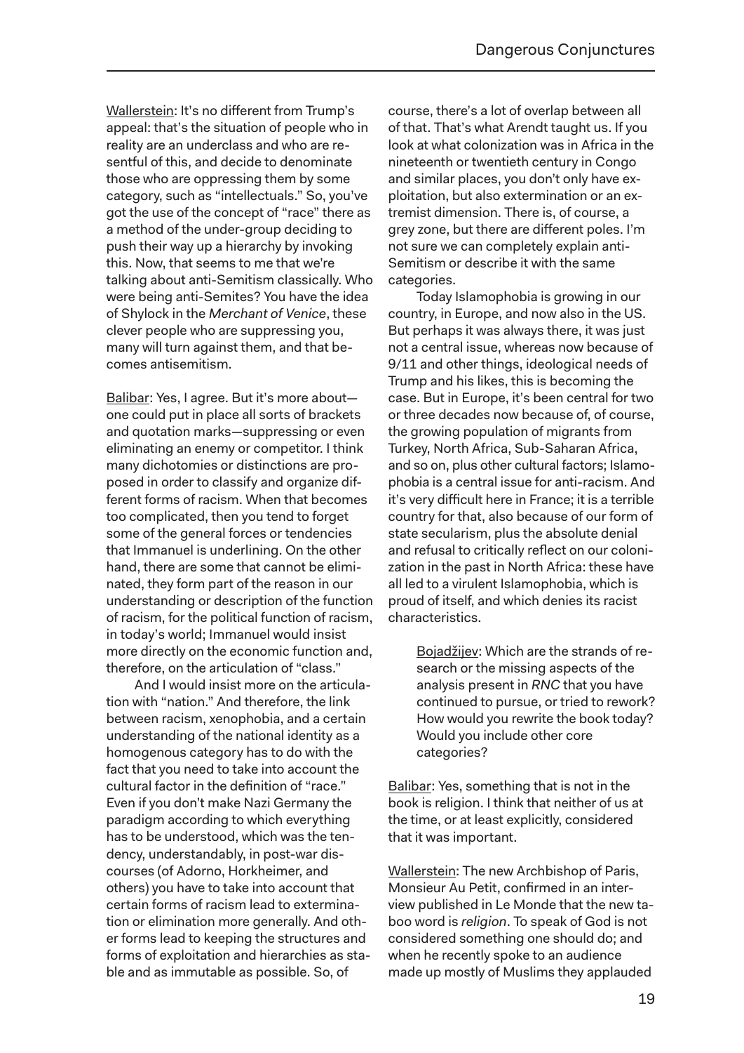Wallerstein: It's no different from Trump's appeal: that's the situation of people who in reality are an underclass and who are resentful of this, and decide to denominate those who are oppressing them by some category, such as "intellectuals." So, you've got the use of the concept of "race" there as a method of the under-group deciding to push their way up a hierarchy by invoking this. Now, that seems to me that we're talking about anti-Semitism classically. Who were being anti-Semites? You have the idea of Shylock in the *Merchant of Venice*, these clever people who are suppressing you, many will turn against them, and that becomes antisemitism.

Balibar: Yes, I agree. But it's more about—one could put in place all sorts of brackets and quotation marks—suppressing or even eliminating an enemy or competitor. I think many dichotomies or distinctions are proposed in order to classify and organize different forms of racism. When that becomes too complicated, then you tend to forget some of the general forces or tendencies that Immanuel is underlining. On the other hand, there are some that cannot be eliminated, they form part of the reason in our understanding or description of the function of racism, for the political function of racism, in today's world; Immanuel would insist more directly on the economic function and, therefore, on the articulation of "class."

And I would insist more on the articulation with "nation." And therefore, the link between racism, xenophobia, and a certain understanding of the national identity as a homogenous category has to do with the fact that you need to take into account the cultural factor in the definition of "race." Even if you don't make Nazi Germany the paradigm according to which everything has to be understood, which was the tendency, understandably, in post-war discourses (of Adorno, Horkheimer, and others) you have to take into account that certain forms of racism lead to extermination or elimination more generally. And other forms lead to keeping the structures and forms of exploitation and hierarchies as stable and as immutable as possible. So, of course, there's a lot of overlap between all of that. That's what Arendt taught us. If you look at what colonization was in Africa in the nineteenth or twentieth century in Congo and similar places, you don't only have exploitation, but also extermination or an extremist dimension. There is, of course, a grey zone, but there are different poles. I'm not sure we can completely explain anti-Semitism or describe it with the same categories.

Today Islamophobia is growing in our country, in Europe, and now also in the US. But perhaps it was always there, it was just not a central issue, whereas now because of 9/11 and other things, ideological needs of Trump and his likes, this is becoming the case. But in Europe, it's been central for two or three decades now because of, of course, the growing population of migrants from Turkey, North Africa, Sub-Saharan Africa, and so on, plus other cultural factors; Islamophobia is a central issue for anti-racism. And it's very difficult here in France; it is a terrible country for that, also because of our form of state secularism, plus the absolute denial and refusal to critically reflect on our colonization in the past in North Africa: these have all led to a virulent Islamophobia, which is proud of itself, and which denies its racist characteristics.

> Bojadžijev: Which are the strands of research or the missing aspects of the analysis present in *RNC* that you have continued to pursue, or tried to rework? How would you rewrite the book today? Would you include other core categories?

Balibar: Yes, something that is not in the book is religion. I think that neither of us at the time, or at least explicitly, considered that it was important.

Wallerstein: The new Archbishop of Paris, Monsieur Au Petit, confirmed in an interview published in Le Monde that the new taboo word is *religion*. To speak of God is not considered something one should do; and when he recently spoke to an audience made up mostly of Muslims they applauded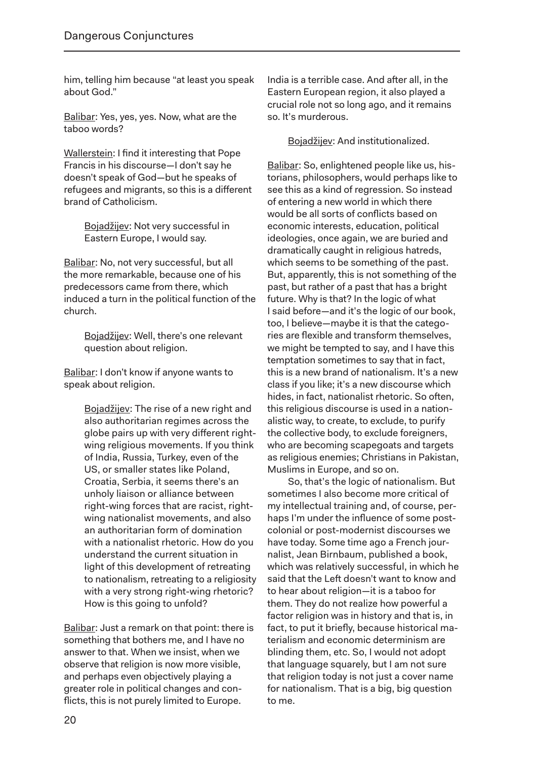him, telling him because "at least you speak about God."

Balibar: Yes, yes, yes. Now, what are the taboo words?

Wallerstein: I find it interesting that Pope Francis in his discourse—I don't say he doesn't speak of God—but he speaks of refugees and migrants, so this is a different brand of Catholicism.

> Bojadžijev: Not very successful in Eastern Europe, I would say.

Balibar: No, not very successful, but all the more remarkable, because one of his predecessors came from there, which induced a turn in the political function of the church.

> Bojadžijev: Well, there's one relevant question about religion.

Balibar: I don't know if anyone wants to speak about religion.

> Bojadžijev: The rise of a new right and also authoritarian regimes across the globe pairs up with very different right-wing religious movements. If you think of India, Russia, Turkey, even of the US, or smaller states like Poland, Croatia, Serbia, it seems there's an unholy liaison or alliance between right-wing forces that are racist, right-wing nationalist movements, and also an authoritarian form of domination with a nationalist rhetoric. How do you understand the current situation in light of this development of retreating to nationalism, retreating to a religiosity with a very strong right-wing rhetoric? How is this going to unfold?

Balibar: Just a remark on that point: there is something that bothers me, and I have no answer to that. When we insist, when we observe that religion is now more visible, and perhaps even objectively playing a greater role in political changes and conflicts, this is not purely limited to Europe. India is a terrible case. And after all, in the Eastern European region, it also played a crucial role not so long ago, and it remains so. It's murderous.

> Bojadžijev: And institutionalized.

Balibar: So, enlightened people like us, historians, philosophers, would perhaps like to see this as a kind of regression. So instead of entering a new world in which there would be all sorts of conflicts based on economic interests, education, political ideologies, once again, we are buried and dramatically caught in religious hatreds, which seems to be something of the past. But, apparently, this is not something of the past, but rather of a past that has a bright future. Why is that? In the logic of what I said before—and it's the logic of our book, too, I believe—maybe it is that the categories are flexible and transform themselves, we might be tempted to say, and I have this temptation sometimes to say that in fact, this is a new brand of nationalism. It's a new class if you like; it's a new discourse which hides, in fact, nationalist rhetoric. So often, this religious discourse is used in a nationalistic way, to create, to exclude, to purify the collective body, to exclude foreigners, who are becoming scapegoats and targets as religious enemies; Christians in Pakistan, Muslims in Europe, and so on.

So, that's the logic of nationalism. But sometimes I also become more critical of my intellectual training and, of course, perhaps I'm under the influence of some postcolonial or post-modernist discourses we have today. Some time ago a French journalist, Jean Birnbaum, published a book, which was relatively successful, in which he said that the Left doesn't want to know and to hear about religion—it is a taboo for them. They do not realize how powerful a factor religion was in history and that is, in fact, to put it briefly, because historical materialism and economic determinism are blinding them, etc. So, I would not adopt that language squarely, but I am not sure that religion today is not just a cover name for nationalism. That is a big, big question to me.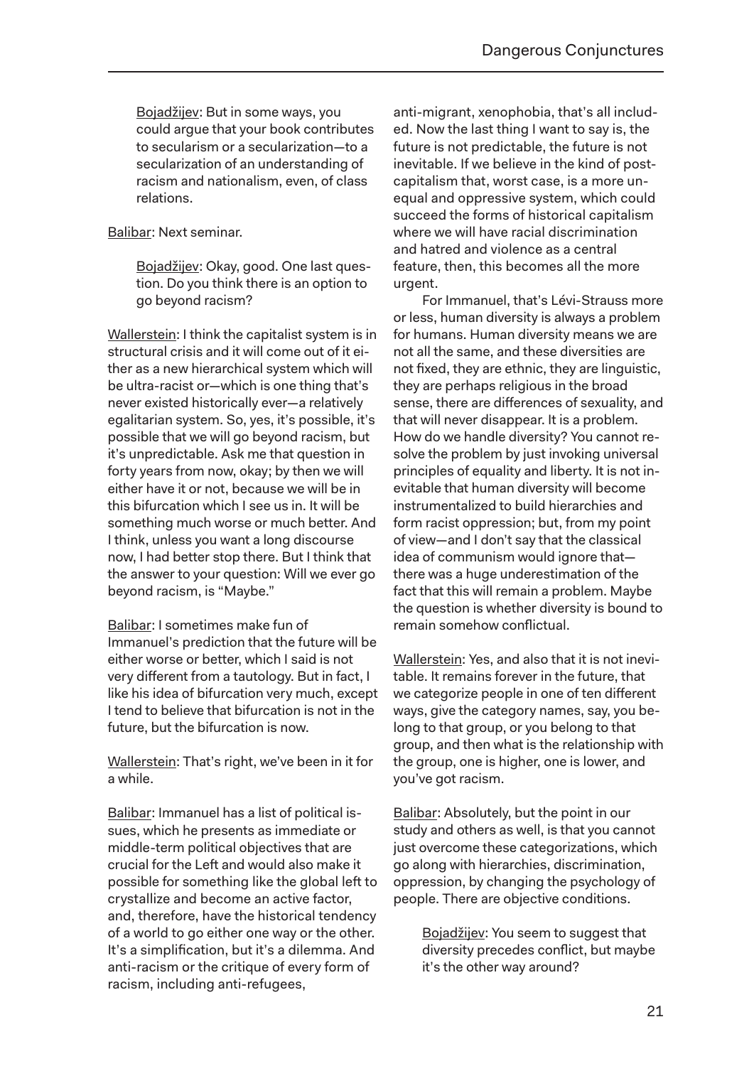Bojadžijev: But in some ways, you could argue that your book contributes to secularism or a secularization—to a secularization of an understanding of racism and nationalism, even, of class relations.

Balibar: Next seminar.

Bojadžijev: Okay, good. One last question. Do you think there is an option to go beyond racism?

Wallerstein: I think the capitalist system is in structural crisis and it will come out of it either as a new hierarchical system which will be ultra-racist or—which is one thing that's never existed historically ever—a relatively egalitarian system. So, yes, it's possible, it's possible that we will go beyond racism, but it's unpredictable. Ask me that question in forty years from now, okay; by then we will either have it or not, because we will be in this bifurcation which I see us in. It will be something much worse or much better. And I think, unless you want a long discourse now, I had better stop there. But I think that the answer to your question: Will we ever go beyond racism, is "Maybe."

Balibar: I sometimes make fun of Immanuel's prediction that the future will be either worse or better, which I said is not very different from a tautology. But in fact, I like his idea of bifurcation very much, except I tend to believe that bifurcation is not in the future, but the bifurcation is now.

Wallerstein: That's right, we've been in it for a while.

Balibar: Immanuel has a list of political issues, which he presents as immediate or middle-term political objectives that are crucial for the Left and would also make it possible for something like the global left to crystallize and become an active factor, and, therefore, have the historical tendency of a world to go either one way or the other. It's a simplification, but it's a dilemma. And anti-racism or the critique of every form of racism, including anti-refugees, anti-migrant, xenophobia, that's all included. Now the last thing I want to say is, the future is not predictable, the future is not inevitable. If we believe in the kind of post-capitalism that, worst case, is a more unequal and oppressive system, which could succeed the forms of historical capitalism where we will have racial discrimination and hatred and violence as a central feature, then, this becomes all the more urgent.

For Immanuel, that's Lévi-Strauss more or less, human diversity is always a problem for humans. Human diversity means we are not all the same, and these diversities are not fixed, they are ethnic, they are linguistic, they are perhaps religious in the broad sense, there are differences of sexuality, and that will never disappear. It is a problem. How do we handle diversity? You cannot resolve the problem by just invoking universal principles of equality and liberty. It is not inevitable that human diversity will become instrumentalized to build hierarchies and form racist oppression; but, from my point of view—and I don't say that the classical idea of communism would ignore that—there was a huge underestimation of the fact that this will remain a problem. Maybe the question is whether diversity is bound to remain somehow conflictual.

Wallerstein: Yes, and also that it is not inevitable. It remains forever in the future, that we categorize people in one of ten different ways, give the category names, say, you belong to that group, or you belong to that group, and then what is the relationship with the group, one is higher, one is lower, and you've got racism.

Balibar: Absolutely, but the point in our study and others as well, is that you cannot just overcome these categorizations, which go along with hierarchies, discrimination, oppression, by changing the psychology of people. There are objective conditions.

Bojadžijev: You seem to suggest that diversity precedes conflict, but maybe it's the other way around?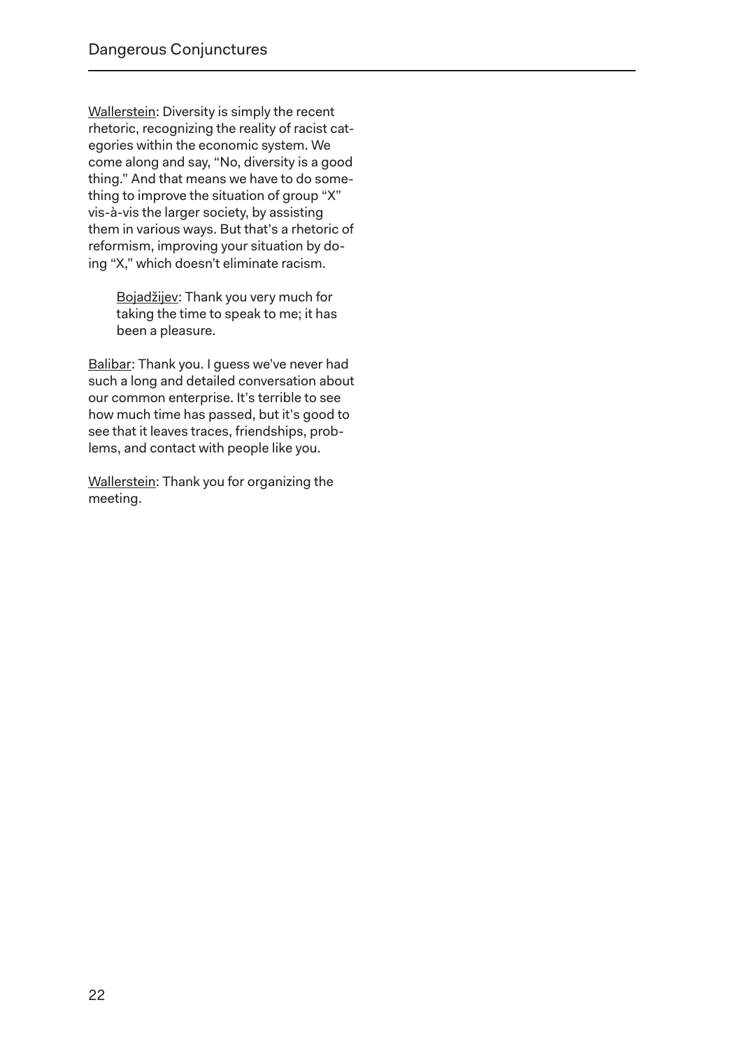Wallerstein: Diversity is simply the recent rhetoric, recognizing the reality of racist categories within the economic system. We come along and say, "No, diversity is a good thing." And that means we have to do something to improve the situation of group "X" vis-à-vis the larger society, by assisting them in various ways. But that's a rhetoric of reformism, improving your situation by doing "X," which doesn't eliminate racism.

> Bojadžijev: Thank you very much for taking the time to speak to me; it has been a pleasure.

Balibar: Thank you. I guess we've never had such a long and detailed conversation about our common enterprise. It's terrible to see how much time has passed, but it's good to see that it leaves traces, friendships, problems, and contact with people like you.

Wallerstein: Thank you for organizing the meeting.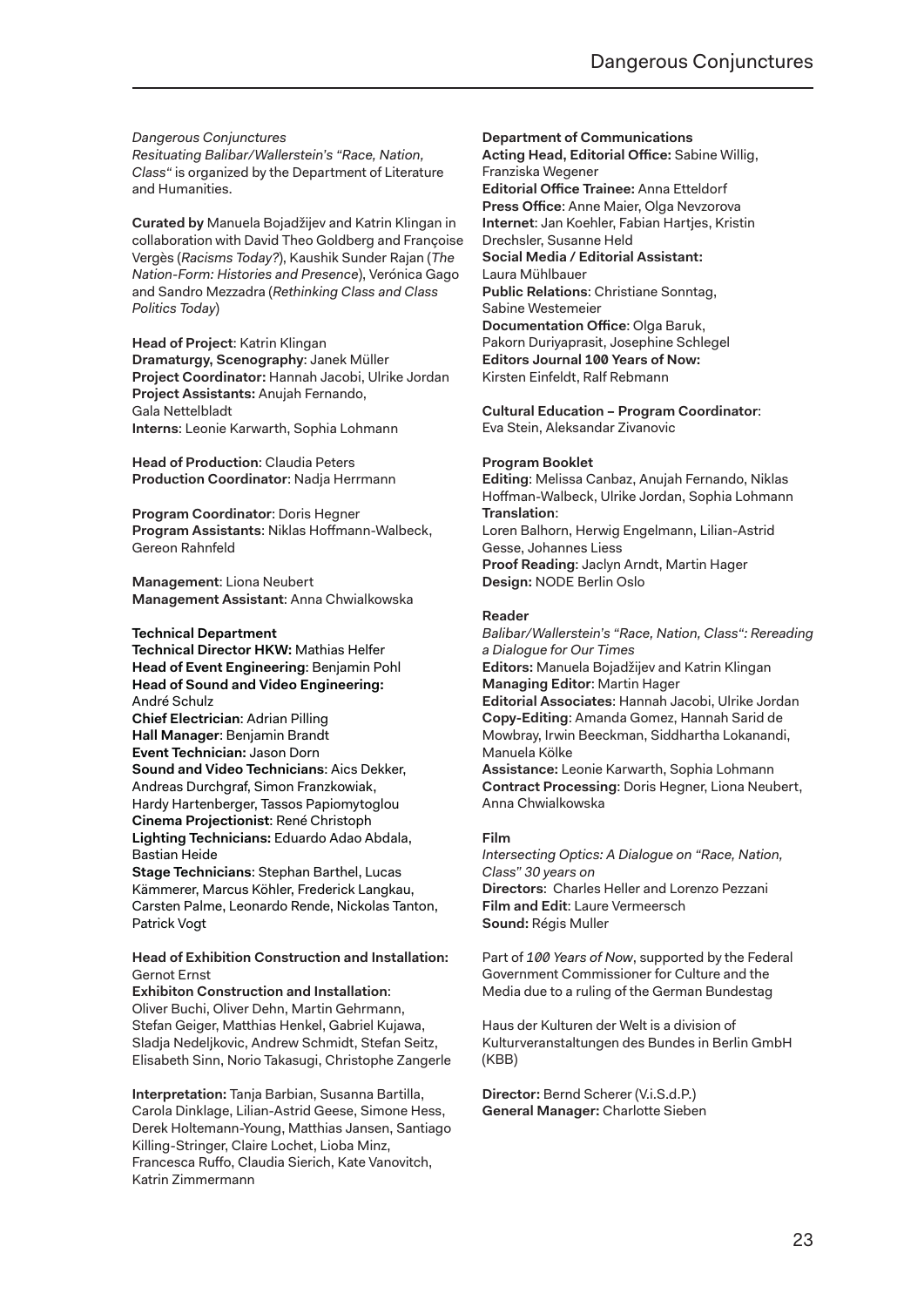*Dangerous Conjunctures*
*Resituating Balibar/Wallerstein's "Race, Nation, Class"* is organized by the Department of Literature and Humanities.

**Curated by** Manuela Bojadžijev and Katrin Klingan in collaboration with David Theo Goldberg and Françoise Vergès (*Racisms Today?*), Kaushik Sunder Rajan (*The Nation-Form: Histories and Presence*), Verónica Gago and Sandro Mezzadra (*Rethinking Class and Class Politics Today*)

**Head of Project**: Katrin Klingan
**Dramaturgy, Scenography**: Janek Müller
**Project Coordinator:** Hannah Jacobi, Ulrike Jordan
**Project Assistants:** Anujah Fernando, Gala Nettelbladt
**Interns**: Leonie Karwarth, Sophia Lohmann

**Head of Production**: Claudia Peters
**Production Coordinator**: Nadja Herrmann

**Program Coordinator**: Doris Hegner
**Program Assistants**: Niklas Hoffmann-Walbeck, Gereon Rahnfeld

**Management**: Liona Neubert
**Management Assistant**: Anna Chwialkowska

**Technical Department**
**Technical Director HKW:** Mathias Helfer
**Head of Event Engineering**: Benjamin Pohl
**Head of Sound and Video Engineering:** André Schulz
**Chief Electrician**: Adrian Pilling
**Hall Manager**: Benjamin Brandt
**Event Technician:** Jason Dorn
**Sound and Video Technicians**: Aics Dekker, Andreas Durchgraf, Simon Franzkowiak, Hardy Hartenberger, Tassos Papiomytoglou
**Cinema Projectionist**: René Christoph
**Lighting Technicians:** Eduardo Adao Abdala, Bastian Heide
**Stage Technicians**: Stephan Barthel, Lucas Kämmerer, Marcus Köhler, Frederick Langkau, Carsten Palme, Leonardo Rende, Nickolas Tanton, Patrick Vogt

**Head of Exhibition Construction and Installation:** Gernot Ernst
**Exhibiton Construction and Installation**: Oliver Buchi, Oliver Dehn, Martin Gehrmann, Stefan Geiger, Matthias Henkel, Gabriel Kujawa, Sladja Nedeljkovic, Andrew Schmidt, Stefan Seitz, Elisabeth Sinn, Norio Takasugi, Christophe Zangerle

**Interpretation:** Tanja Barbian, Susanna Bartilla, Carola Dinklage, Lilian-Astrid Geese, Simone Hess, Derek Holtemann-Young, Matthias Jansen, Santiago Killing-Stringer, Claire Lochet, Lioba Minz, Francesca Ruffo, Claudia Sierich, Kate Vanovitch, Katrin Zimmermann

**Department of Communications**
**Acting Head, Editorial Office:** Sabine Willig, Franziska Wegener
**Editorial Office Trainee:** Anna Etteldorf
**Press Office**: Anne Maier, Olga Nevzorova
**Internet**: Jan Koehler, Fabian Hartjes, Kristin Drechsler, Susanne Held
**Social Media / Editorial Assistant:** Laura Mühlbauer
**Public Relations**: Christiane Sonntag, Sabine Westemeier
**Documentation Office**: Olga Baruk, Pakorn Duriyaprasit, Josephine Schlegel
**Editors Journal 100 Years of Now:** Kirsten Einfeldt, Ralf Rebmann

**Cultural Education – Program Coordinator**: Eva Stein, Aleksandar Zivanovic

**Program Booklet**
**Editing**: Melissa Canbaz, Anujah Fernando, Niklas Hoffman-Walbeck, Ulrike Jordan, Sophia Lohmann
**Translation**: Loren Balhorn, Herwig Engelmann, Lilian-Astrid Gesse, Johannes Liess
**Proof Reading**: Jaclyn Arndt, Martin Hager
**Design:** NODE Berlin Oslo

**Reader**
*Balibar/Wallerstein's "Race, Nation, Class": Rereading a Dialogue for Our Times*
**Editors:** Manuela Bojadžijev and Katrin Klingan
**Managing Editor**: Martin Hager
**Editorial Associates**: Hannah Jacobi, Ulrike Jordan
**Copy-Editing**: Amanda Gomez, Hannah Sarid de Mowbray, Irwin Beeckman, Siddhartha Lokanandi, Manuela Kölke
**Assistance:** Leonie Karwarth, Sophia Lohmann
**Contract Processing**: Doris Hegner, Liona Neubert, Anna Chwialkowska

**Film**
*Intersecting Optics: A Dialogue on "Race, Nation, Class" 30 years on*
**Directors**: Charles Heller and Lorenzo Pezzani
**Film and Edit**: Laure Vermeersch
**Sound:** Régis Muller

Part of *100 Years of Now*, supported by the Federal Government Commissioner for Culture and the Media due to a ruling of the German Bundestag

Haus der Kulturen der Welt is a division of Kulturveranstaltungen des Bundes in Berlin GmbH (KBB)

**Director:** Bernd Scherer (V.i.S.d.P.)
**General Manager:** Charlotte Sieben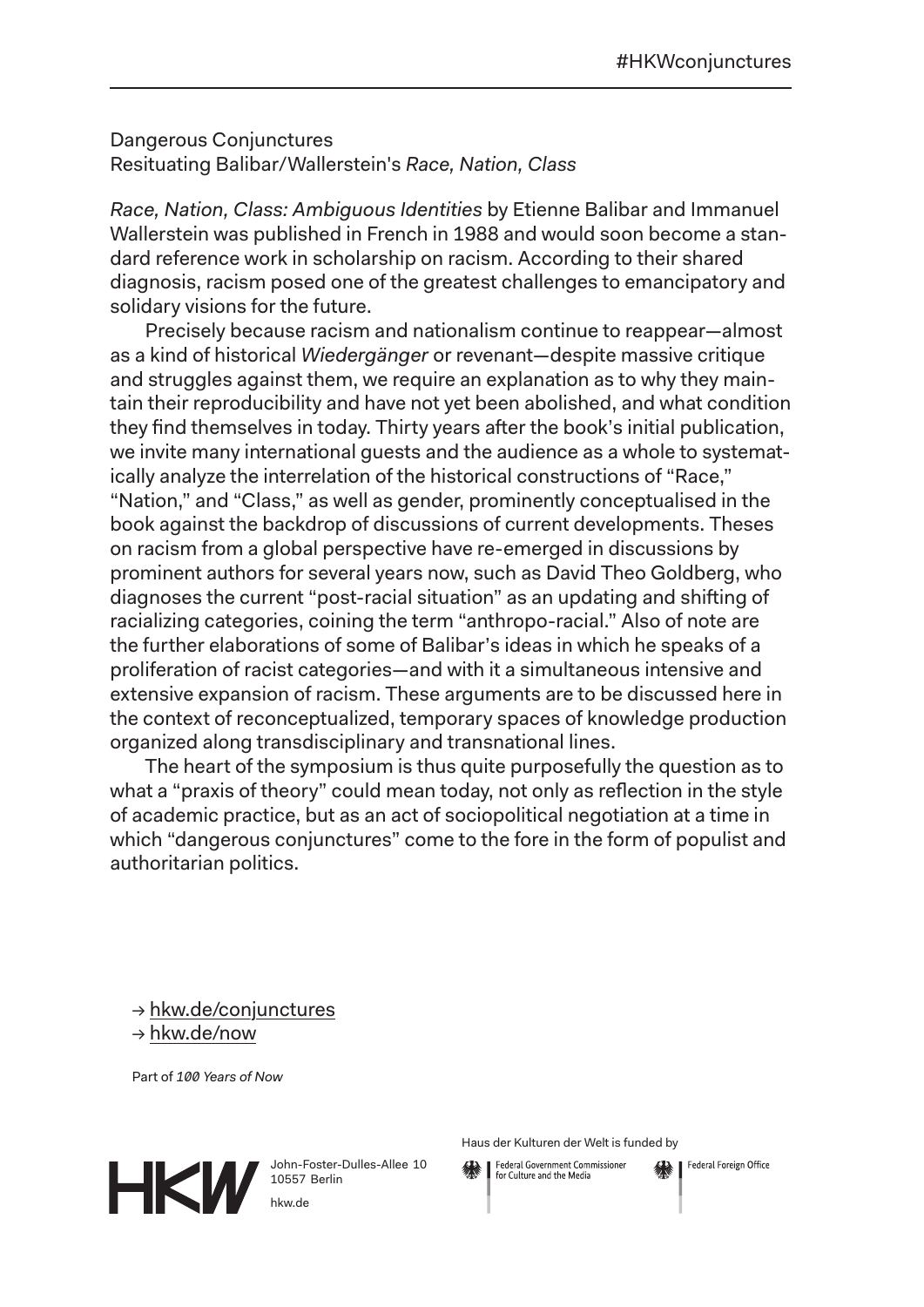Dangerous Conjunctures
Resituating Balibar/Wallerstein's *Race, Nation, Class*

*Race, Nation, Class: Ambiguous Identities* by Etienne Balibar and Immanuel Wallerstein was published in French in 1988 and would soon become a standard reference work in scholarship on racism. According to their shared diagnosis, racism posed one of the greatest challenges to emancipatory and solidary visions for the future.

Precisely because racism and nationalism continue to reappear—almost as a kind of historical *Wiedergänger* or revenant—despite massive critique and struggles against them, we require an explanation as to why they maintain their reproducibility and have not yet been abolished, and what condition they find themselves in today. Thirty years after the book's initial publication, we invite many international guests and the audience as a whole to systematically analyze the interrelation of the historical constructions of "Race," "Nation," and "Class," as well as gender, prominently conceptualised in the book against the backdrop of discussions of current developments. Theses on racism from a global perspective have re-emerged in discussions by prominent authors for several years now, such as David Theo Goldberg, who diagnoses the current "post-racial situation" as an updating and shifting of racializing categories, coining the term "anthropo-racial." Also of note are the further elaborations of some of Balibar's ideas in which he speaks of a proliferation of racist categories—and with it a simultaneous intensive and extensive expansion of racism. These arguments are to be discussed here in the context of reconceptualized, temporary spaces of knowledge production organized along transdisciplinary and transnational lines.

The heart of the symposium is thus quite purposefully the question as to what a "praxis of theory" could mean today, not only as reflection in the style of academic practice, but as an act of sociopolitical negotiation at a time in which "dangerous conjunctures" come to the fore in the form of populist and authoritarian politics.

→ hkw.de/conjunctures
→ hkw.de/now

Part of *100 Years of Now*

HKW
John-Foster-Dulles-Allee 10
10557 Berlin
hkw.de

Haus der Kulturen der Welt is funded by
Federal Government Commissioner for Culture and the Media
Federal Foreign Office